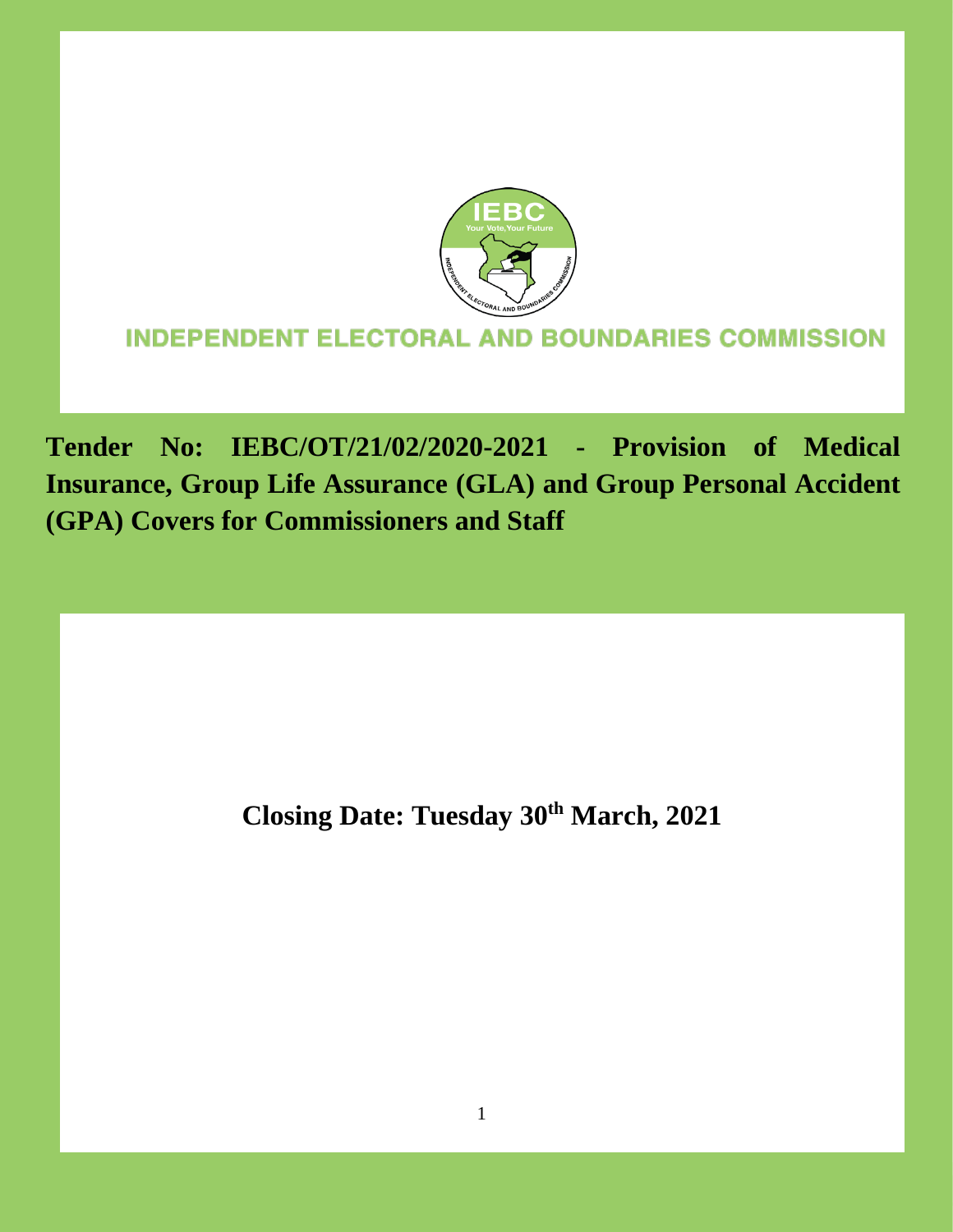# INDEPENDENT ELECTORAL AND BOUNDARIES COMMISSION

**Tender No: IEBC/OT/21/02/2020-2021 - Provision of Medical Insurance, Group Life Assurance (GLA) and Group Personal Accident (GPA) Covers for Commissioners and Staff**

**Closing Date: Tuesday 30th March, 2021**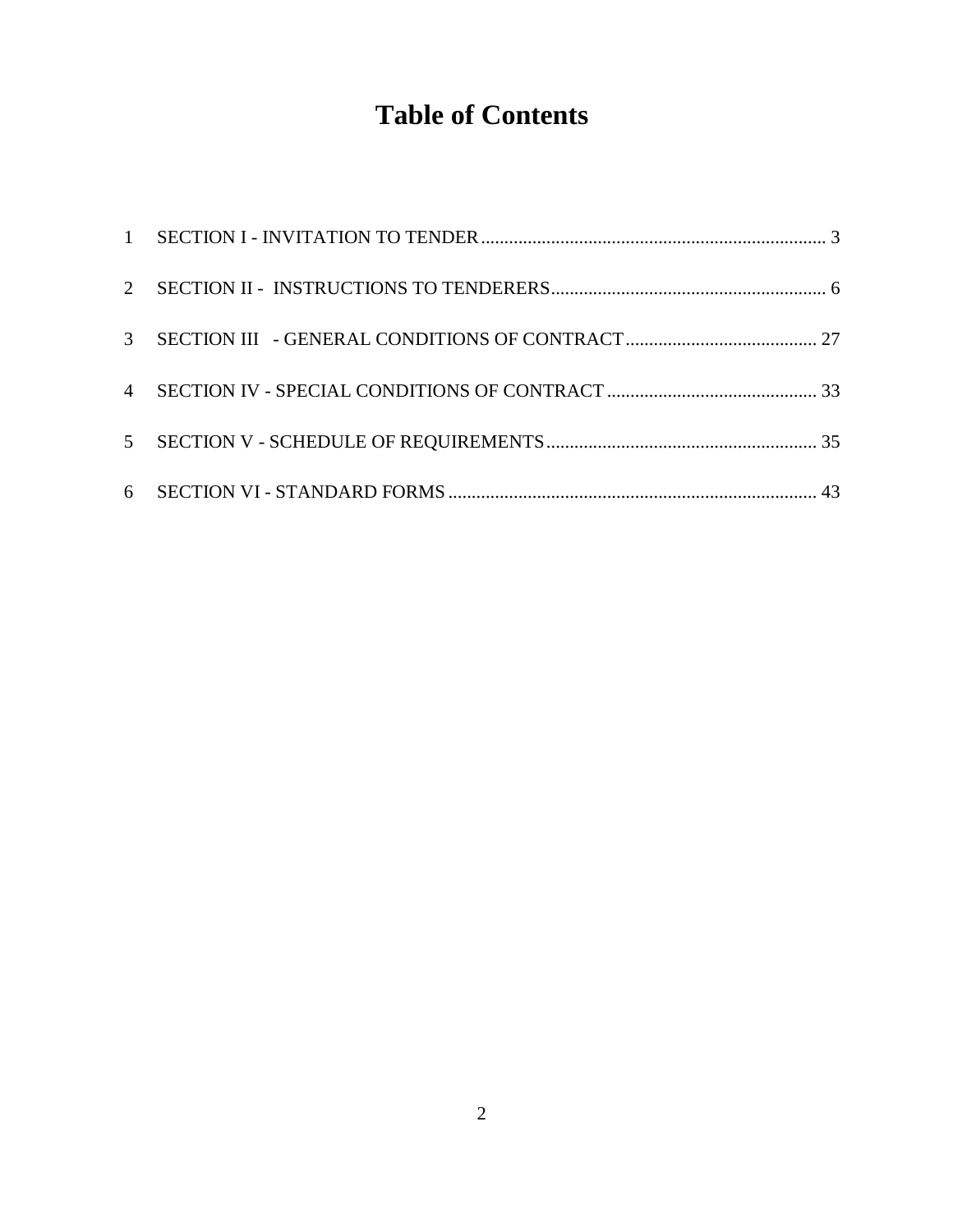# Table of Contents

1 SECTION I - INVITATION TO TENDER .......................................................................... 3

2 SECTION II - INSTRUCTIONS TO TENDERERS ........................................................... 6

3 SECTION III - GENERAL CONDITIONS OF CONTRACT ......................................... 27

4 SECTION IV - SPECIAL CONDITIONS OF CONTRACT ............................................. 33

5 SECTION V - SCHEDULE OF REQUIREMENTS .......................................................... 35

6 SECTION VI - STANDARD FORMS ............................................................................... 43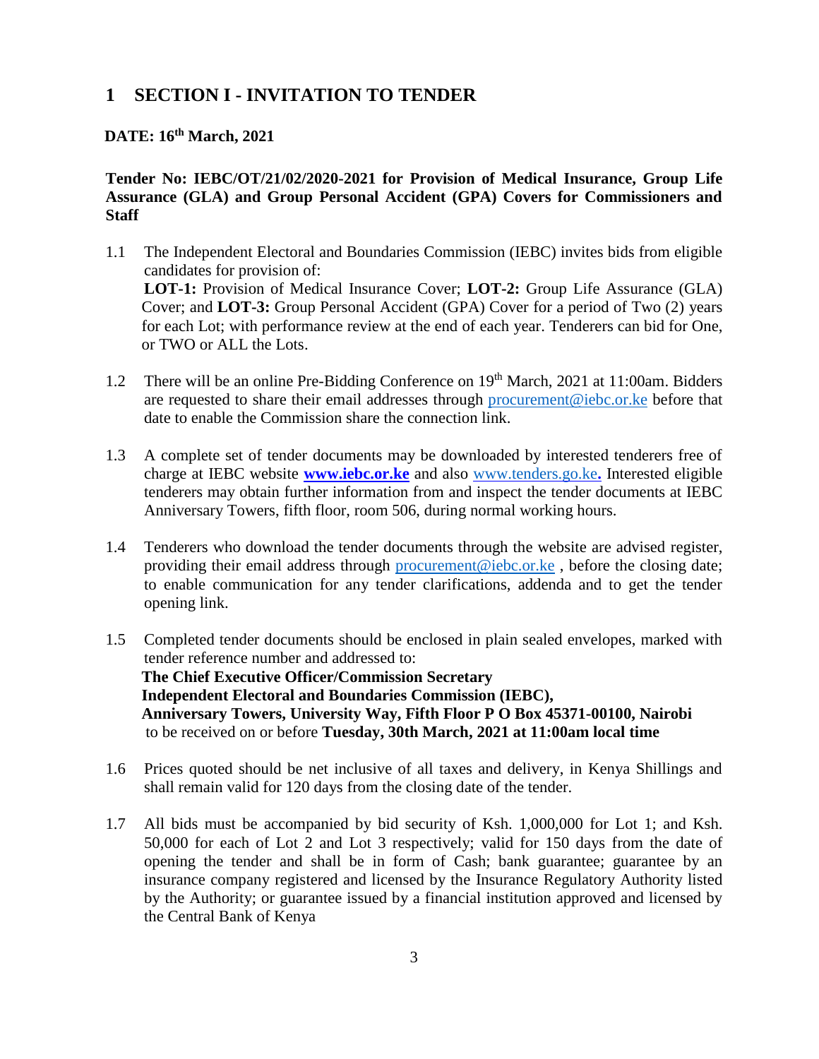# 1 SECTION I - INVITATION TO TENDER

**DATE: 16th March, 2021**

**Tender No: IEBC/OT/21/02/2020-2021 for Provision of Medical Insurance, Group Life Assurance (GLA) and Group Personal Accident (GPA) Covers for Commissioners and Staff**

1.1 The Independent Electoral and Boundaries Commission (IEBC) invites bids from eligible candidates for provision of:
**LOT-1:** Provision of Medical Insurance Cover; **LOT-2:** Group Life Assurance (GLA) Cover; and **LOT-3:** Group Personal Accident (GPA) Cover for a period of Two (2) years for each Lot; with performance review at the end of each year. Tenderers can bid for One, or TWO or ALL the Lots.

1.2 There will be an online Pre-Bidding Conference on 19th March, 2021 at 11:00am. Bidders are requested to share their email addresses through procurement@iebc.or.ke before that date to enable the Commission share the connection link.

1.3 A complete set of tender documents may be downloaded by interested tenderers free of charge at IEBC website **www.iebc.or.ke** and also www.tenders.go.ke**.** Interested eligible tenderers may obtain further information from and inspect the tender documents at IEBC Anniversary Towers, fifth floor, room 506, during normal working hours.

1.4 Tenderers who download the tender documents through the website are advised register, providing their email address through procurement@iebc.or.ke , before the closing date; to enable communication for any tender clarifications, addenda and to get the tender opening link.

1.5 Completed tender documents should be enclosed in plain sealed envelopes, marked with tender reference number and addressed to:
**The Chief Executive Officer/Commission Secretary**
**Independent Electoral and Boundaries Commission (IEBC),**
**Anniversary Towers, University Way, Fifth Floor P O Box 45371-00100, Nairobi**
to be received on or before **Tuesday, 30th March, 2021 at 11:00am local time**

1.6 Prices quoted should be net inclusive of all taxes and delivery, in Kenya Shillings and shall remain valid for 120 days from the closing date of the tender.

1.7 All bids must be accompanied by bid security of Ksh. 1,000,000 for Lot 1; and Ksh. 50,000 for each of Lot 2 and Lot 3 respectively; valid for 150 days from the date of opening the tender and shall be in form of Cash; bank guarantee; guarantee by an insurance company registered and licensed by the Insurance Regulatory Authority listed by the Authority; or guarantee issued by a financial institution approved and licensed by the Central Bank of Kenya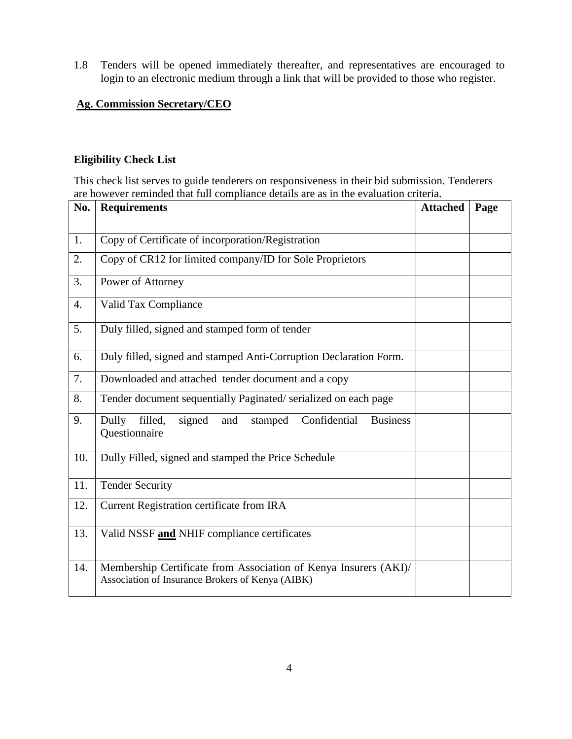1.8 Tenders will be opened immediately thereafter, and representatives are encouraged to login to an electronic medium through a link that will be provided to those who register.

**Ag. Commission Secretary/CEO**

**Eligibility Check List**

This check list serves to guide tenderers on responsiveness in their bid submission. Tenderers are however reminded that full compliance details are as in the evaluation criteria.

| No. | Requirements | Attached | Page |
|---|---|---|---|
| 1. | Copy of Certificate of incorporation/Registration | | |
| 2. | Copy of CR12 for limited company/ID for Sole Proprietors | | |
| 3. | Power of Attorney | | |
| 4. | Valid Tax Compliance | | |
| 5. | Duly filled, signed and stamped form of tender | | |
| 6. | Duly filled, signed and stamped Anti-Corruption Declaration Form. | | |
| 7. | Downloaded and attached tender document and a copy | | |
| 8. | Tender document sequentially Paginated/ serialized on each page | | |
| 9. | Dully filled, signed and stamped Confidential Business Questionnaire | | |
| 10. | Dully Filled, signed and stamped the Price Schedule | | |
| 11. | Tender Security | | |
| 12. | Current Registration certificate from IRA | | |
| 13. | Valid NSSF **and** NHIF compliance certificates | | |
| 14. | Membership Certificate from Association of Kenya Insurers (AKI)/ Association of Insurance Brokers of Kenya (AIBK) | | |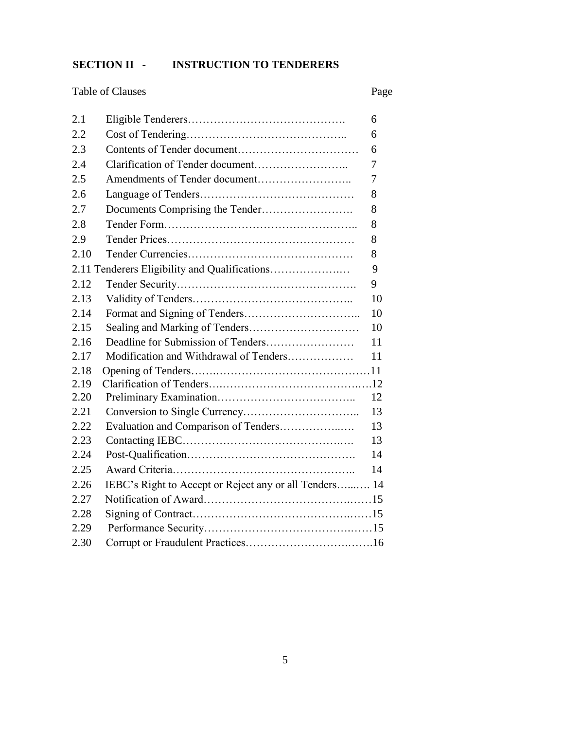## SECTION II - INSTRUCTION TO TENDERERS

Table of Clauses

| Clause | Title | Page |
|---|---|---|
| 2.1 | Eligible Tenderers | 6 |
| 2.2 | Cost of Tendering | 6 |
| 2.3 | Contents of Tender document | 6 |
| 2.4 | Clarification of Tender document | 7 |
| 2.5 | Amendments of Tender document | 7 |
| 2.6 | Language of Tenders | 8 |
| 2.7 | Documents Comprising the Tender | 8 |
| 2.8 | Tender Form | 8 |
| 2.9 | Tender Prices | 8 |
| 2.10 | Tender Currencies | 8 |
| 2.11 | Tenderers Eligibility and Qualifications | 9 |
| 2.12 | Tender Security | 9 |
| 2.13 | Validity of Tenders | 10 |
| 2.14 | Format and Signing of Tenders | 10 |
| 2.15 | Sealing and Marking of Tenders | 10 |
| 2.16 | Deadline for Submission of Tenders | 11 |
| 2.17 | Modification and Withdrawal of Tenders | 11 |
| 2.18 | Opening of Tenders | 11 |
| 2.19 | Clarification of Tenders | 12 |
| 2.20 | Preliminary Examination | 12 |
| 2.21 | Conversion to Single Currency | 13 |
| 2.22 | Evaluation and Comparison of Tenders | 13 |
| 2.23 | Contacting IEBC | 13 |
| 2.24 | Post-Qualification | 14 |
| 2.25 | Award Criteria | 14 |
| 2.26 | IEBC's Right to Accept or Reject any or all Tenders | 14 |
| 2.27 | Notification of Award | 15 |
| 2.28 | Signing of Contract | 15 |
| 2.29 | Performance Security | 15 |
| 2.30 | Corrupt or Fraudulent Practices | 16 |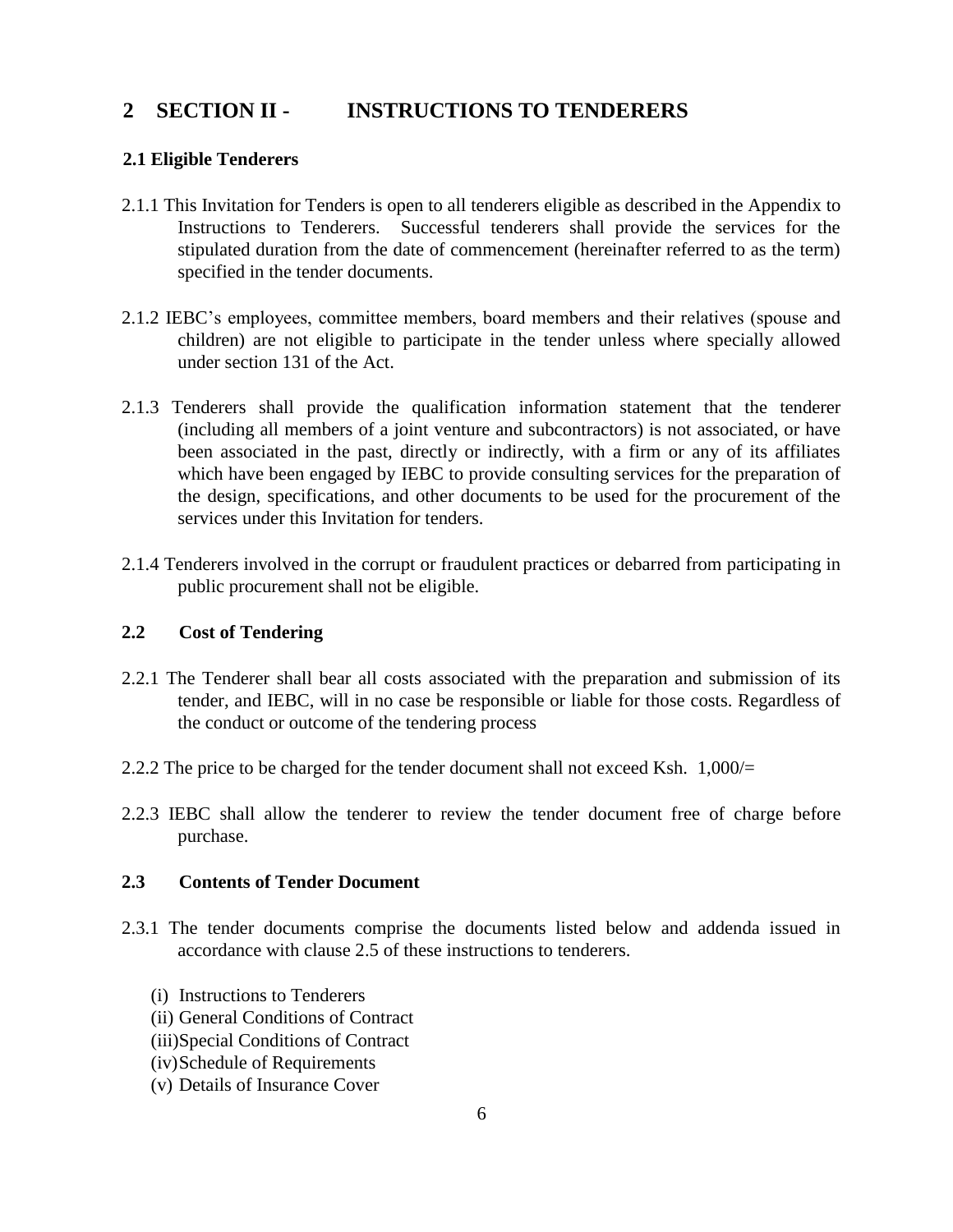## 2 SECTION II - INSTRUCTIONS TO TENDERERS

### 2.1 Eligible Tenderers

2.1.1 This Invitation for Tenders is open to all tenderers eligible as described in the Appendix to Instructions to Tenderers. Successful tenderers shall provide the services for the stipulated duration from the date of commencement (hereinafter referred to as the term) specified in the tender documents.

2.1.2 IEBC's employees, committee members, board members and their relatives (spouse and children) are not eligible to participate in the tender unless where specially allowed under section 131 of the Act.

2.1.3 Tenderers shall provide the qualification information statement that the tenderer (including all members of a joint venture and subcontractors) is not associated, or have been associated in the past, directly or indirectly, with a firm or any of its affiliates which have been engaged by IEBC to provide consulting services for the preparation of the design, specifications, and other documents to be used for the procurement of the services under this Invitation for tenders.

2.1.4 Tenderers involved in the corrupt or fraudulent practices or debarred from participating in public procurement shall not be eligible.

### 2.2 Cost of Tendering

2.2.1 The Tenderer shall bear all costs associated with the preparation and submission of its tender, and IEBC, will in no case be responsible or liable for those costs. Regardless of the conduct or outcome of the tendering process

2.2.2 The price to be charged for the tender document shall not exceed Ksh. 1,000/=

2.2.3 IEBC shall allow the tenderer to review the tender document free of charge before purchase.

### 2.3 Contents of Tender Document

2.3.1 The tender documents comprise the documents listed below and addenda issued in accordance with clause 2.5 of these instructions to tenderers.

(i) Instructions to Tenderers
(ii) General Conditions of Contract
(iii) Special Conditions of Contract
(iv) Schedule of Requirements
(v) Details of Insurance Cover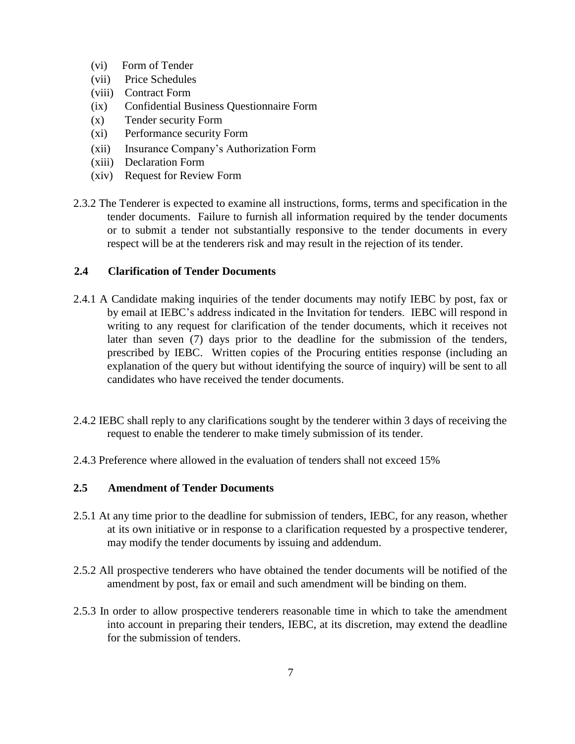(vi) Form of Tender
(vii) Price Schedules
(viii) Contract Form
(ix) Confidential Business Questionnaire Form
(x) Tender security Form
(xi) Performance security Form
(xii) Insurance Company's Authorization Form
(xiii) Declaration Form
(xiv) Request for Review Form

2.3.2 The Tenderer is expected to examine all instructions, forms, terms and specification in the tender documents. Failure to furnish all information required by the tender documents or to submit a tender not substantially responsive to the tender documents in every respect will be at the tenderers risk and may result in the rejection of its tender.

## 2.4 Clarification of Tender Documents

2.4.1 A Candidate making inquiries of the tender documents may notify IEBC by post, fax or by email at IEBC's address indicated in the Invitation for tenders. IEBC will respond in writing to any request for clarification of the tender documents, which it receives not later than seven (7) days prior to the deadline for the submission of the tenders, prescribed by IEBC. Written copies of the Procuring entities response (including an explanation of the query but without identifying the source of inquiry) will be sent to all candidates who have received the tender documents.

2.4.2 IEBC shall reply to any clarifications sought by the tenderer within 3 days of receiving the request to enable the tenderer to make timely submission of its tender.

2.4.3 Preference where allowed in the evaluation of tenders shall not exceed 15%

## 2.5 Amendment of Tender Documents

2.5.1 At any time prior to the deadline for submission of tenders, IEBC, for any reason, whether at its own initiative or in response to a clarification requested by a prospective tenderer, may modify the tender documents by issuing and addendum.

2.5.2 All prospective tenderers who have obtained the tender documents will be notified of the amendment by post, fax or email and such amendment will be binding on them.

2.5.3 In order to allow prospective tenderers reasonable time in which to take the amendment into account in preparing their tenders, IEBC, at its discretion, may extend the deadline for the submission of tenders.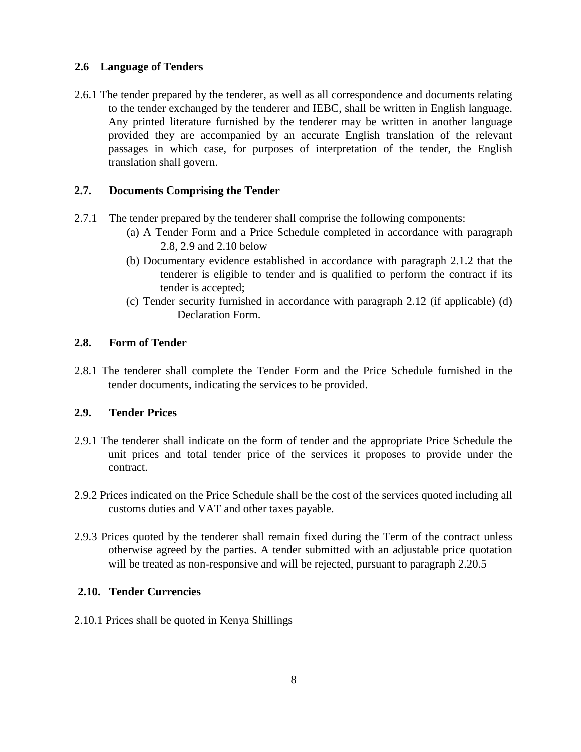### 2.6 Language of Tenders

2.6.1 The tender prepared by the tenderer, as well as all correspondence and documents relating to the tender exchanged by the tenderer and IEBC, shall be written in English language. Any printed literature furnished by the tenderer may be written in another language provided they are accompanied by an accurate English translation of the relevant passages in which case, for purposes of interpretation of the tender, the English translation shall govern.

### 2.7. Documents Comprising the Tender

2.7.1 The tender prepared by the tenderer shall comprise the following components:

(a) A Tender Form and a Price Schedule completed in accordance with paragraph 2.8, 2.9 and 2.10 below

(b) Documentary evidence established in accordance with paragraph 2.1.2 that the tenderer is eligible to tender and is qualified to perform the contract if its tender is accepted;

(c) Tender security furnished in accordance with paragraph 2.12 (if applicable) (d) Declaration Form.

### 2.8. Form of Tender

2.8.1 The tenderer shall complete the Tender Form and the Price Schedule furnished in the tender documents, indicating the services to be provided.

### 2.9. Tender Prices

2.9.1 The tenderer shall indicate on the form of tender and the appropriate Price Schedule the unit prices and total tender price of the services it proposes to provide under the contract.

2.9.2 Prices indicated on the Price Schedule shall be the cost of the services quoted including all customs duties and VAT and other taxes payable.

2.9.3 Prices quoted by the tenderer shall remain fixed during the Term of the contract unless otherwise agreed by the parties. A tender submitted with an adjustable price quotation will be treated as non-responsive and will be rejected, pursuant to paragraph 2.20.5

### 2.10. Tender Currencies

2.10.1 Prices shall be quoted in Kenya Shillings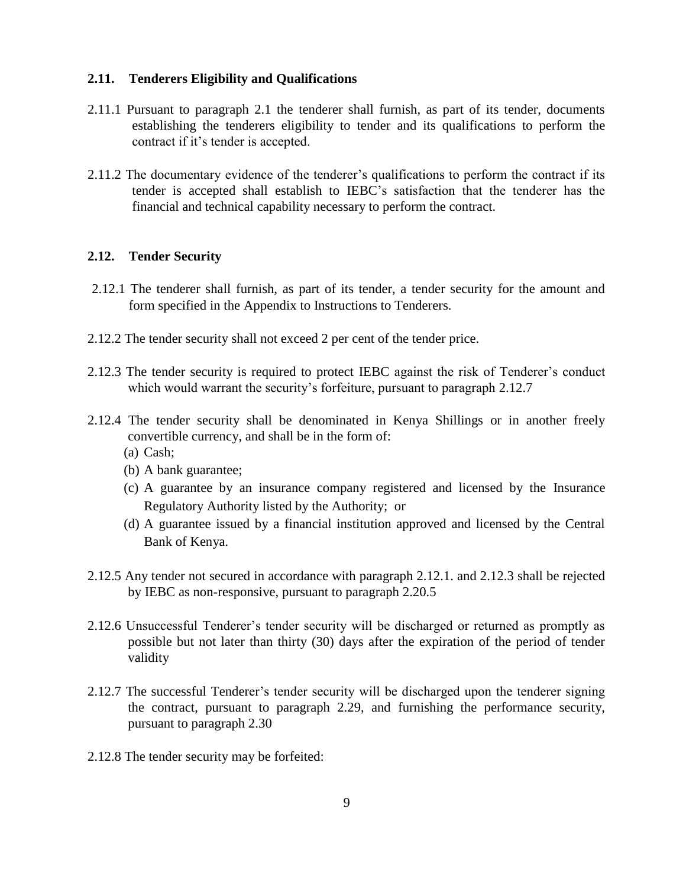### 2.11. Tenderers Eligibility and Qualifications

2.11.1 Pursuant to paragraph 2.1 the tenderer shall furnish, as part of its tender, documents establishing the tenderers eligibility to tender and its qualifications to perform the contract if it's tender is accepted.

2.11.2 The documentary evidence of the tenderer's qualifications to perform the contract if its tender is accepted shall establish to IEBC's satisfaction that the tenderer has the financial and technical capability necessary to perform the contract.

### 2.12. Tender Security

2.12.1 The tenderer shall furnish, as part of its tender, a tender security for the amount and form specified in the Appendix to Instructions to Tenderers.

2.12.2 The tender security shall not exceed 2 per cent of the tender price.

2.12.3 The tender security is required to protect IEBC against the risk of Tenderer's conduct which would warrant the security's forfeiture, pursuant to paragraph 2.12.7

2.12.4 The tender security shall be denominated in Kenya Shillings or in another freely convertible currency, and shall be in the form of:

(a) Cash;
(b) A bank guarantee;
(c) A guarantee by an insurance company registered and licensed by the Insurance Regulatory Authority listed by the Authority; or
(d) A guarantee issued by a financial institution approved and licensed by the Central Bank of Kenya.

2.12.5 Any tender not secured in accordance with paragraph 2.12.1. and 2.12.3 shall be rejected by IEBC as non-responsive, pursuant to paragraph 2.20.5

2.12.6 Unsuccessful Tenderer's tender security will be discharged or returned as promptly as possible but not later than thirty (30) days after the expiration of the period of tender validity

2.12.7 The successful Tenderer's tender security will be discharged upon the tenderer signing the contract, pursuant to paragraph 2.29, and furnishing the performance security, pursuant to paragraph 2.30

2.12.8 The tender security may be forfeited: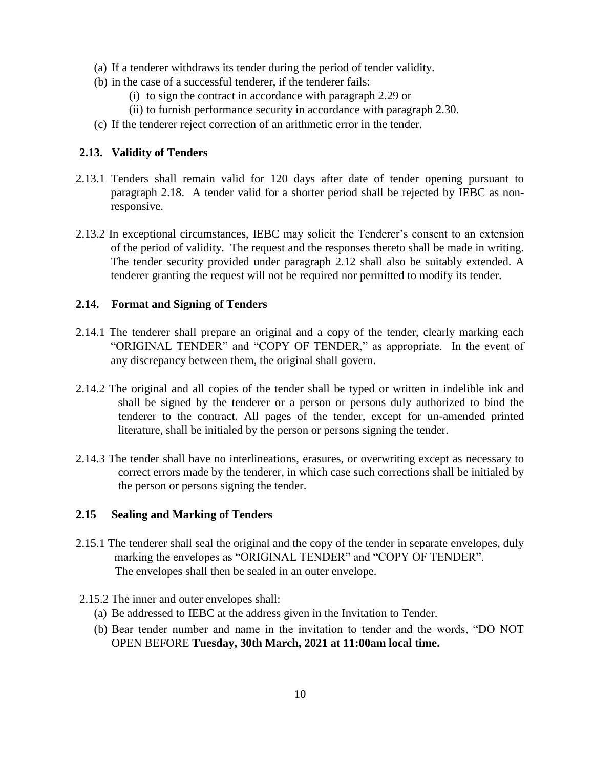(a) If a tenderer withdraws its tender during the period of tender validity.

(b) in the case of a successful tenderer, if the tenderer fails:

   (i) to sign the contract in accordance with paragraph 2.29 or

   (ii) to furnish performance security in accordance with paragraph 2.30.

(c) If the tenderer reject correction of an arithmetic error in the tender.

### 2.13. Validity of Tenders

2.13.1 Tenders shall remain valid for 120 days after date of tender opening pursuant to paragraph 2.18. A tender valid for a shorter period shall be rejected by IEBC as non-responsive.

2.13.2 In exceptional circumstances, IEBC may solicit the Tenderer's consent to an extension of the period of validity. The request and the responses thereto shall be made in writing. The tender security provided under paragraph 2.12 shall also be suitably extended. A tenderer granting the request will not be required nor permitted to modify its tender.

### 2.14. Format and Signing of Tenders

2.14.1 The tenderer shall prepare an original and a copy of the tender, clearly marking each "ORIGINAL TENDER" and "COPY OF TENDER," as appropriate. In the event of any discrepancy between them, the original shall govern.

2.14.2 The original and all copies of the tender shall be typed or written in indelible ink and shall be signed by the tenderer or a person or persons duly authorized to bind the tenderer to the contract. All pages of the tender, except for un-amended printed literature, shall be initialed by the person or persons signing the tender.

2.14.3 The tender shall have no interlineations, erasures, or overwriting except as necessary to correct errors made by the tenderer, in which case such corrections shall be initialed by the person or persons signing the tender.

### 2.15 Sealing and Marking of Tenders

2.15.1 The tenderer shall seal the original and the copy of the tender in separate envelopes, duly marking the envelopes as "ORIGINAL TENDER" and "COPY OF TENDER". The envelopes shall then be sealed in an outer envelope.

2.15.2 The inner and outer envelopes shall:

(a) Be addressed to IEBC at the address given in the Invitation to Tender.

(b) Bear tender number and name in the invitation to tender and the words, "DO NOT OPEN BEFORE **Tuesday, 30th March, 2021 at 11:00am local time.**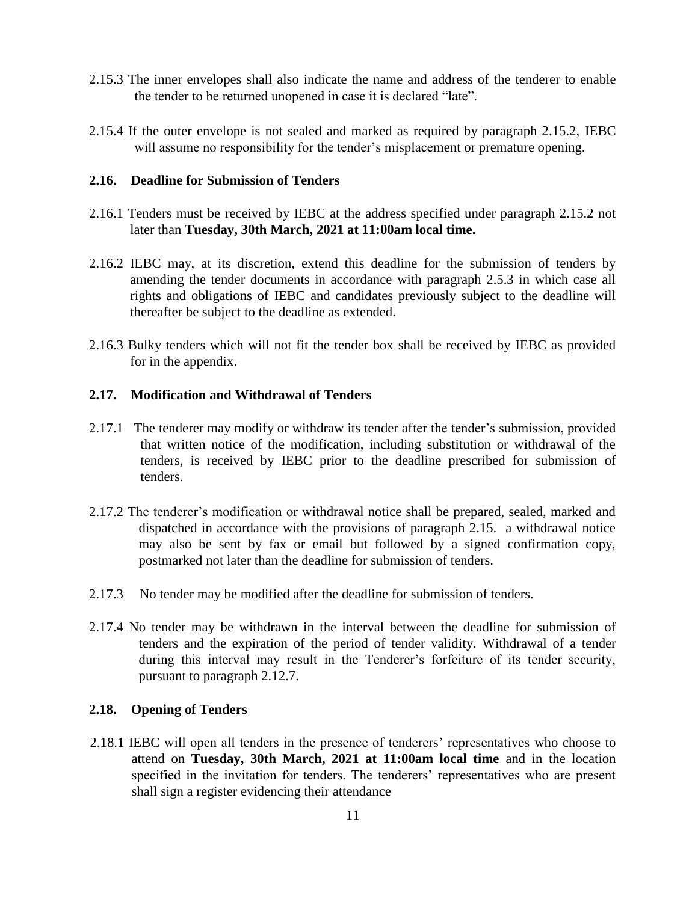2.15.3 The inner envelopes shall also indicate the name and address of the tenderer to enable the tender to be returned unopened in case it is declared "late".

2.15.4 If the outer envelope is not sealed and marked as required by paragraph 2.15.2, IEBC will assume no responsibility for the tender's misplacement or premature opening.

### 2.16. Deadline for Submission of Tenders

2.16.1 Tenders must be received by IEBC at the address specified under paragraph 2.15.2 not later than **Tuesday, 30th March, 2021 at 11:00am local time.**

2.16.2 IEBC may, at its discretion, extend this deadline for the submission of tenders by amending the tender documents in accordance with paragraph 2.5.3 in which case all rights and obligations of IEBC and candidates previously subject to the deadline will thereafter be subject to the deadline as extended.

2.16.3 Bulky tenders which will not fit the tender box shall be received by IEBC as provided for in the appendix.

### 2.17. Modification and Withdrawal of Tenders

2.17.1 The tenderer may modify or withdraw its tender after the tender's submission, provided that written notice of the modification, including substitution or withdrawal of the tenders, is received by IEBC prior to the deadline prescribed for submission of tenders.

2.17.2 The tenderer's modification or withdrawal notice shall be prepared, sealed, marked and dispatched in accordance with the provisions of paragraph 2.15. a withdrawal notice may also be sent by fax or email but followed by a signed confirmation copy, postmarked not later than the deadline for submission of tenders.

2.17.3 No tender may be modified after the deadline for submission of tenders.

2.17.4 No tender may be withdrawn in the interval between the deadline for submission of tenders and the expiration of the period of tender validity. Withdrawal of a tender during this interval may result in the Tenderer's forfeiture of its tender security, pursuant to paragraph 2.12.7.

### 2.18. Opening of Tenders

2.18.1 IEBC will open all tenders in the presence of tenderers' representatives who choose to attend on **Tuesday, 30th March, 2021 at 11:00am local time** and in the location specified in the invitation for tenders. The tenderers' representatives who are present shall sign a register evidencing their attendance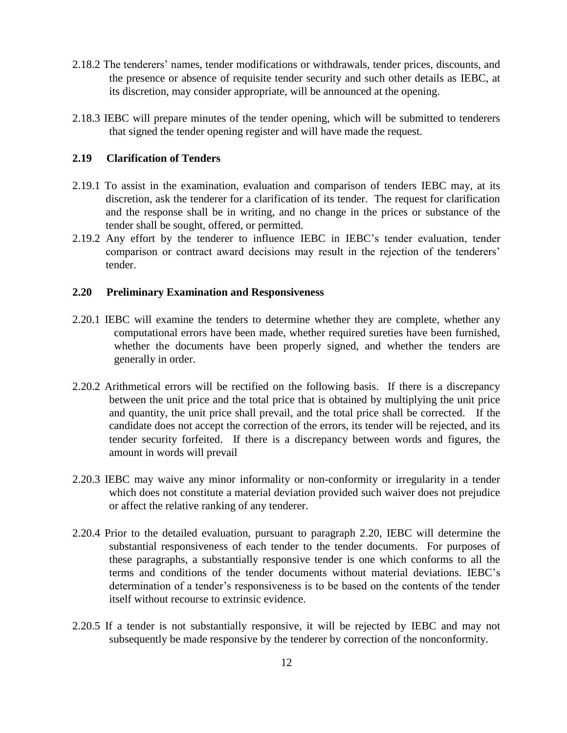2.18.2 The tenderers' names, tender modifications or withdrawals, tender prices, discounts, and the presence or absence of requisite tender security and such other details as IEBC, at its discretion, may consider appropriate, will be announced at the opening.

2.18.3 IEBC will prepare minutes of the tender opening, which will be submitted to tenderers that signed the tender opening register and will have made the request.

**2.19 Clarification of Tenders**

2.19.1 To assist in the examination, evaluation and comparison of tenders IEBC may, at its discretion, ask the tenderer for a clarification of its tender. The request for clarification and the response shall be in writing, and no change in the prices or substance of the tender shall be sought, offered, or permitted.

2.19.2 Any effort by the tenderer to influence IEBC in IEBC's tender evaluation, tender comparison or contract award decisions may result in the rejection of the tenderers' tender.

**2.20 Preliminary Examination and Responsiveness**

2.20.1 IEBC will examine the tenders to determine whether they are complete, whether any computational errors have been made, whether required sureties have been furnished, whether the documents have been properly signed, and whether the tenders are generally in order.

2.20.2 Arithmetical errors will be rectified on the following basis. If there is a discrepancy between the unit price and the total price that is obtained by multiplying the unit price and quantity, the unit price shall prevail, and the total price shall be corrected. If the candidate does not accept the correction of the errors, its tender will be rejected, and its tender security forfeited. If there is a discrepancy between words and figures, the amount in words will prevail

2.20.3 IEBC may waive any minor informality or non-conformity or irregularity in a tender which does not constitute a material deviation provided such waiver does not prejudice or affect the relative ranking of any tenderer.

2.20.4 Prior to the detailed evaluation, pursuant to paragraph 2.20, IEBC will determine the substantial responsiveness of each tender to the tender documents. For purposes of these paragraphs, a substantially responsive tender is one which conforms to all the terms and conditions of the tender documents without material deviations. IEBC's determination of a tender's responsiveness is to be based on the contents of the tender itself without recourse to extrinsic evidence.

2.20.5 If a tender is not substantially responsive, it will be rejected by IEBC and may not subsequently be made responsive by the tenderer by correction of the nonconformity.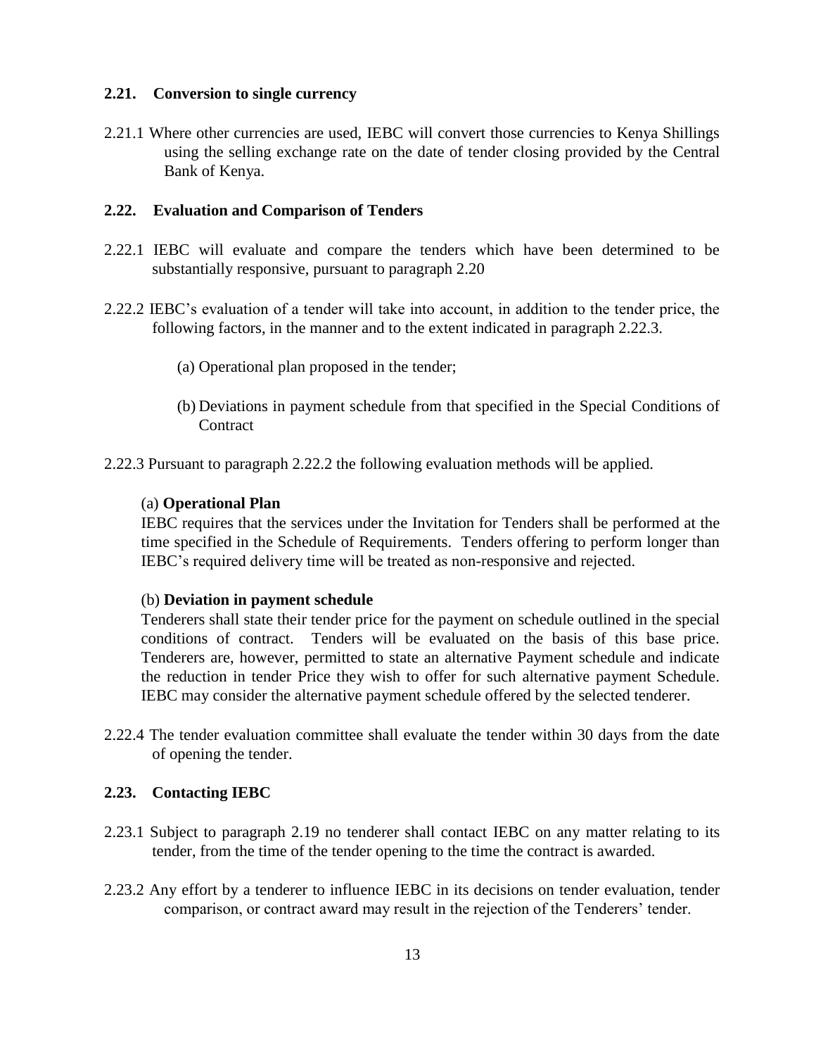### 2.21. Conversion to single currency

2.21.1 Where other currencies are used, IEBC will convert those currencies to Kenya Shillings using the selling exchange rate on the date of tender closing provided by the Central Bank of Kenya.

### 2.22. Evaluation and Comparison of Tenders

2.22.1 IEBC will evaluate and compare the tenders which have been determined to be substantially responsive, pursuant to paragraph 2.20

2.22.2 IEBC's evaluation of a tender will take into account, in addition to the tender price, the following factors, in the manner and to the extent indicated in paragraph 2.22.3.

(a) Operational plan proposed in the tender;

(b) Deviations in payment schedule from that specified in the Special Conditions of Contract

2.22.3 Pursuant to paragraph 2.22.2 the following evaluation methods will be applied.

(a) **Operational Plan**

IEBC requires that the services under the Invitation for Tenders shall be performed at the time specified in the Schedule of Requirements. Tenders offering to perform longer than IEBC's required delivery time will be treated as non-responsive and rejected.

(b) **Deviation in payment schedule**

Tenderers shall state their tender price for the payment on schedule outlined in the special conditions of contract. Tenders will be evaluated on the basis of this base price. Tenderers are, however, permitted to state an alternative Payment schedule and indicate the reduction in tender Price they wish to offer for such alternative payment Schedule. IEBC may consider the alternative payment schedule offered by the selected tenderer.

2.22.4 The tender evaluation committee shall evaluate the tender within 30 days from the date of opening the tender.

### 2.23. Contacting IEBC

2.23.1 Subject to paragraph 2.19 no tenderer shall contact IEBC on any matter relating to its tender, from the time of the tender opening to the time the contract is awarded.

2.23.2 Any effort by a tenderer to influence IEBC in its decisions on tender evaluation, tender comparison, or contract award may result in the rejection of the Tenderers' tender.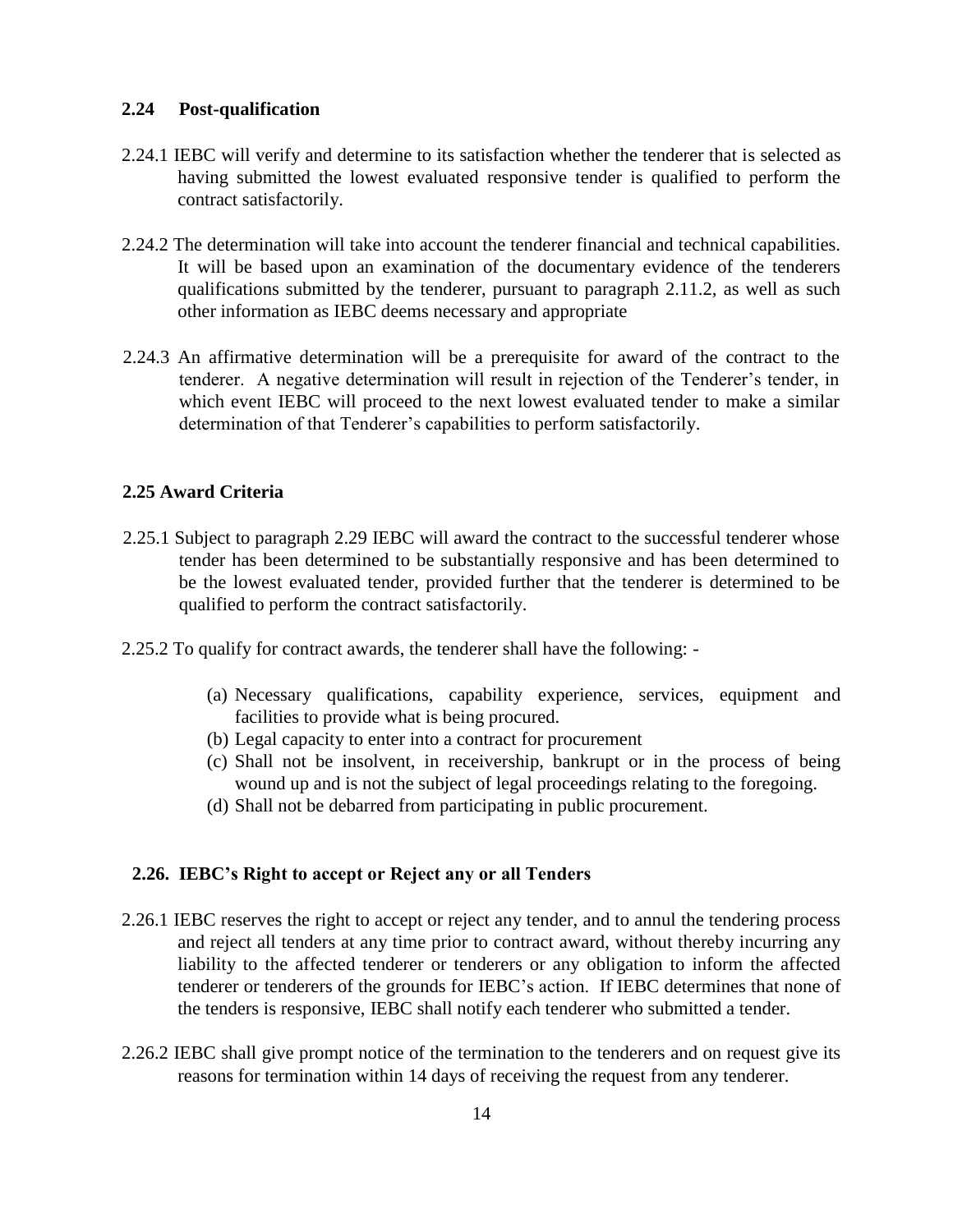### 2.24 Post-qualification

2.24.1 IEBC will verify and determine to its satisfaction whether the tenderer that is selected as having submitted the lowest evaluated responsive tender is qualified to perform the contract satisfactorily.

2.24.2 The determination will take into account the tenderer financial and technical capabilities. It will be based upon an examination of the documentary evidence of the tenderers qualifications submitted by the tenderer, pursuant to paragraph 2.11.2, as well as such other information as IEBC deems necessary and appropriate

2.24.3 An affirmative determination will be a prerequisite for award of the contract to the tenderer. A negative determination will result in rejection of the Tenderer's tender, in which event IEBC will proceed to the next lowest evaluated tender to make a similar determination of that Tenderer's capabilities to perform satisfactorily.

### 2.25 Award Criteria

2.25.1 Subject to paragraph 2.29 IEBC will award the contract to the successful tenderer whose tender has been determined to be substantially responsive and has been determined to be the lowest evaluated tender, provided further that the tenderer is determined to be qualified to perform the contract satisfactorily.

2.25.2 To qualify for contract awards, the tenderer shall have the following: -

(a) Necessary qualifications, capability experience, services, equipment and facilities to provide what is being procured.
(b) Legal capacity to enter into a contract for procurement
(c) Shall not be insolvent, in receivership, bankrupt or in the process of being wound up and is not the subject of legal proceedings relating to the foregoing.
(d) Shall not be debarred from participating in public procurement.

### 2.26. IEBC's Right to accept or Reject any or all Tenders

2.26.1 IEBC reserves the right to accept or reject any tender, and to annul the tendering process and reject all tenders at any time prior to contract award, without thereby incurring any liability to the affected tenderer or tenderers or any obligation to inform the affected tenderer or tenderers of the grounds for IEBC's action. If IEBC determines that none of the tenders is responsive, IEBC shall notify each tenderer who submitted a tender.

2.26.2 IEBC shall give prompt notice of the termination to the tenderers and on request give its reasons for termination within 14 days of receiving the request from any tenderer.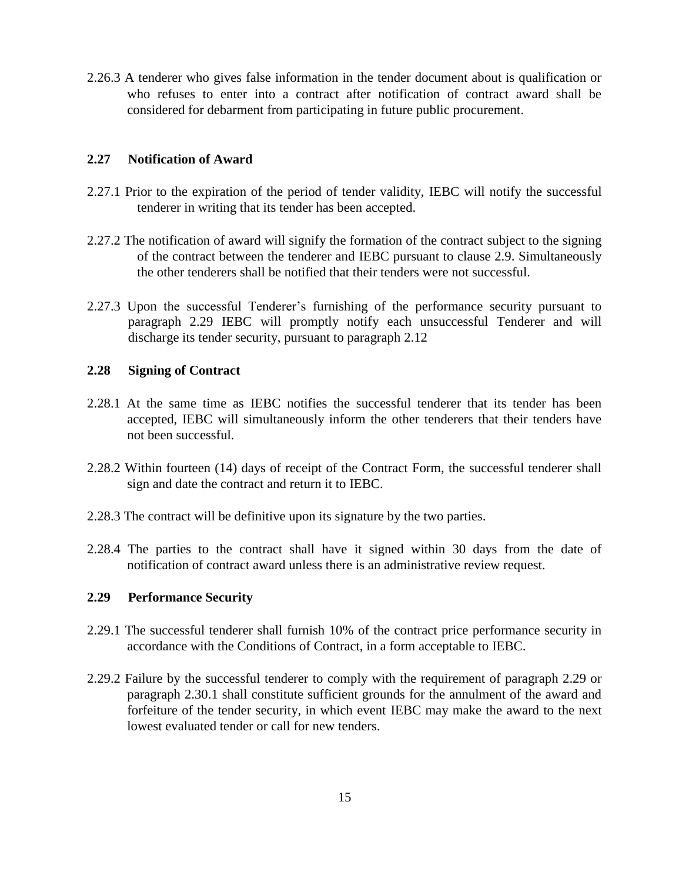2.26.3 A tenderer who gives false information in the tender document about is qualification or who refuses to enter into a contract after notification of contract award shall be considered for debarment from participating in future public procurement.

### 2.27 Notification of Award

2.27.1 Prior to the expiration of the period of tender validity, IEBC will notify the successful tenderer in writing that its tender has been accepted.

2.27.2 The notification of award will signify the formation of the contract subject to the signing of the contract between the tenderer and IEBC pursuant to clause 2.9. Simultaneously the other tenderers shall be notified that their tenders were not successful.

2.27.3 Upon the successful Tenderer's furnishing of the performance security pursuant to paragraph 2.29 IEBC will promptly notify each unsuccessful Tenderer and will discharge its tender security, pursuant to paragraph 2.12

### 2.28 Signing of Contract

2.28.1 At the same time as IEBC notifies the successful tenderer that its tender has been accepted, IEBC will simultaneously inform the other tenderers that their tenders have not been successful.

2.28.2 Within fourteen (14) days of receipt of the Contract Form, the successful tenderer shall sign and date the contract and return it to IEBC.

2.28.3 The contract will be definitive upon its signature by the two parties.

2.28.4 The parties to the contract shall have it signed within 30 days from the date of notification of contract award unless there is an administrative review request.

### 2.29 Performance Security

2.29.1 The successful tenderer shall furnish 10% of the contract price performance security in accordance with the Conditions of Contract, in a form acceptable to IEBC.

2.29.2 Failure by the successful tenderer to comply with the requirement of paragraph 2.29 or paragraph 2.30.1 shall constitute sufficient grounds for the annulment of the award and forfeiture of the tender security, in which event IEBC may make the award to the next lowest evaluated tender or call for new tenders.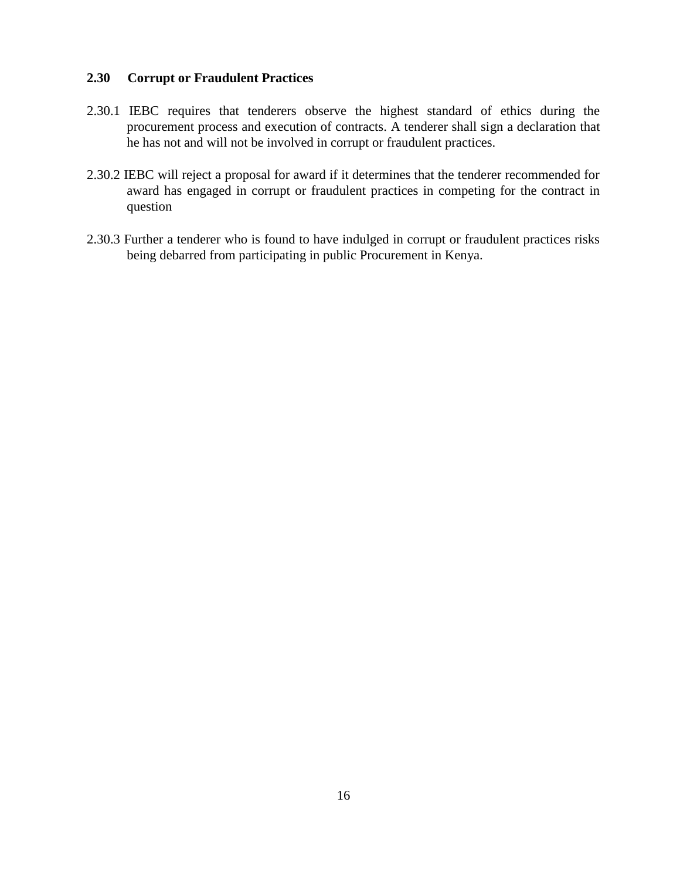### 2.30 Corrupt or Fraudulent Practices

2.30.1 IEBC requires that tenderers observe the highest standard of ethics during the procurement process and execution of contracts. A tenderer shall sign a declaration that he has not and will not be involved in corrupt or fraudulent practices.

2.30.2 IEBC will reject a proposal for award if it determines that the tenderer recommended for award has engaged in corrupt or fraudulent practices in competing for the contract in question

2.30.3 Further a tenderer who is found to have indulged in corrupt or fraudulent practices risks being debarred from participating in public Procurement in Kenya.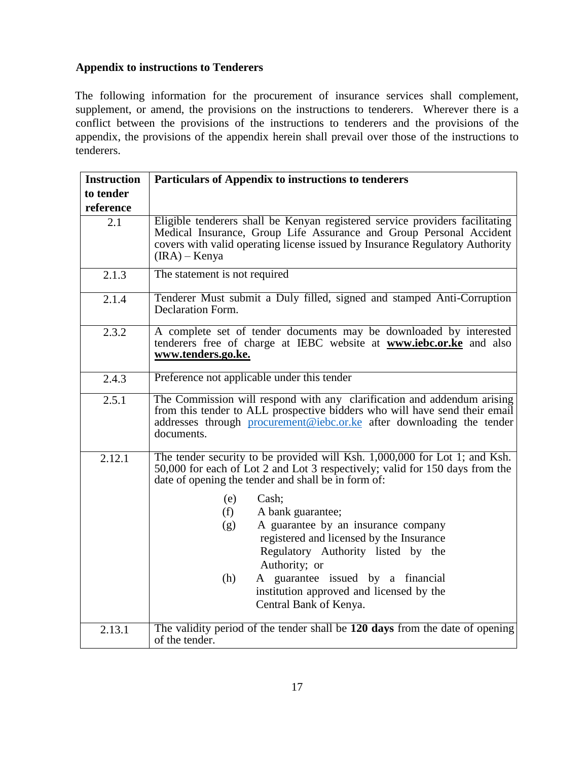**Appendix to instructions to Tenderers**

The following information for the procurement of insurance services shall complement, supplement, or amend, the provisions on the instructions to tenderers. Wherever there is a conflict between the provisions of the instructions to tenderers and the provisions of the appendix, the provisions of the appendix herein shall prevail over those of the instructions to tenderers.

| Instruction to tender reference | Particulars of Appendix to instructions to tenderers |
|---|---|
| 2.1 | Eligible tenderers shall be Kenyan registered service providers facilitating Medical Insurance, Group Life Assurance and Group Personal Accident covers with valid operating license issued by Insurance Regulatory Authority (IRA) – Kenya |
| 2.1.3 | The statement is not required |
| 2.1.4 | Tenderer Must submit a Duly filled, signed and stamped Anti-Corruption Declaration Form. |
| 2.3.2 | A complete set of tender documents may be downloaded by interested tenderers free of charge at IEBC website at **www.iebc.or.ke** and also **www.tenders.go.ke.** |
| 2.4.3 | Preference not applicable under this tender |
| 2.5.1 | The Commission will respond with any clarification and addendum arising from this tender to ALL prospective bidders who will have send their email addresses through procurement@iebc.or.ke after downloading the tender documents. |
| 2.12.1 | The tender security to be provided will Ksh. 1,000,000 for Lot 1; and Ksh. 50,000 for each of Lot 2 and Lot 3 respectively; valid for 150 days from the date of opening the tender and shall be in form of:<br>(e) Cash;<br>(f) A bank guarantee;<br>(g) A guarantee by an insurance company registered and licensed by the Insurance Regulatory Authority listed by the Authority; or<br>(h) A guarantee issued by a financial institution approved and licensed by the Central Bank of Kenya. |
| 2.13.1 | The validity period of the tender shall be **120 days** from the date of opening of the tender. |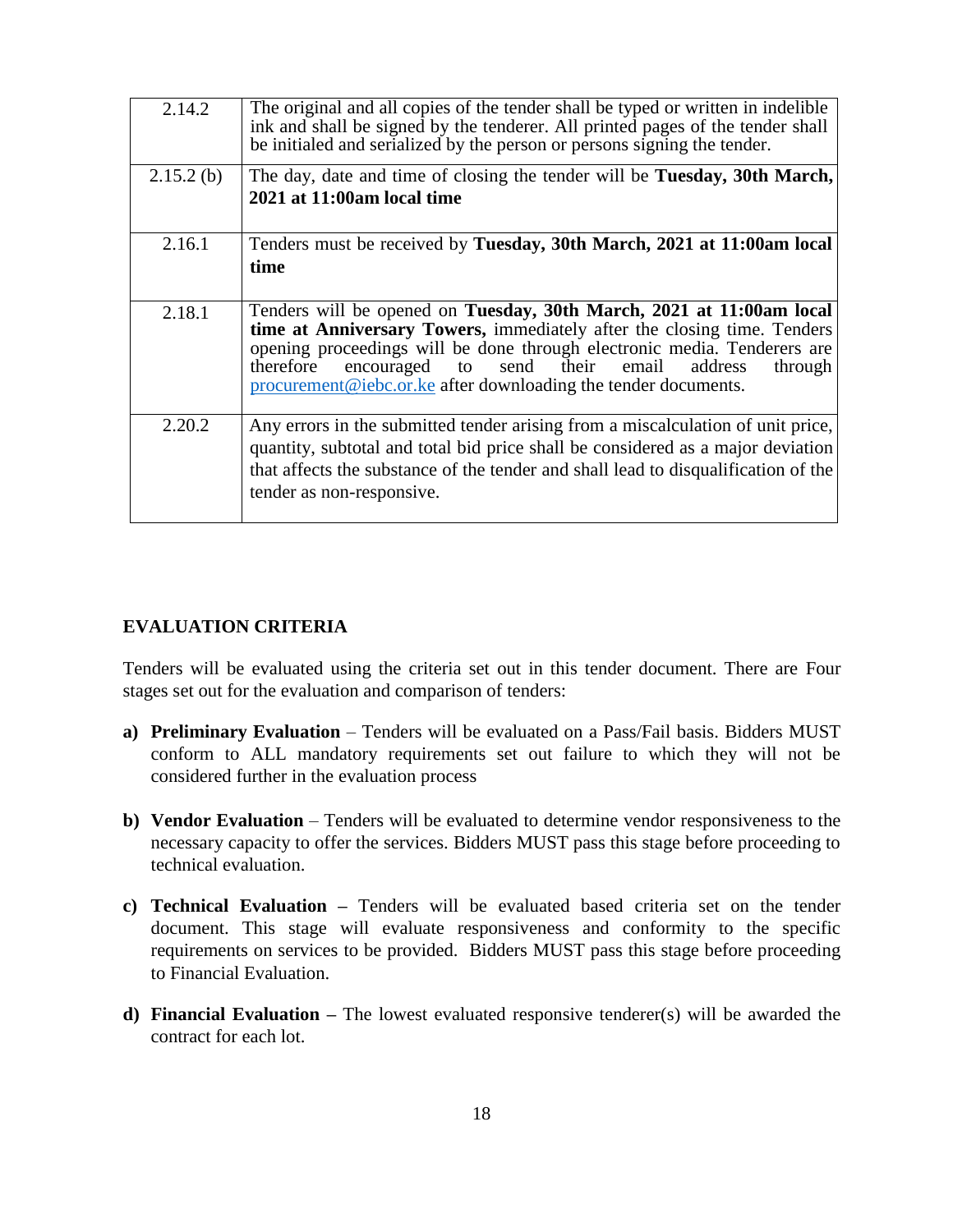| | |
|---|---|
| 2.14.2 | The original and all copies of the tender shall be typed or written in indelible ink and shall be signed by the tenderer. All printed pages of the tender shall be initialed and serialized by the person or persons signing the tender. |
| 2.15.2 (b) | The day, date and time of closing the tender will be **Tuesday, 30th March, 2021 at 11:00am local time** |
| 2.16.1 | Tenders must be received by **Tuesday, 30th March, 2021 at 11:00am local time** |
| 2.18.1 | Tenders will be opened on **Tuesday, 30th March, 2021 at 11:00am local time at Anniversary Towers,** immediately after the closing time. Tenders opening proceedings will be done through electronic media. Tenderers are therefore encouraged to send their email address through procurement@iebc.or.ke after downloading the tender documents. |
| 2.20.2 | Any errors in the submitted tender arising from a miscalculation of unit price, quantity, subtotal and total bid price shall be considered as a major deviation that affects the substance of the tender and shall lead to disqualification of the tender as non-responsive. |

**EVALUATION CRITERIA**

Tenders will be evaluated using the criteria set out in this tender document. There are Four stages set out for the evaluation and comparison of tenders:

a) **Preliminary Evaluation** – Tenders will be evaluated on a Pass/Fail basis. Bidders MUST conform to ALL mandatory requirements set out failure to which they will not be considered further in the evaluation process

b) **Vendor Evaluation** – Tenders will be evaluated to determine vendor responsiveness to the necessary capacity to offer the services. Bidders MUST pass this stage before proceeding to technical evaluation.

c) **Technical Evaluation –** Tenders will be evaluated based criteria set on the tender document. This stage will evaluate responsiveness and conformity to the specific requirements on services to be provided. Bidders MUST pass this stage before proceeding to Financial Evaluation.

d) **Financial Evaluation –** The lowest evaluated responsive tenderer(s) will be awarded the contract for each lot.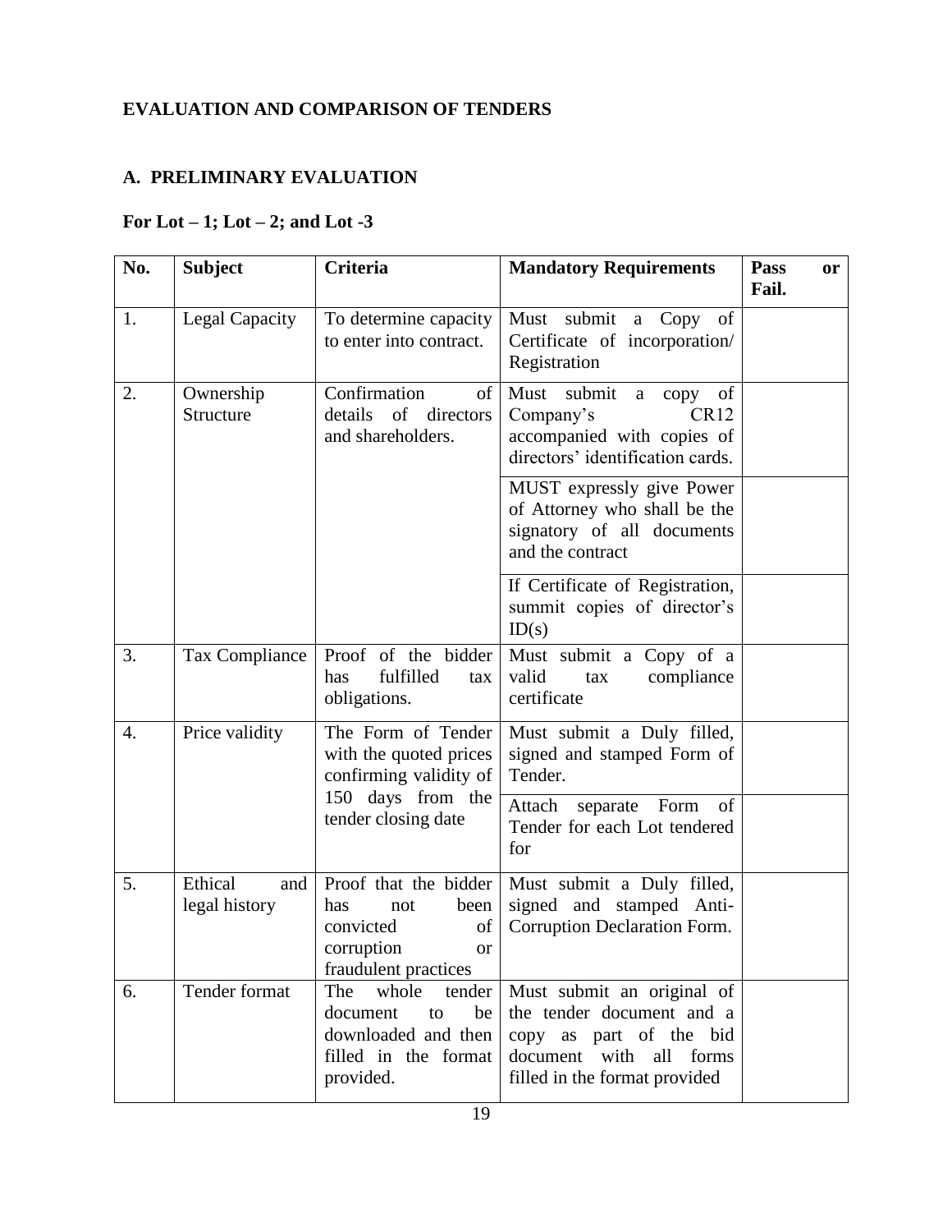**EVALUATION AND COMPARISON OF TENDERS**

**A. PRELIMINARY EVALUATION**

**For Lot – 1; Lot – 2; and Lot -3**

| No. | Subject | Criteria | Mandatory Requirements | Pass or Fail. |
|---|---|---|---|---|
| 1. | Legal Capacity | To determine capacity to enter into contract. | Must submit a Copy of Certificate of incorporation/ Registration | |
| 2. | Ownership Structure | Confirmation of details of directors and shareholders. | Must submit a copy of Company's CR12 accompanied with copies of directors' identification cards. | |
| | | | MUST expressly give Power of Attorney who shall be the signatory of all documents and the contract | |
| | | | If Certificate of Registration, summit copies of director's ID(s) | |
| 3. | Tax Compliance | Proof of the bidder has fulfilled tax obligations. | Must submit a Copy of a valid tax compliance certificate | |
| 4. | Price validity | The Form of Tender with the quoted prices confirming validity of 150 days from the tender closing date | Must submit a Duly filled, signed and stamped Form of Tender. | |
| | | | Attach separate Form of Tender for each Lot tendered for | |
| 5. | Ethical and legal history | Proof that the bidder has not been convicted of corruption or fraudulent practices | Must submit a Duly filled, signed and stamped Anti-Corruption Declaration Form. | |
| 6. | Tender format | The whole tender document to be downloaded and then filled in the format provided. | Must submit an original of the tender document and a copy as part of the bid document with all forms filled in the format provided | |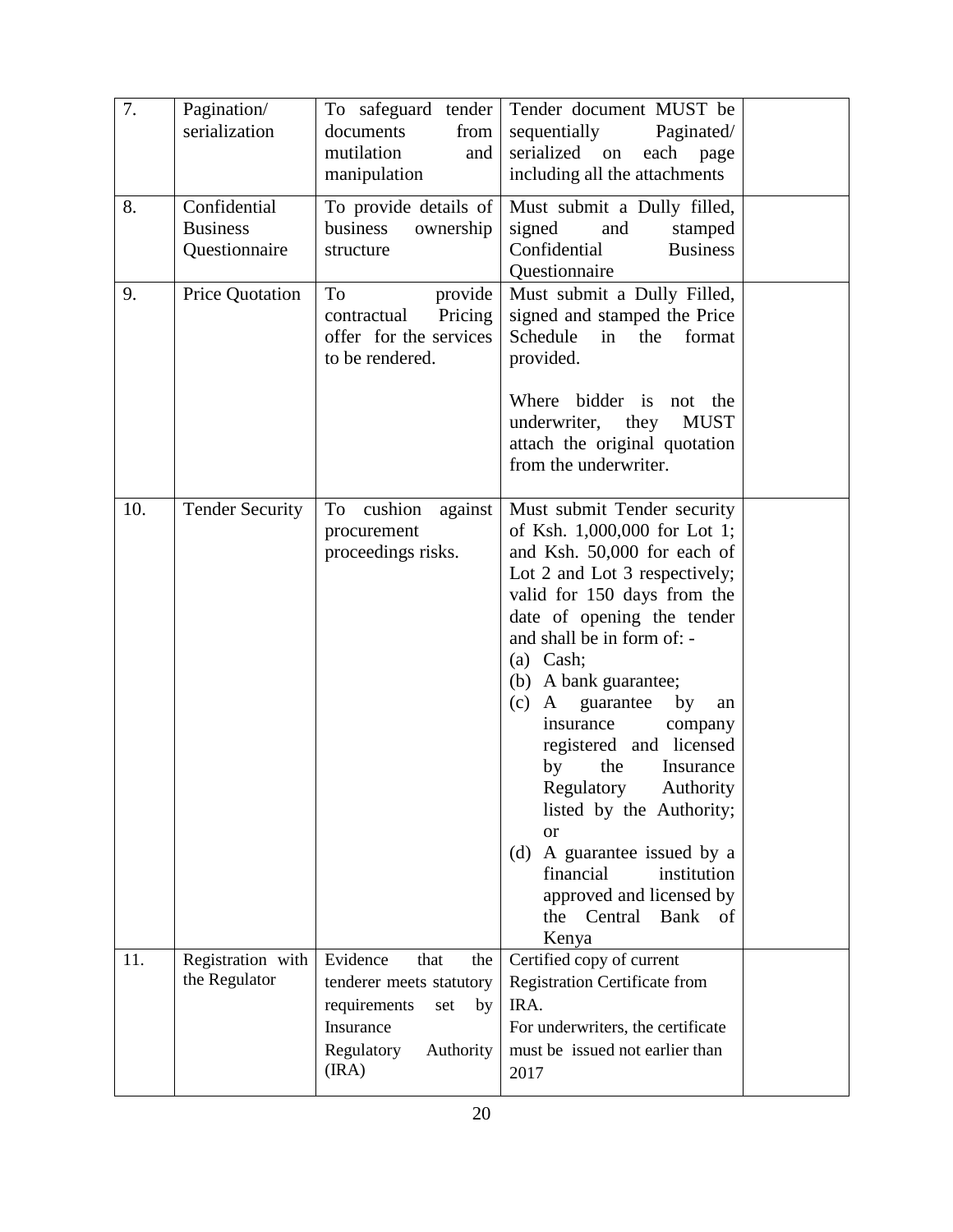| 7. | Pagination/ serialization | To safeguard tender documents from mutilation and manipulation | Tender document MUST be sequentially Paginated/ serialized on each page including all the attachments | |
|---|---|---|---|---|
| 8. | Confidential Business Questionnaire | To provide details of business ownership structure | Must submit a Dully filled, signed and stamped Confidential Business Questionnaire | |
| 9. | Price Quotation | To provide contractual Pricing offer for the services to be rendered. | Must submit a Dully Filled, signed and stamped the Price Schedule in the format provided.<br><br>Where bidder is not the underwriter, they MUST attach the original quotation from the underwriter. | |
| 10. | Tender Security | To cushion against procurement proceedings risks. | Must submit Tender security of Ksh. 1,000,000 for Lot 1; and Ksh. 50,000 for each of Lot 2 and Lot 3 respectively; valid for 150 days from the date of opening the tender and shall be in form of: -<br>(a) Cash;<br>(b) A bank guarantee;<br>(c) A guarantee by an insurance company registered and licensed by the Insurance Regulatory Authority listed by the Authority; or<br>(d) A guarantee issued by a financial institution approved and licensed by the Central Bank of Kenya | |
| 11. | Registration with the Regulator | Evidence that the tenderer meets statutory requirements set by Insurance Regulatory Authority (IRA) | Certified copy of current Registration Certificate from IRA.<br>For underwriters, the certificate must be issued not earlier than 2017 | |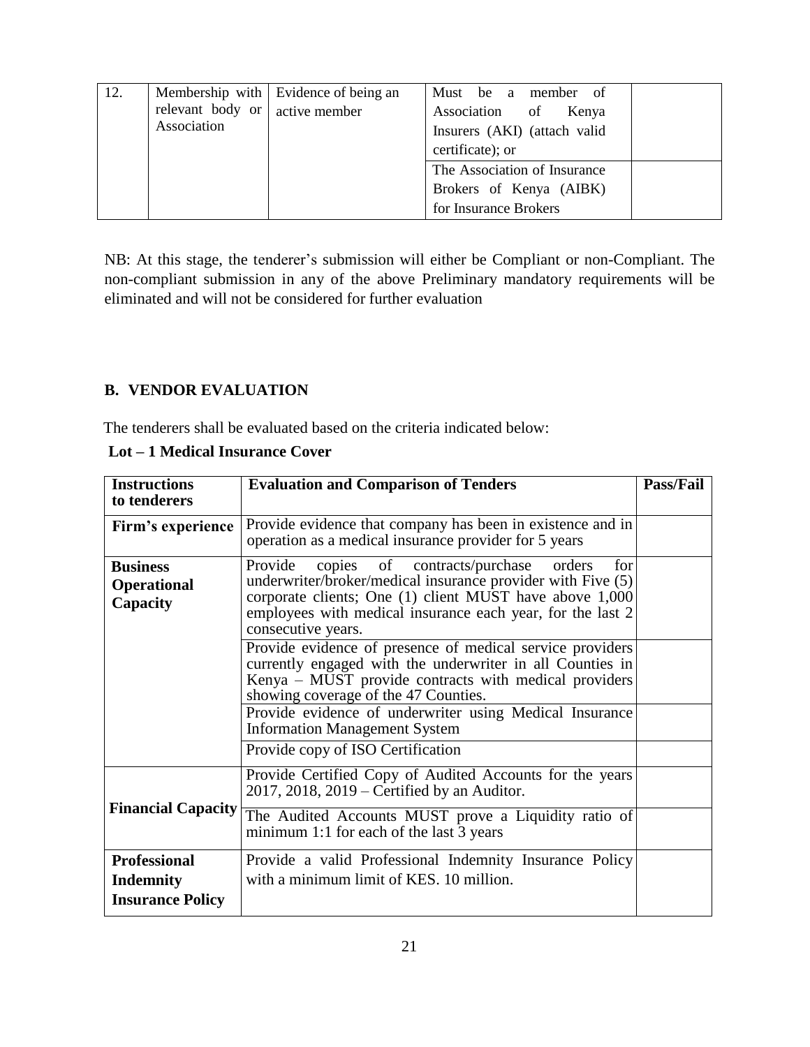| 12. | Membership with relevant body or Association | Evidence of being an active member | Must be a member of Association of Kenya Insurers (AKI) (attach valid certificate); or | |
|---|---|---|---|---|
| | | | The Association of Insurance Brokers of Kenya (AIBK) for Insurance Brokers | |

NB: At this stage, the tenderer's submission will either be Compliant or non-Compliant. The non-compliant submission in any of the above Preliminary mandatory requirements will be eliminated and will not be considered for further evaluation

## B. VENDOR EVALUATION

The tenderers shall be evaluated based on the criteria indicated below:

**Lot – 1 Medical Insurance Cover**

| Instructions to tenderers | Evaluation and Comparison of Tenders | Pass/Fail |
|---|---|---|
| **Firm's experience** | Provide evidence that company has been in existence and in operation as a medical insurance provider for 5 years | |
| **Business Operational Capacity** | Provide copies of contracts/purchase orders for underwriter/broker/medical insurance provider with Five (5) corporate clients; One (1) client MUST have above 1,000 employees with medical insurance each year, for the last 2 consecutive years. | |
| | Provide evidence of presence of medical service providers currently engaged with the underwriter in all Counties in Kenya – MUST provide contracts with medical providers showing coverage of the 47 Counties. | |
| | Provide evidence of underwriter using Medical Insurance Information Management System | |
| | Provide copy of ISO Certification | |
| **Financial Capacity** | Provide Certified Copy of Audited Accounts for the years 2017, 2018, 2019 – Certified by an Auditor. | |
| | The Audited Accounts MUST prove a Liquidity ratio of minimum 1:1 for each of the last 3 years | |
| **Professional Indemnity Insurance Policy** | Provide a valid Professional Indemnity Insurance Policy with a minimum limit of KES. 10 million. | |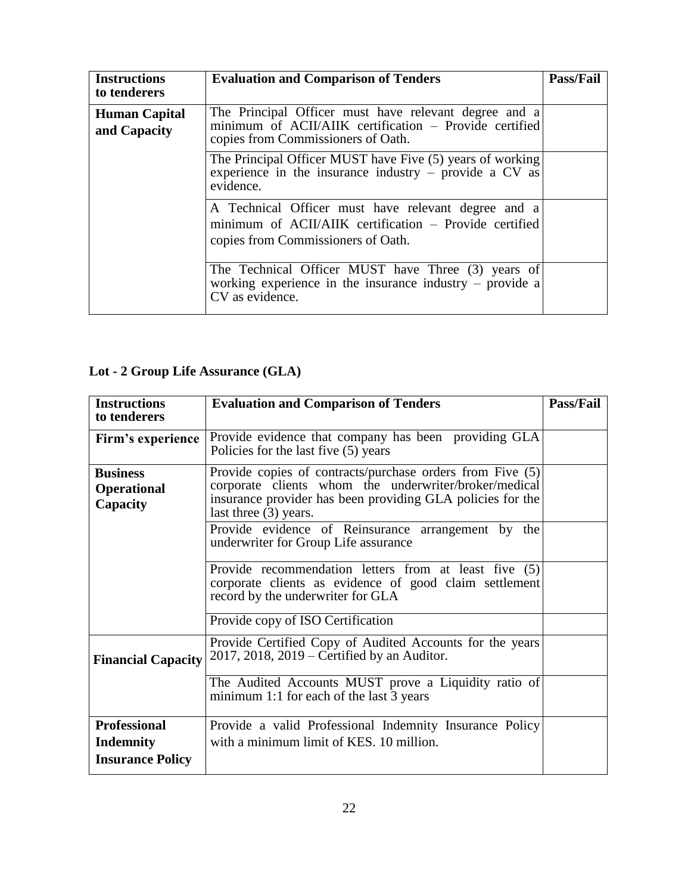| Instructions to tenderers | Evaluation and Comparison of Tenders | Pass/Fail |
|---|---|---|
| **Human Capital and Capacity** | The Principal Officer must have relevant degree and a minimum of ACII/AIIK certification – Provide certified copies from Commissioners of Oath. | |
| | The Principal Officer MUST have Five (5) years of working experience in the insurance industry – provide a CV as evidence. | |
| | A Technical Officer must have relevant degree and a minimum of ACII/AIIK certification – Provide certified copies from Commissioners of Oath. | |
| | The Technical Officer MUST have Three (3) years of working experience in the insurance industry – provide a CV as evidence. | |

## Lot - 2 Group Life Assurance (GLA)

| Instructions to tenderers | Evaluation and Comparison of Tenders | Pass/Fail |
|---|---|---|
| **Firm's experience** | Provide evidence that company has been providing GLA Policies for the last five (5) years | |
| **Business Operational Capacity** | Provide copies of contracts/purchase orders from Five (5) corporate clients whom the underwriter/broker/medical insurance provider has been providing GLA policies for the last three (3) years. | |
| | Provide evidence of Reinsurance arrangement by the underwriter for Group Life assurance | |
| | Provide recommendation letters from at least five (5) corporate clients as evidence of good claim settlement record by the underwriter for GLA | |
| | Provide copy of ISO Certification | |
| **Financial Capacity** | Provide Certified Copy of Audited Accounts for the years 2017, 2018, 2019 – Certified by an Auditor. | |
| | The Audited Accounts MUST prove a Liquidity ratio of minimum 1:1 for each of the last 3 years | |
| **Professional Indemnity Insurance Policy** | Provide a valid Professional Indemnity Insurance Policy with a minimum limit of KES. 10 million. | |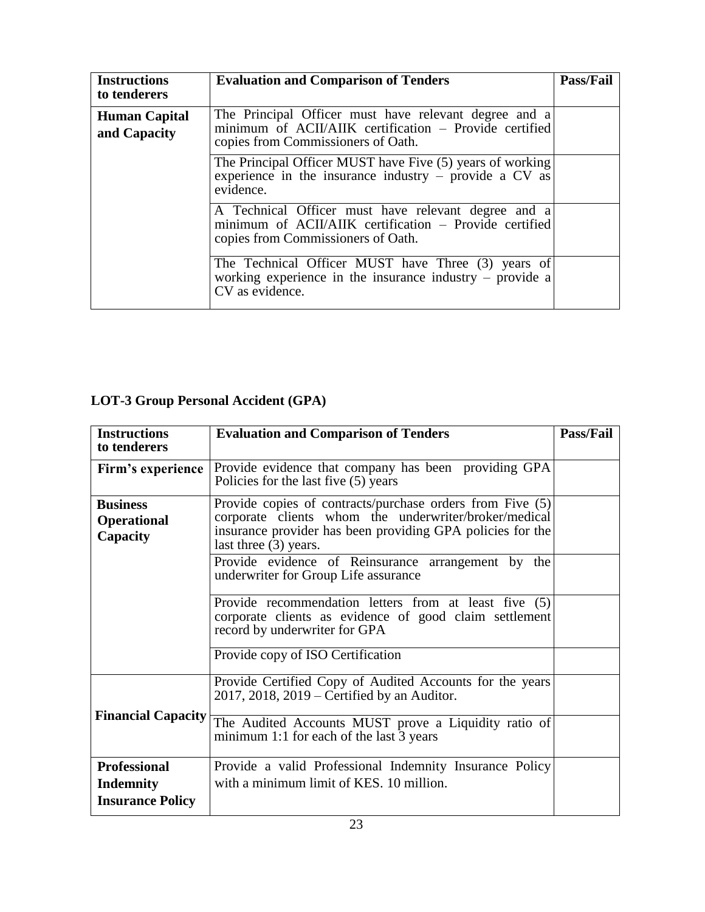| Instructions to tenderers | Evaluation and Comparison of Tenders | Pass/Fail |
|---|---|---|
| **Human Capital and Capacity** | The Principal Officer must have relevant degree and a minimum of ACII/AIIK certification – Provide certified copies from Commissioners of Oath. | |
| | The Principal Officer MUST have Five (5) years of working experience in the insurance industry – provide a CV as evidence. | |
| | A Technical Officer must have relevant degree and a minimum of ACII/AIIK certification – Provide certified copies from Commissioners of Oath. | |
| | The Technical Officer MUST have Three (3) years of working experience in the insurance industry – provide a CV as evidence. | |

**LOT-3 Group Personal Accident (GPA)**

| Instructions to tenderers | Evaluation and Comparison of Tenders | Pass/Fail |
|---|---|---|
| **Firm's experience** | Provide evidence that company has been providing GPA Policies for the last five (5) years | |
| **Business Operational Capacity** | Provide copies of contracts/purchase orders from Five (5) corporate clients whom the underwriter/broker/medical insurance provider has been providing GPA policies for the last three (3) years. | |
| | Provide evidence of Reinsurance arrangement by the underwriter for Group Life assurance | |
| | Provide recommendation letters from at least five (5) corporate clients as evidence of good claim settlement record by underwriter for GPA | |
| | Provide copy of ISO Certification | |
| **Financial Capacity** | Provide Certified Copy of Audited Accounts for the years 2017, 2018, 2019 – Certified by an Auditor. | |
| | The Audited Accounts MUST prove a Liquidity ratio of minimum 1:1 for each of the last 3 years | |
| **Professional Indemnity Insurance Policy** | Provide a valid Professional Indemnity Insurance Policy with a minimum limit of KES. 10 million. | |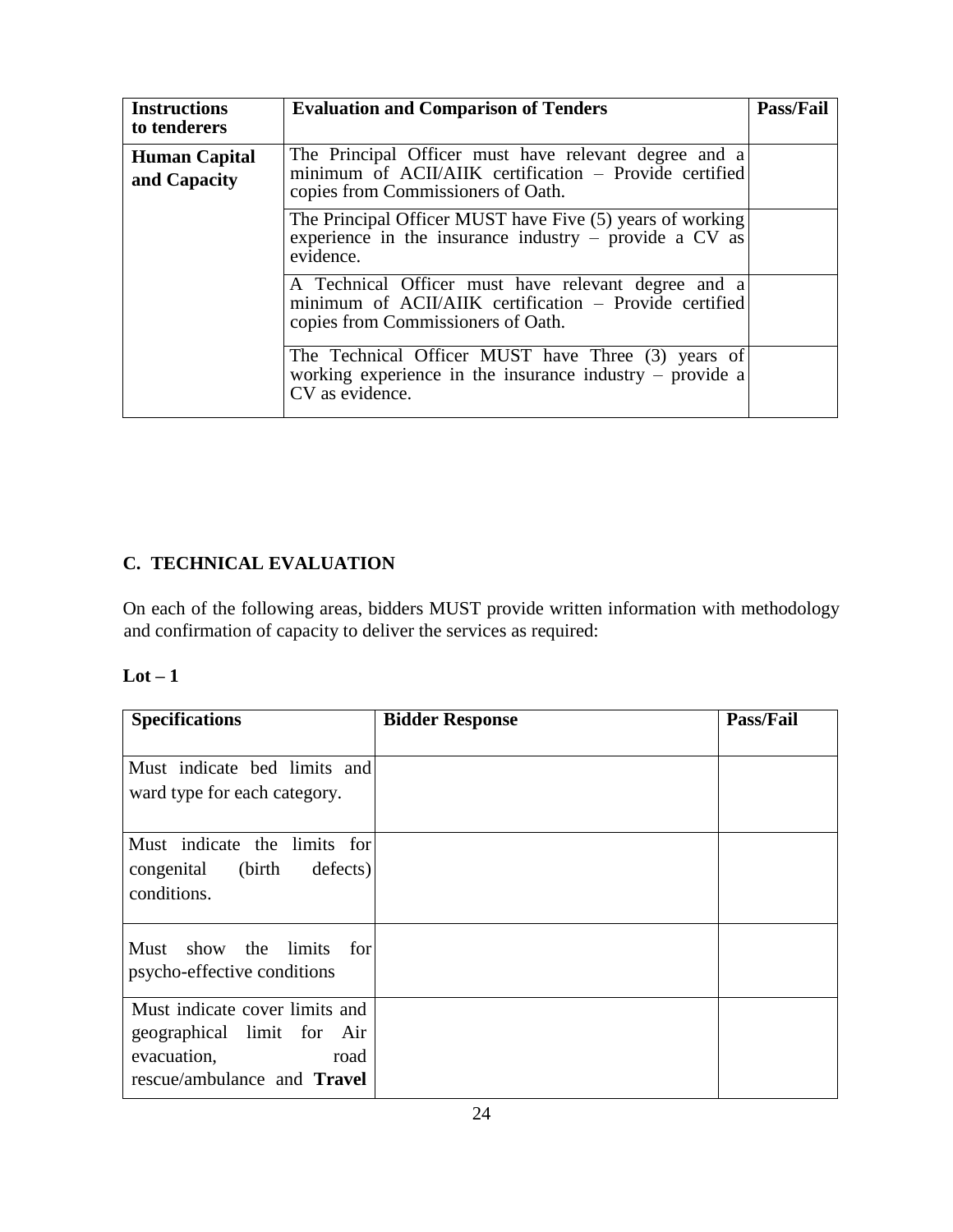| Instructions to tenderers | Evaluation and Comparison of Tenders | Pass/Fail |
|---|---|---|
| **Human Capital and Capacity** | The Principal Officer must have relevant degree and a minimum of ACII/AIIK certification – Provide certified copies from Commissioners of Oath. | |
| | The Principal Officer MUST have Five (5) years of working experience in the insurance industry – provide a CV as evidence. | |
| | A Technical Officer must have relevant degree and a minimum of ACII/AIIK certification – Provide certified copies from Commissioners of Oath. | |
| | The Technical Officer MUST have Three (3) years of working experience in the insurance industry – provide a CV as evidence. | |

## C. TECHNICAL EVALUATION

On each of the following areas, bidders MUST provide written information with methodology and confirmation of capacity to deliver the services as required:

**Lot – 1**

| Specifications | Bidder Response | Pass/Fail |
|---|---|---|
| Must indicate bed limits and ward type for each category. | | |
| Must indicate the limits for congenital (birth defects) conditions. | | |
| Must show the limits for psycho-effective conditions | | |
| Must indicate cover limits and geographical limit for Air evacuation, road rescue/ambulance and **Travel** | | |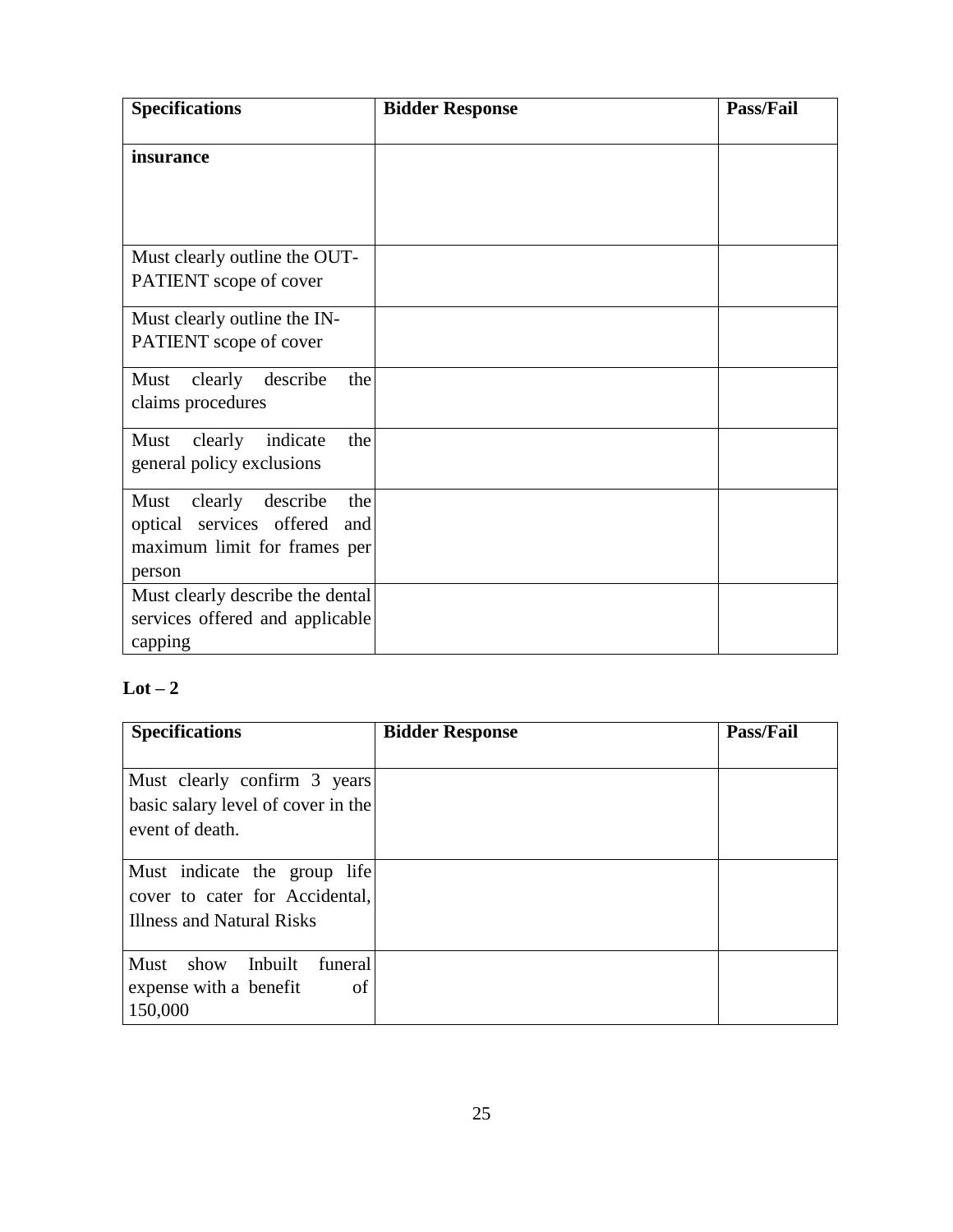| Specifications | Bidder Response | Pass/Fail |
|---|---|---|
| **insurance** | | |
| Must clearly outline the OUT-PATIENT scope of cover | | |
| Must clearly outline the IN-PATIENT scope of cover | | |
| Must clearly describe the claims procedures | | |
| Must clearly indicate the general policy exclusions | | |
| Must clearly describe the optical services offered and maximum limit for frames per person | | |
| Must clearly describe the dental services offered and applicable capping | | |

**Lot – 2**

| Specifications | Bidder Response | Pass/Fail |
|---|---|---|
| Must clearly confirm 3 years basic salary level of cover in the event of death. | | |
| Must indicate the group life cover to cater for Accidental, Illness and Natural Risks | | |
| Must show Inbuilt funeral expense with a benefit of 150,000 | | |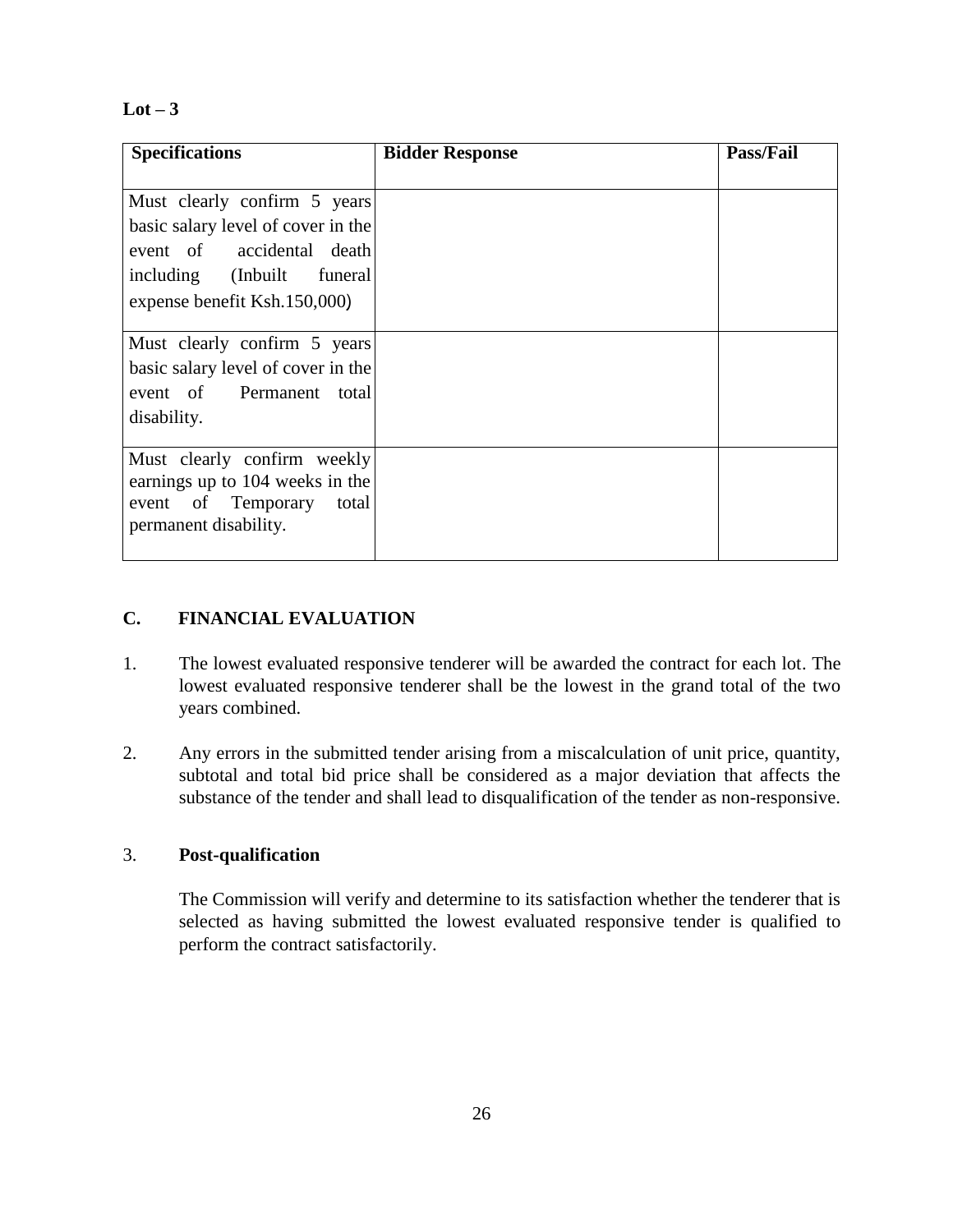**Lot – 3**

| Specifications | Bidder Response | Pass/Fail |
|---|---|---|
| Must clearly confirm 5 years basic salary level of cover in the event of accidental death including (Inbuilt funeral expense benefit Ksh.150,000) | | |
| Must clearly confirm 5 years basic salary level of cover in the event of Permanent total disability. | | |
| Must clearly confirm weekly earnings up to 104 weeks in the event of Temporary total permanent disability. | | |

## C. FINANCIAL EVALUATION

1. The lowest evaluated responsive tenderer will be awarded the contract for each lot. The lowest evaluated responsive tenderer shall be the lowest in the grand total of the two years combined.

2. Any errors in the submitted tender arising from a miscalculation of unit price, quantity, subtotal and total bid price shall be considered as a major deviation that affects the substance of the tender and shall lead to disqualification of the tender as non-responsive.

3. **Post-qualification**

   The Commission will verify and determine to its satisfaction whether the tenderer that is selected as having submitted the lowest evaluated responsive tender is qualified to perform the contract satisfactorily.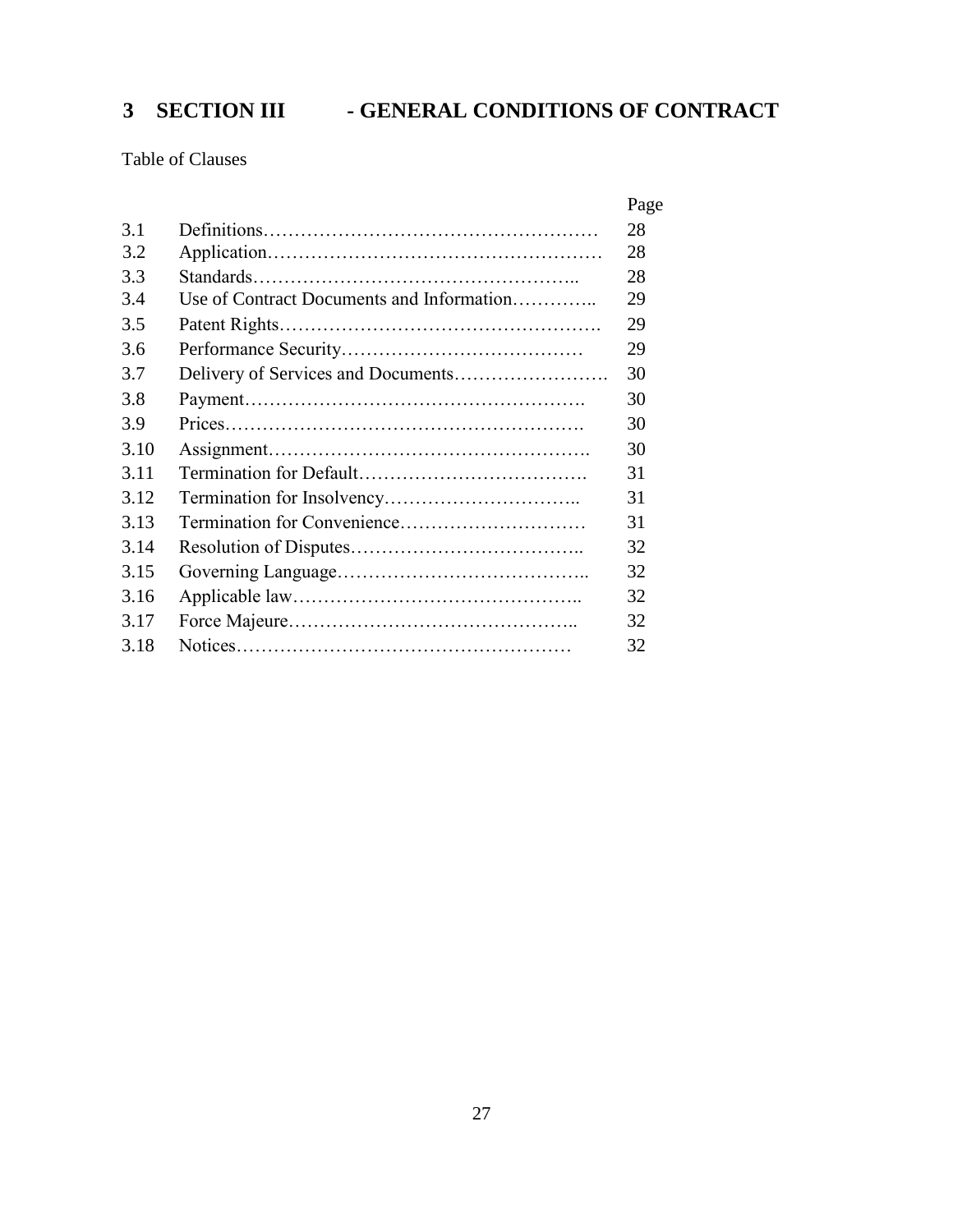# 3 SECTION III - GENERAL CONDITIONS OF CONTRACT

Table of Clauses

| | | Page |
|---|---|---|
| 3.1 | Definitions……………………………………………… | 28 |
| 3.2 | Application……………………………………………… | 28 |
| 3.3 | Standards………………………………………….. | 28 |
| 3.4 | Use of Contract Documents and Information………….. | 29 |
| 3.5 | Patent Rights……………………………………………. | 29 |
| 3.6 | Performance Security………………………………… | 29 |
| 3.7 | Delivery of Services and Documents……………………. | 30 |
| 3.8 | Payment………………………………………………. | 30 |
| 3.9 | Prices…………………………………………………. | 30 |
| 3.10 | Assignment……………………………………………. | 30 |
| 3.11 | Termination for Default………………………………. | 31 |
| 3.12 | Termination for Insolvency………………………….. | 31 |
| 3.13 | Termination for Convenience………………………… | 31 |
| 3.14 | Resolution of Disputes……………………………….. | 32 |
| 3.15 | Governing Language………………………………….. | 32 |
| 3.16 | Applicable law……………………………………….. | 32 |
| 3.17 | Force Majeure……………………………………….. | 32 |
| 3.18 | Notices……………………………………………… | 32 |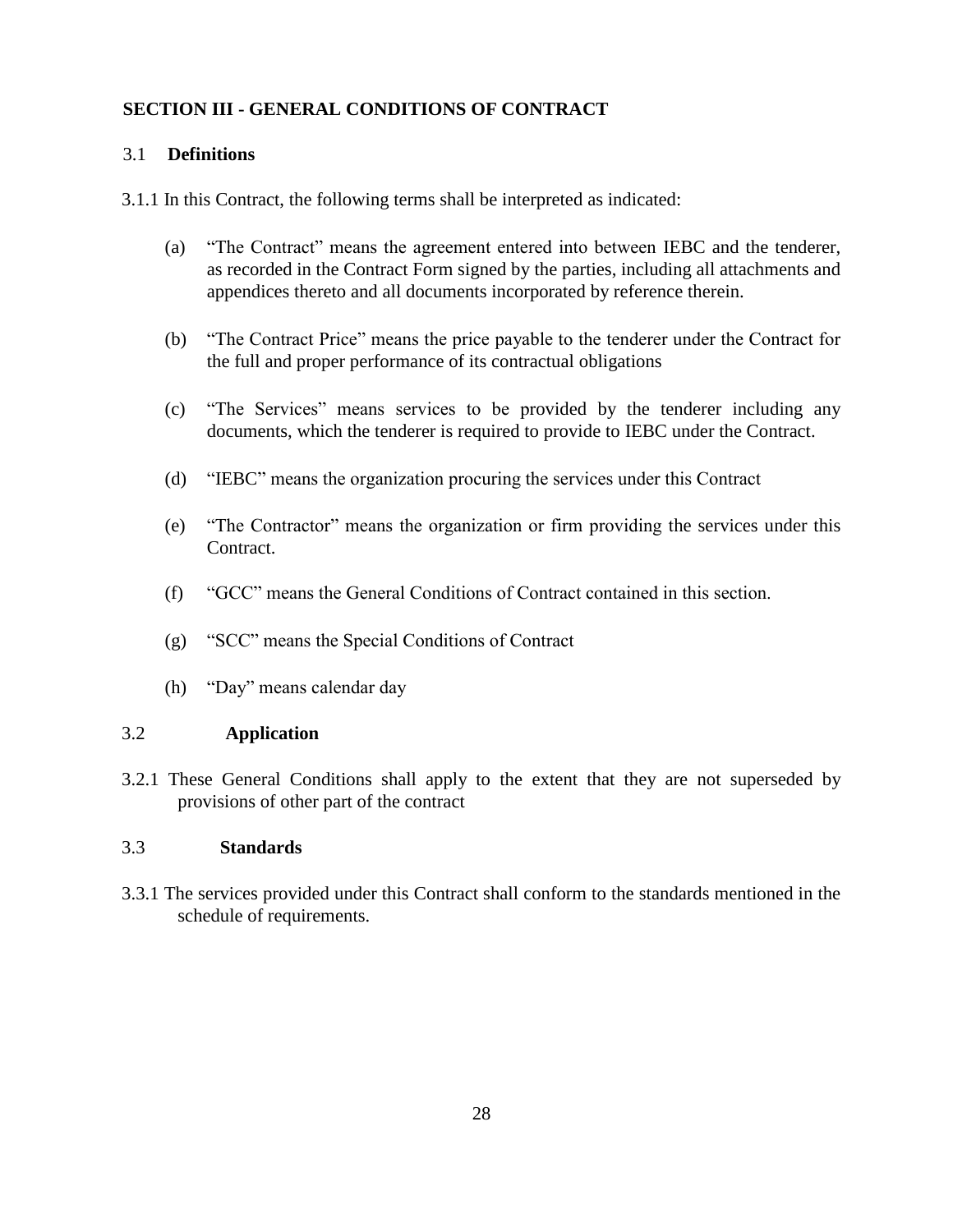## SECTION III - GENERAL CONDITIONS OF CONTRACT

### 3.1 Definitions

3.1.1 In this Contract, the following terms shall be interpreted as indicated:

(a) "The Contract" means the agreement entered into between IEBC and the tenderer, as recorded in the Contract Form signed by the parties, including all attachments and appendices thereto and all documents incorporated by reference therein.

(b) "The Contract Price" means the price payable to the tenderer under the Contract for the full and proper performance of its contractual obligations

(c) "The Services" means services to be provided by the tenderer including any documents, which the tenderer is required to provide to IEBC under the Contract.

(d) "IEBC" means the organization procuring the services under this Contract

(e) "The Contractor" means the organization or firm providing the services under this Contract.

(f) "GCC" means the General Conditions of Contract contained in this section.

(g) "SCC" means the Special Conditions of Contract

(h) "Day" means calendar day

### 3.2 Application

3.2.1 These General Conditions shall apply to the extent that they are not superseded by provisions of other part of the contract

### 3.3 Standards

3.3.1 The services provided under this Contract shall conform to the standards mentioned in the schedule of requirements.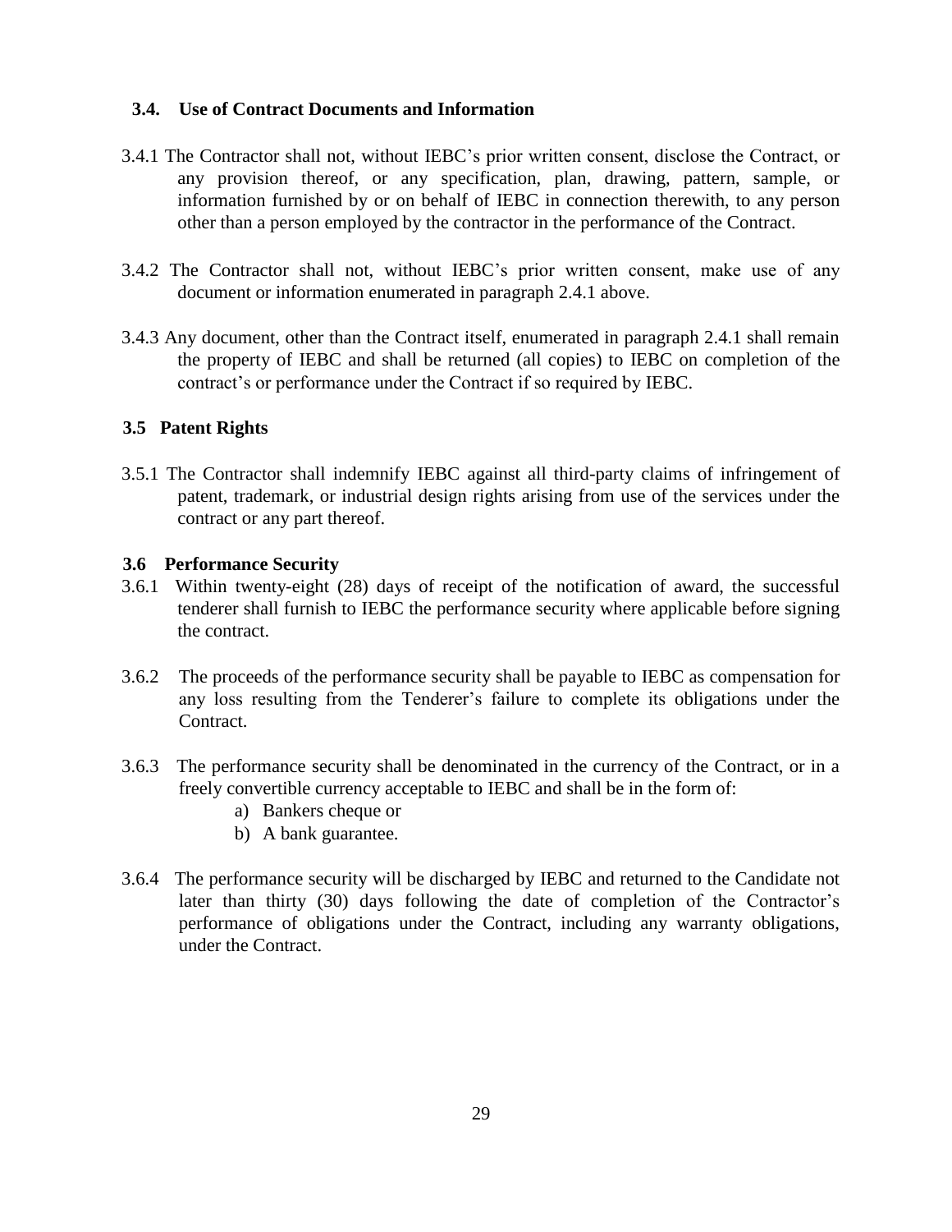### 3.4. Use of Contract Documents and Information

3.4.1 The Contractor shall not, without IEBC's prior written consent, disclose the Contract, or any provision thereof, or any specification, plan, drawing, pattern, sample, or information furnished by or on behalf of IEBC in connection therewith, to any person other than a person employed by the contractor in the performance of the Contract.

3.4.2 The Contractor shall not, without IEBC's prior written consent, make use of any document or information enumerated in paragraph 2.4.1 above.

3.4.3 Any document, other than the Contract itself, enumerated in paragraph 2.4.1 shall remain the property of IEBC and shall be returned (all copies) to IEBC on completion of the contract's or performance under the Contract if so required by IEBC.

### 3.5 Patent Rights

3.5.1 The Contractor shall indemnify IEBC against all third-party claims of infringement of patent, trademark, or industrial design rights arising from use of the services under the contract or any part thereof.

### 3.6 Performance Security

3.6.1 Within twenty-eight (28) days of receipt of the notification of award, the successful tenderer shall furnish to IEBC the performance security where applicable before signing the contract.

3.6.2 The proceeds of the performance security shall be payable to IEBC as compensation for any loss resulting from the Tenderer's failure to complete its obligations under the Contract.

3.6.3 The performance security shall be denominated in the currency of the Contract, or in a freely convertible currency acceptable to IEBC and shall be in the form of:

a) Bankers cheque or
b) A bank guarantee.

3.6.4 The performance security will be discharged by IEBC and returned to the Candidate not later than thirty (30) days following the date of completion of the Contractor's performance of obligations under the Contract, including any warranty obligations, under the Contract.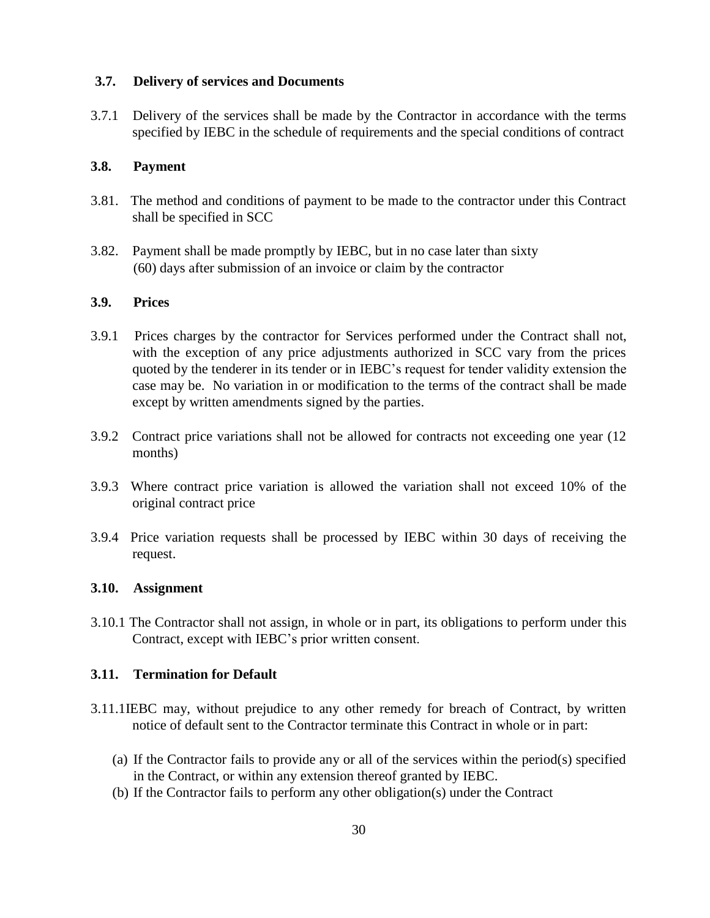### 3.7. Delivery of services and Documents

3.7.1 Delivery of the services shall be made by the Contractor in accordance with the terms specified by IEBC in the schedule of requirements and the special conditions of contract

### 3.8. Payment

3.81. The method and conditions of payment to be made to the contractor under this Contract shall be specified in SCC

3.82. Payment shall be made promptly by IEBC, but in no case later than sixty (60) days after submission of an invoice or claim by the contractor

### 3.9. Prices

3.9.1 Prices charges by the contractor for Services performed under the Contract shall not, with the exception of any price adjustments authorized in SCC vary from the prices quoted by the tenderer in its tender or in IEBC's request for tender validity extension the case may be. No variation in or modification to the terms of the contract shall be made except by written amendments signed by the parties.

3.9.2 Contract price variations shall not be allowed for contracts not exceeding one year (12 months)

3.9.3 Where contract price variation is allowed the variation shall not exceed 10% of the original contract price

3.9.4 Price variation requests shall be processed by IEBC within 30 days of receiving the request.

### 3.10. Assignment

3.10.1 The Contractor shall not assign, in whole or in part, its obligations to perform under this Contract, except with IEBC's prior written consent.

### 3.11. Termination for Default

3.11.1IEBC may, without prejudice to any other remedy for breach of Contract, by written notice of default sent to the Contractor terminate this Contract in whole or in part:

(a) If the Contractor fails to provide any or all of the services within the period(s) specified in the Contract, or within any extension thereof granted by IEBC.
(b) If the Contractor fails to perform any other obligation(s) under the Contract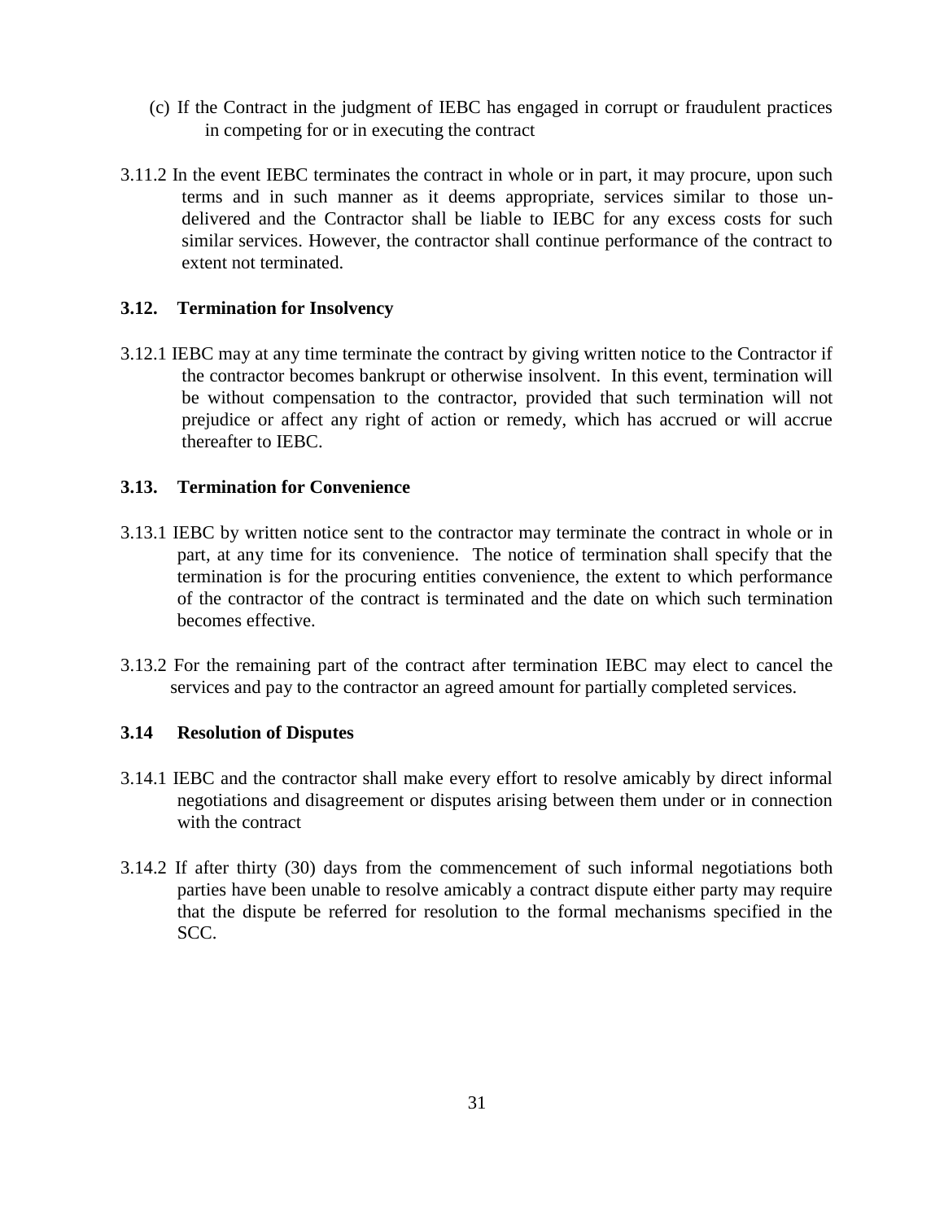(c) If the Contract in the judgment of IEBC has engaged in corrupt or fraudulent practices in competing for or in executing the contract

3.11.2 In the event IEBC terminates the contract in whole or in part, it may procure, upon such terms and in such manner as it deems appropriate, services similar to those un-delivered and the Contractor shall be liable to IEBC for any excess costs for such similar services. However, the contractor shall continue performance of the contract to extent not terminated.

### 3.12. Termination for Insolvency

3.12.1 IEBC may at any time terminate the contract by giving written notice to the Contractor if the contractor becomes bankrupt or otherwise insolvent. In this event, termination will be without compensation to the contractor, provided that such termination will not prejudice or affect any right of action or remedy, which has accrued or will accrue thereafter to IEBC.

### 3.13. Termination for Convenience

3.13.1 IEBC by written notice sent to the contractor may terminate the contract in whole or in part, at any time for its convenience. The notice of termination shall specify that the termination is for the procuring entities convenience, the extent to which performance of the contractor of the contract is terminated and the date on which such termination becomes effective.

3.13.2 For the remaining part of the contract after termination IEBC may elect to cancel the services and pay to the contractor an agreed amount for partially completed services.

### 3.14 Resolution of Disputes

3.14.1 IEBC and the contractor shall make every effort to resolve amicably by direct informal negotiations and disagreement or disputes arising between them under or in connection with the contract

3.14.2 If after thirty (30) days from the commencement of such informal negotiations both parties have been unable to resolve amicably a contract dispute either party may require that the dispute be referred for resolution to the formal mechanisms specified in the SCC.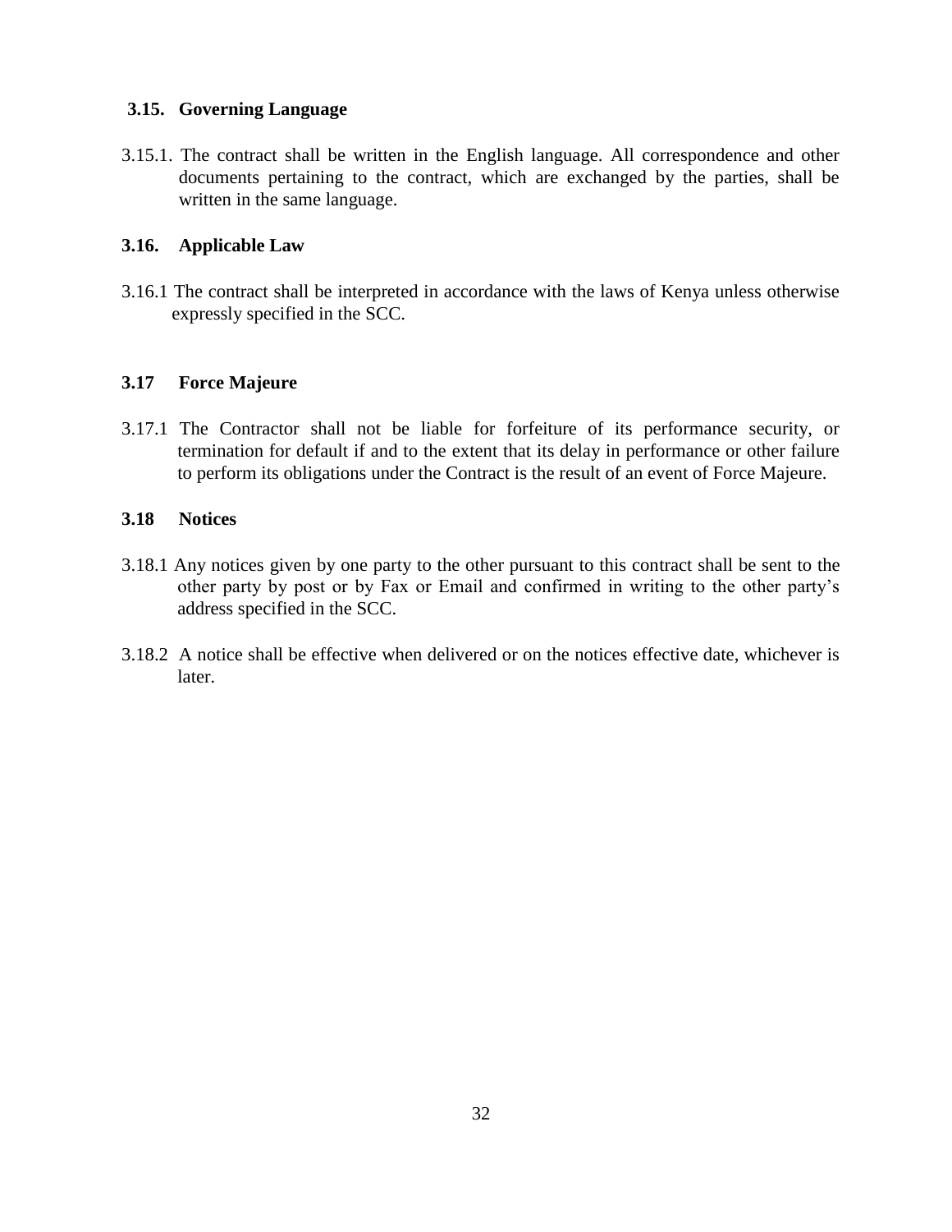### 3.15. Governing Language

3.15.1. The contract shall be written in the English language. All correspondence and other documents pertaining to the contract, which are exchanged by the parties, shall be written in the same language.

### 3.16. Applicable Law

3.16.1 The contract shall be interpreted in accordance with the laws of Kenya unless otherwise expressly specified in the SCC.

### 3.17 Force Majeure

3.17.1 The Contractor shall not be liable for forfeiture of its performance security, or termination for default if and to the extent that its delay in performance or other failure to perform its obligations under the Contract is the result of an event of Force Majeure.

### 3.18 Notices

3.18.1 Any notices given by one party to the other pursuant to this contract shall be sent to the other party by post or by Fax or Email and confirmed in writing to the other party's address specified in the SCC.

3.18.2 A notice shall be effective when delivered or on the notices effective date, whichever is later.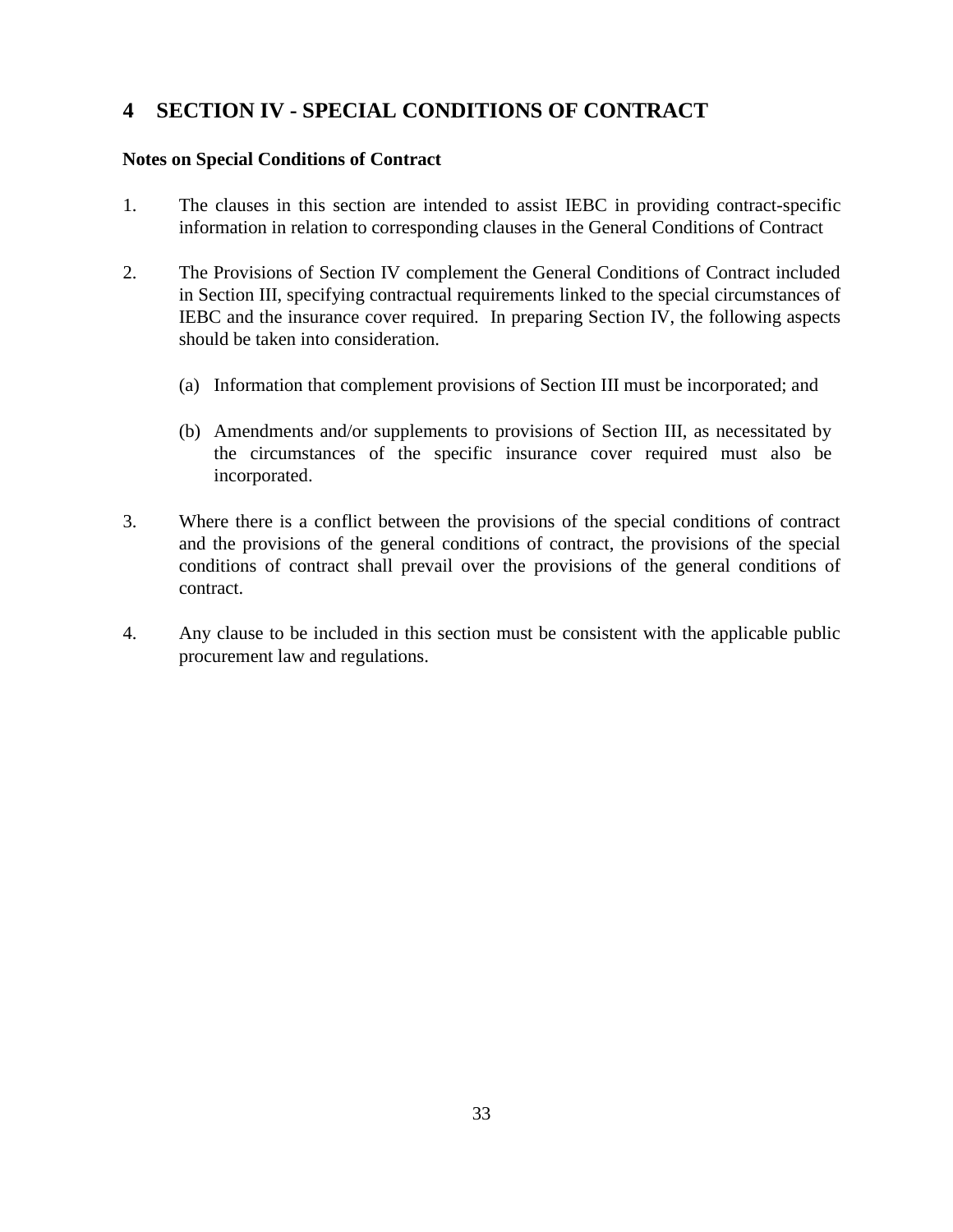# 4 SECTION IV - SPECIAL CONDITIONS OF CONTRACT

**Notes on Special Conditions of Contract**

1. The clauses in this section are intended to assist IEBC in providing contract-specific information in relation to corresponding clauses in the General Conditions of Contract

2. The Provisions of Section IV complement the General Conditions of Contract included in Section III, specifying contractual requirements linked to the special circumstances of IEBC and the insurance cover required. In preparing Section IV, the following aspects should be taken into consideration.

   (a) Information that complement provisions of Section III must be incorporated; and

   (b) Amendments and/or supplements to provisions of Section III, as necessitated by the circumstances of the specific insurance cover required must also be incorporated.

3. Where there is a conflict between the provisions of the special conditions of contract and the provisions of the general conditions of contract, the provisions of the special conditions of contract shall prevail over the provisions of the general conditions of contract.

4. Any clause to be included in this section must be consistent with the applicable public procurement law and regulations.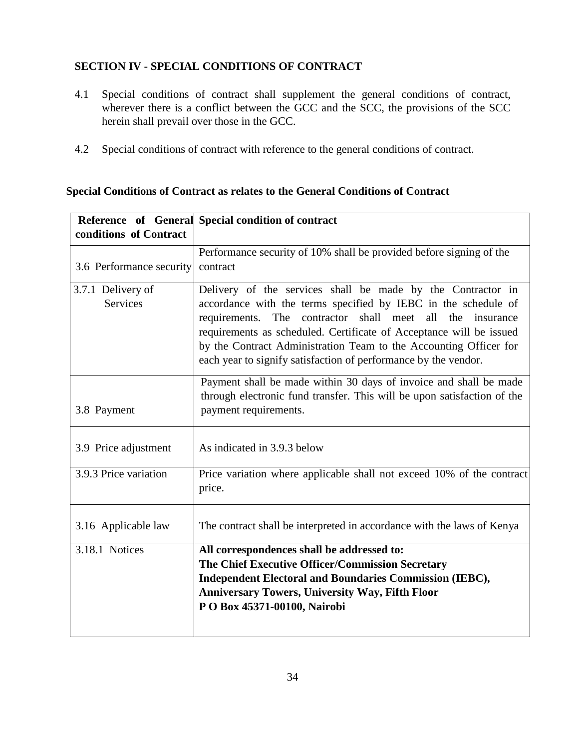## SECTION IV - SPECIAL CONDITIONS OF CONTRACT

4.1 Special conditions of contract shall supplement the general conditions of contract, wherever there is a conflict between the GCC and the SCC, the provisions of the SCC herein shall prevail over those in the GCC.

4.2 Special conditions of contract with reference to the general conditions of contract.

**Special Conditions of Contract as relates to the General Conditions of Contract**

| **Reference of General conditions of Contract** | **Special condition of contract** |
|---|---|
| 3.6 Performance security | Performance security of 10% shall be provided before signing of the contract |
| 3.7.1 Delivery of Services | Delivery of the services shall be made by the Contractor in accordance with the terms specified by IEBC in the schedule of requirements. The contractor shall meet all the insurance requirements as scheduled. Certificate of Acceptance will be issued by the Contract Administration Team to the Accounting Officer for each year to signify satisfaction of performance by the vendor. |
| 3.8 Payment | Payment shall be made within 30 days of invoice and shall be made through electronic fund transfer. This will be upon satisfaction of the payment requirements. |
| 3.9 Price adjustment | As indicated in 3.9.3 below |
| 3.9.3 Price variation | Price variation where applicable shall not exceed 10% of the contract price. |
| 3.16 Applicable law | The contract shall be interpreted in accordance with the laws of Kenya |
| 3.18.1 Notices | **All correspondences shall be addressed to:**<br>**The Chief Executive Officer/Commission Secretary**<br>**Independent Electoral and Boundaries Commission (IEBC),**<br>**Anniversary Towers, University Way, Fifth Floor**<br>**P O Box 45371-00100, Nairobi** |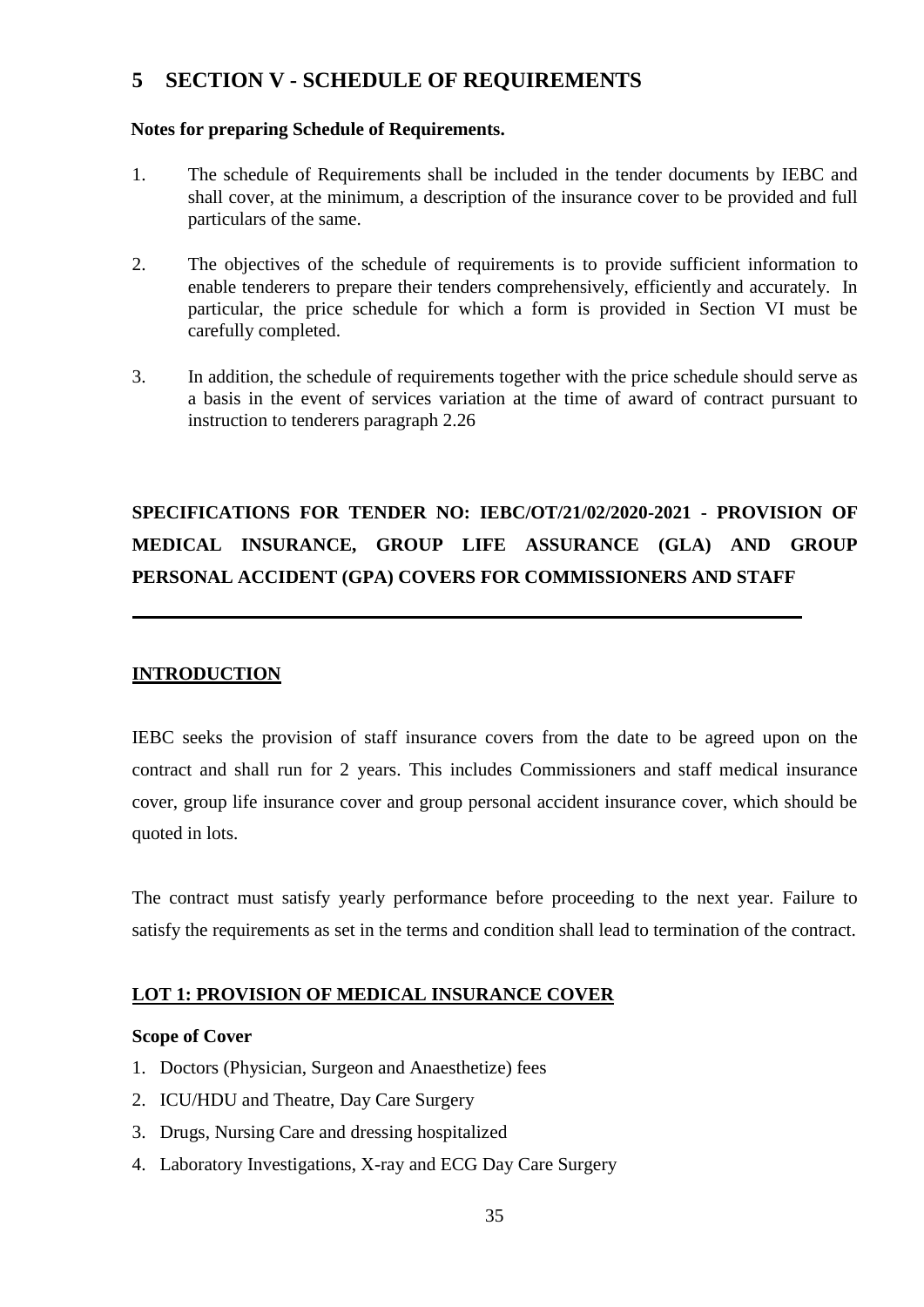# 5 SECTION V - SCHEDULE OF REQUIREMENTS

**Notes for preparing Schedule of Requirements.**

1. The schedule of Requirements shall be included in the tender documents by IEBC and shall cover, at the minimum, a description of the insurance cover to be provided and full particulars of the same.

2. The objectives of the schedule of requirements is to provide sufficient information to enable tenderers to prepare their tenders comprehensively, efficiently and accurately. In particular, the price schedule for which a form is provided in Section VI must be carefully completed.

3. In addition, the schedule of requirements together with the price schedule should serve as a basis in the event of services variation at the time of award of contract pursuant to instruction to tenderers paragraph 2.26

## SPECIFICATIONS FOR TENDER NO: IEBC/OT/21/02/2020-2021 - PROVISION OF MEDICAL INSURANCE, GROUP LIFE ASSURANCE (GLA) AND GROUP PERSONAL ACCIDENT (GPA) COVERS FOR COMMISSIONERS AND STAFF

---

**INTRODUCTION**

IEBC seeks the provision of staff insurance covers from the date to be agreed upon on the contract and shall run for 2 years. This includes Commissioners and staff medical insurance cover, group life insurance cover and group personal accident insurance cover, which should be quoted in lots.

The contract must satisfy yearly performance before proceeding to the next year. Failure to satisfy the requirements as set in the terms and condition shall lead to termination of the contract.

**LOT 1: PROVISION OF MEDICAL INSURANCE COVER**

**Scope of Cover**

1. Doctors (Physician, Surgeon and Anaesthetize) fees
2. ICU/HDU and Theatre, Day Care Surgery
3. Drugs, Nursing Care and dressing hospitalized
4. Laboratory Investigations, X-ray and ECG Day Care Surgery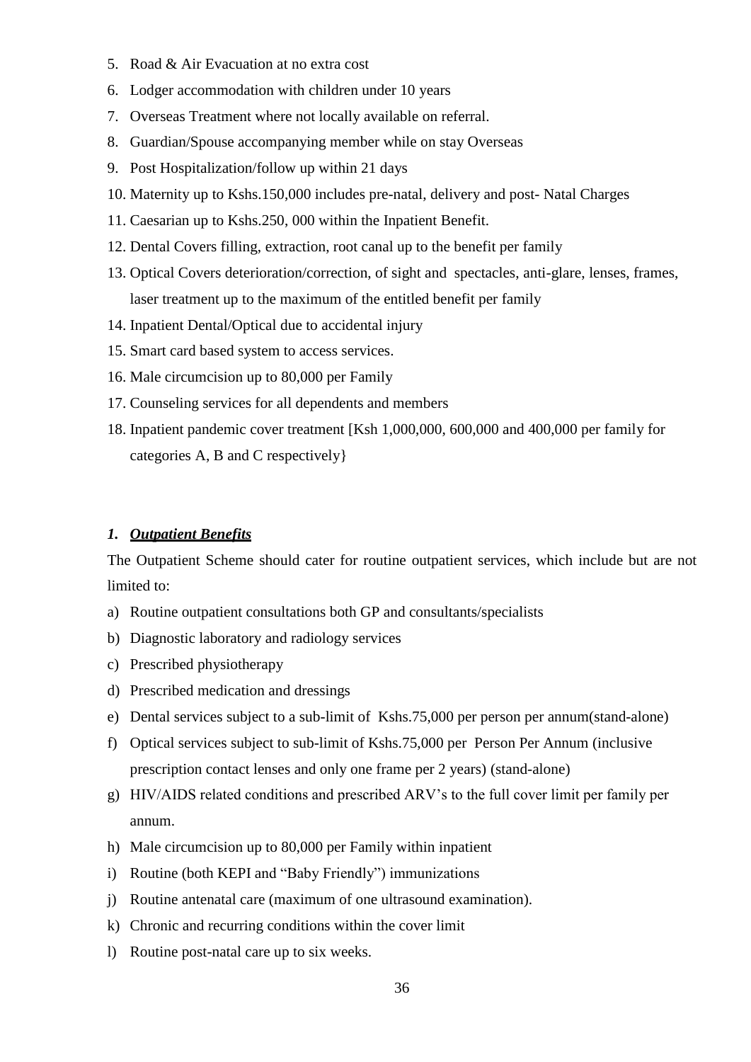5. Road & Air Evacuation at no extra cost
6. Lodger accommodation with children under 10 years
7. Overseas Treatment where not locally available on referral.
8. Guardian/Spouse accompanying member while on stay Overseas
9. Post Hospitalization/follow up within 21 days
10. Maternity up to Kshs.150,000 includes pre-natal, delivery and post- Natal Charges
11. Caesarian up to Kshs.250, 000 within the Inpatient Benefit.
12. Dental Covers filling, extraction, root canal up to the benefit per family
13. Optical Covers deterioration/correction, of sight and spectacles, anti-glare, lenses, frames, laser treatment up to the maximum of the entitled benefit per family
14. Inpatient Dental/Optical due to accidental injury
15. Smart card based system to access services.
16. Male circumcision up to 80,000 per Family
17. Counseling services for all dependents and members
18. Inpatient pandemic cover treatment [Ksh 1,000,000, 600,000 and 400,000 per family for categories A, B and C respectively}

## *1. Outpatient Benefits*

The Outpatient Scheme should cater for routine outpatient services, which include but are not limited to:

a) Routine outpatient consultations both GP and consultants/specialists
b) Diagnostic laboratory and radiology services
c) Prescribed physiotherapy
d) Prescribed medication and dressings
e) Dental services subject to a sub-limit of Kshs.75,000 per person per annum(stand-alone)
f) Optical services subject to sub-limit of Kshs.75,000 per Person Per Annum (inclusive prescription contact lenses and only one frame per 2 years) (stand-alone)
g) HIV/AIDS related conditions and prescribed ARV's to the full cover limit per family per annum.
h) Male circumcision up to 80,000 per Family within inpatient
i) Routine (both KEPI and "Baby Friendly") immunizations
j) Routine antenatal care (maximum of one ultrasound examination).
k) Chronic and recurring conditions within the cover limit
l) Routine post-natal care up to six weeks.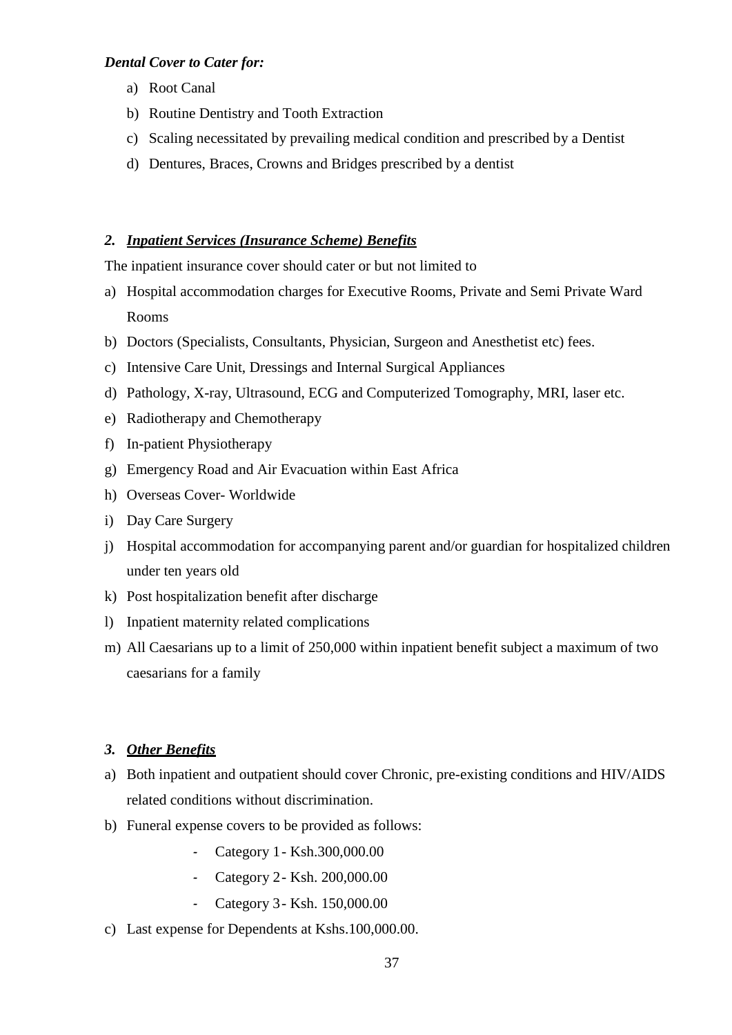***Dental Cover to Cater for:***

a) Root Canal
b) Routine Dentistry and Tooth Extraction
c) Scaling necessitated by prevailing medical condition and prescribed by a Dentist
d) Dentures, Braces, Crowns and Bridges prescribed by a dentist

## *2. Inpatient Services (Insurance Scheme) Benefits*

The inpatient insurance cover should cater or but not limited to

a) Hospital accommodation charges for Executive Rooms, Private and Semi Private Ward Rooms
b) Doctors (Specialists, Consultants, Physician, Surgeon and Anesthetist etc) fees.
c) Intensive Care Unit, Dressings and Internal Surgical Appliances
d) Pathology, X-ray, Ultrasound, ECG and Computerized Tomography, MRI, laser etc.
e) Radiotherapy and Chemotherapy
f) In-patient Physiotherapy
g) Emergency Road and Air Evacuation within East Africa
h) Overseas Cover- Worldwide
i) Day Care Surgery
j) Hospital accommodation for accompanying parent and/or guardian for hospitalized children under ten years old
k) Post hospitalization benefit after discharge
l) Inpatient maternity related complications
m) All Caesarians up to a limit of 250,000 within inpatient benefit subject a maximum of two caesarians for a family

## *3. Other Benefits*

a) Both inpatient and outpatient should cover Chronic, pre-existing conditions and HIV/AIDS related conditions without discrimination.
b) Funeral expense covers to be provided as follows:
    - Category 1 - Ksh.300,000.00
    - Category 2 - Ksh. 200,000.00
    - Category 3 - Ksh. 150,000.00
c) Last expense for Dependents at Kshs.100,000.00.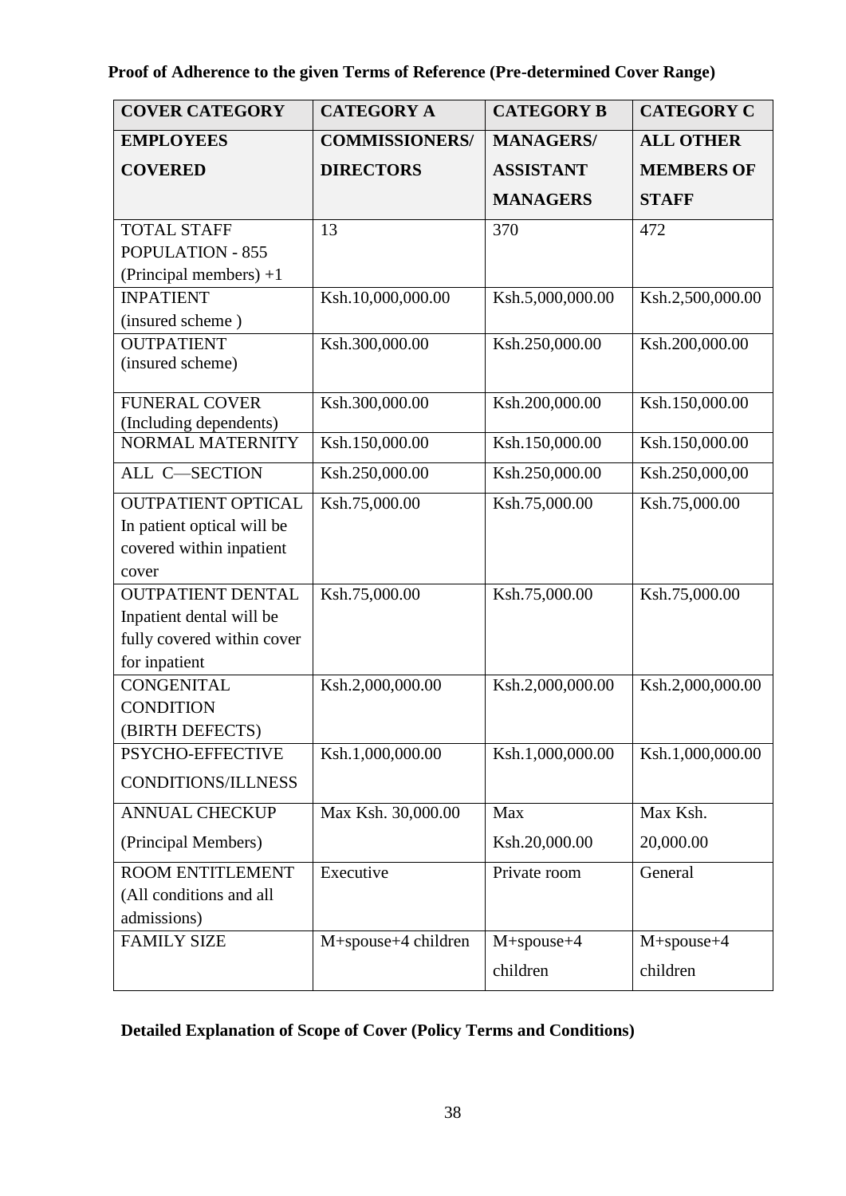**Proof of Adherence to the given Terms of Reference (Pre-determined Cover Range)**

| COVER CATEGORY | CATEGORY A | CATEGORY B | CATEGORY C |
|---|---|---|---|
| **EMPLOYEES COVERED** | **COMMISSIONERS/ DIRECTORS** | **MANAGERS/ ASSISTANT MANAGERS** | **ALL OTHER MEMBERS OF STAFF** |
| TOTAL STAFF POPULATION - 855 (Principal members) +1 | 13 | 370 | 472 |
| INPATIENT (insured scheme ) | Ksh.10,000,000.00 | Ksh.5,000,000.00 | Ksh.2,500,000.00 |
| OUTPATIENT (insured scheme) | Ksh.300,000.00 | Ksh.250,000.00 | Ksh.200,000.00 |
| FUNERAL COVER (Including dependents) | Ksh.300,000.00 | Ksh.200,000.00 | Ksh.150,000.00 |
| NORMAL MATERNITY | Ksh.150,000.00 | Ksh.150,000.00 | Ksh.150,000.00 |
| ALL C—SECTION | Ksh.250,000.00 | Ksh.250,000.00 | Ksh.250,000,00 |
| OUTPATIENT OPTICAL In patient optical will be covered within inpatient cover | Ksh.75,000.00 | Ksh.75,000.00 | Ksh.75,000.00 |
| OUTPATIENT DENTAL Inpatient dental will be fully covered within cover for inpatient | Ksh.75,000.00 | Ksh.75,000.00 | Ksh.75,000.00 |
| CONGENITAL CONDITION (BIRTH DEFECTS) | Ksh.2,000,000.00 | Ksh.2,000,000.00 | Ksh.2,000,000.00 |
| PSYCHO-EFFECTIVE CONDITIONS/ILLNESS | Ksh.1,000,000.00 | Ksh.1,000,000.00 | Ksh.1,000,000.00 |
| ANNUAL CHECKUP (Principal Members) | Max Ksh. 30,000.00 | Max Ksh.20,000.00 | Max Ksh. 20,000.00 |
| ROOM ENTITLEMENT (All conditions and all admissions) | Executive | Private room | General |
| FAMILY SIZE | M+spouse+4 children | M+spouse+4 children | M+spouse+4 children |

**Detailed Explanation of Scope of Cover (Policy Terms and Conditions)**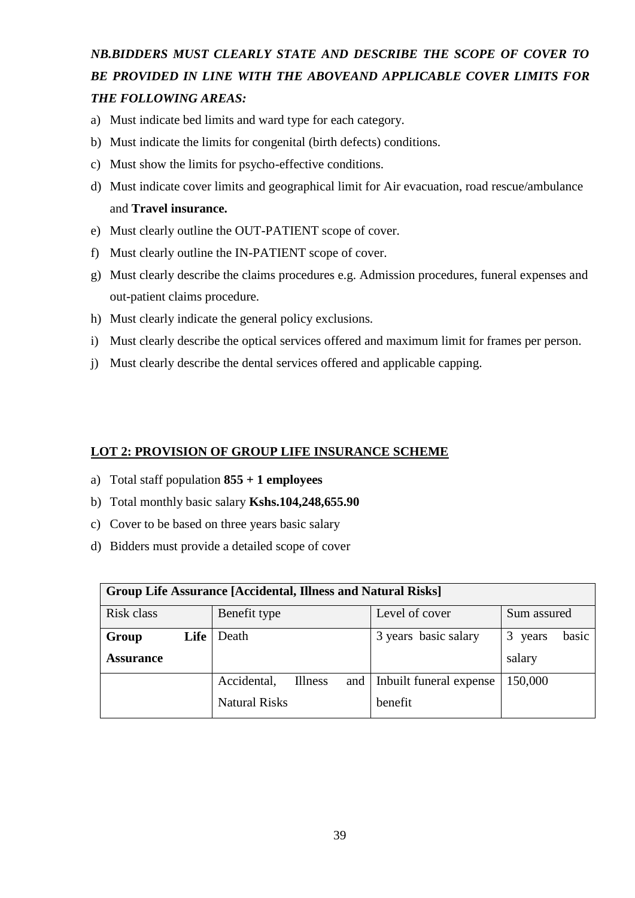***NB.BIDDERS MUST CLEARLY STATE AND DESCRIBE THE SCOPE OF COVER TO BE PROVIDED IN LINE WITH THE ABOVEAND APPLICABLE COVER LIMITS FOR THE FOLLOWING AREAS:***

a) Must indicate bed limits and ward type for each category.
b) Must indicate the limits for congenital (birth defects) conditions.
c) Must show the limits for psycho-effective conditions.
d) Must indicate cover limits and geographical limit for Air evacuation, road rescue/ambulance and **Travel insurance.**
e) Must clearly outline the OUT-PATIENT scope of cover.
f) Must clearly outline the IN-PATIENT scope of cover.
g) Must clearly describe the claims procedures e.g. Admission procedures, funeral expenses and out-patient claims procedure.
h) Must clearly indicate the general policy exclusions.
i) Must clearly describe the optical services offered and maximum limit for frames per person.
j) Must clearly describe the dental services offered and applicable capping.

## LOT 2: PROVISION OF GROUP LIFE INSURANCE SCHEME

a) Total staff population **855 + 1 employees**
b) Total monthly basic salary **Kshs.104,248,655.90**
c) Cover to be based on three years basic salary
d) Bidders must provide a detailed scope of cover

| **Group Life Assurance [Accidental, Illness and Natural Risks]** | | | |
|---|---|---|---|
| Risk class | Benefit type | Level of cover | Sum assured |
| **Group Life Assurance** | Death | 3 years basic salary | 3 years basic salary |
| | Accidental, Illness and Natural Risks | Inbuilt funeral expense benefit | 150,000 |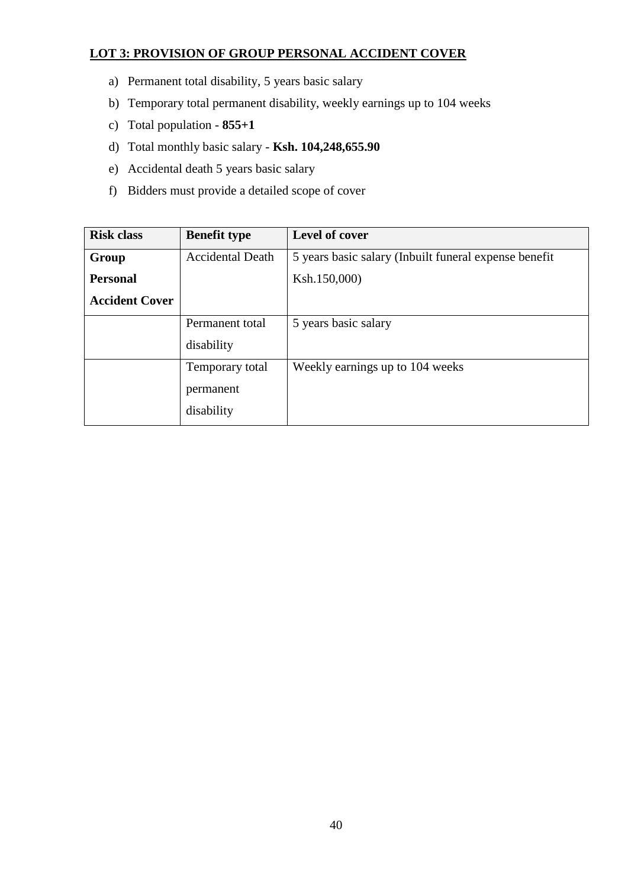**LOT 3: PROVISION OF GROUP PERSONAL ACCIDENT COVER**

a) Permanent total disability, 5 years basic salary
b) Temporary total permanent disability, weekly earnings up to 104 weeks
c) Total population - **855+1**
d) Total monthly basic salary - **Ksh. 104,248,655.90**
e) Accidental death 5 years basic salary
f) Bidders must provide a detailed scope of cover

| Risk class | Benefit type | Level of cover |
|---|---|---|
| **Group Personal Accident Cover** | Accidental Death | 5 years basic salary (Inbuilt funeral expense benefit Ksh.150,000) |
| | Permanent total disability | 5 years basic salary |
| | Temporary total permanent disability | Weekly earnings up to 104 weeks |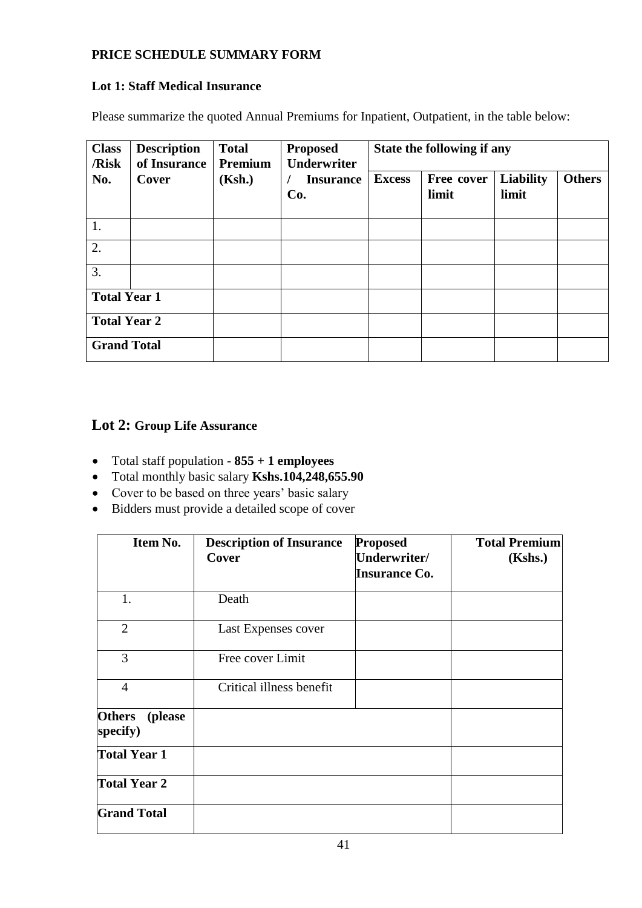**PRICE SCHEDULE SUMMARY FORM**

**Lot 1: Staff Medical Insurance**

Please summarize the quoted Annual Premiums for Inpatient, Outpatient, in the table below:

| Class /Risk No. | Description of Insurance Cover | Total Premium (Ksh.) | Proposed Underwriter / Insurance Co. | State the following if any | | | |
|---|---|---|---|---|---|---|---|
| | | | | Excess | Free cover limit | Liability limit | Others |
| 1. | | | | | | | |
| 2. | | | | | | | |
| 3. | | | | | | | |
| **Total Year 1** | | | | | | | |
| **Total Year 2** | | | | | | | |
| **Grand Total** | | | | | | | |

## Lot 2: Group Life Assurance

- Total staff population - **855 + 1 employees**
- Total monthly basic salary **Kshs.104,248,655.90**
- Cover to be based on three years' basic salary
- Bidders must provide a detailed scope of cover

| Item No. | Description of Insurance Cover | Proposed Underwriter/ Insurance Co. | Total Premium (Kshs.) |
|---|---|---|---|
| 1. | Death | | |
| 2 | Last Expenses cover | | |
| 3 | Free cover Limit | | |
| 4 | Critical illness benefit | | |
| **Others (please specify)** | | | |
| **Total Year 1** | | | |
| **Total Year 2** | | | |
| **Grand Total** | | | |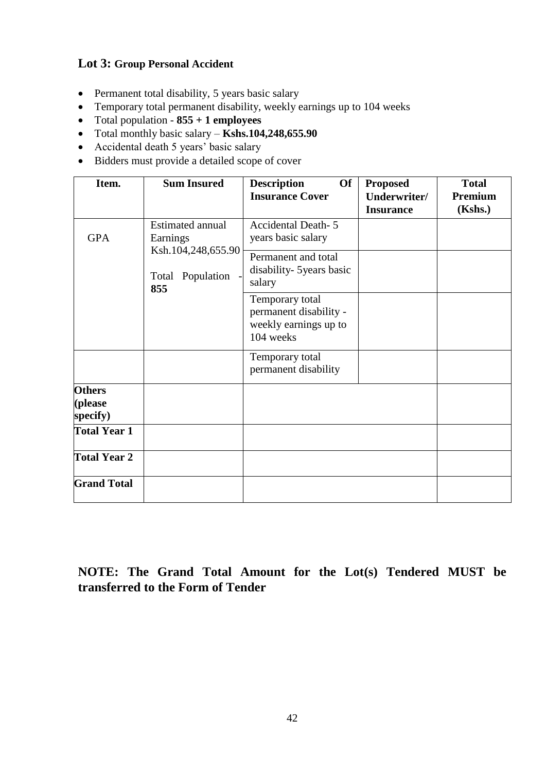## Lot 3: Group Personal Accident

- Permanent total disability, 5 years basic salary
- Temporary total permanent disability, weekly earnings up to 104 weeks
- Total population - **855 + 1 employees**
- Total monthly basic salary – **Kshs.104,248,655.90**
- Accidental death 5 years' basic salary
- Bidders must provide a detailed scope of cover

| Item. | Sum Insured | Description Of Insurance Cover | Proposed Underwriter/ Insurance | Total Premium (Kshs.) |
|---|---|---|---|---|
| GPA | Estimated annual Earnings Ksh.104,248,655.90<br><br>Total Population - **855** | Accidental Death- 5 years basic salary | | |
| | | Permanent and total disability- 5years basic salary | | |
| | | Temporary total permanent disability - weekly earnings up to 104 weeks | | |
| | | Temporary total permanent disability | | |
| **Others (please specify)** | | | | |
| **Total Year 1** | | | | |
| **Total Year 2** | | | | |
| **Grand Total** | | | | |

**NOTE: The Grand Total Amount for the Lot(s) Tendered MUST be transferred to the Form of Tender**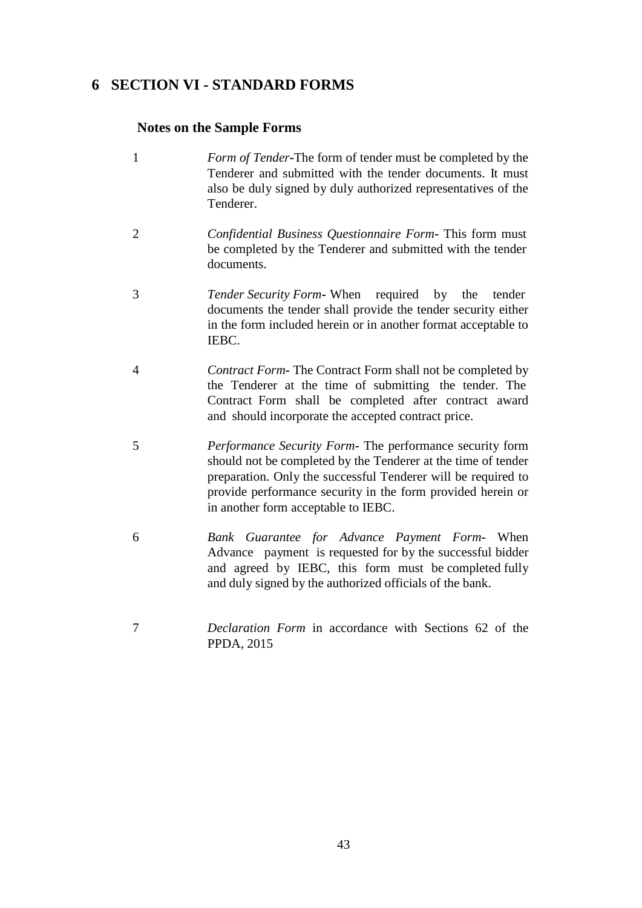# 6 SECTION VI - STANDARD FORMS

## Notes on the Sample Forms

1. *Form of Tender*-The form of tender must be completed by the Tenderer and submitted with the tender documents. It must also be duly signed by duly authorized representatives of the Tenderer.

2. *Confidential Business Questionnaire Form*- This form must be completed by the Tenderer and submitted with the tender documents.

3. *Tender Security Form*- When required by the tender documents the tender shall provide the tender security either in the form included herein or in another format acceptable to IEBC.

4. *Contract Form*- The Contract Form shall not be completed by the Tenderer at the time of submitting the tender. The Contract Form shall be completed after contract award and should incorporate the accepted contract price.

5. *Performance Security Form*- The performance security form should not be completed by the Tenderer at the time of tender preparation. Only the successful Tenderer will be required to provide performance security in the form provided herein or in another form acceptable to IEBC.

6. *Bank Guarantee for Advance Payment Form*- When Advance payment is requested for by the successful bidder and agreed by IEBC, this form must be completed fully and duly signed by the authorized officials of the bank.

7. *Declaration Form* in accordance with Sections 62 of the PPDA, 2015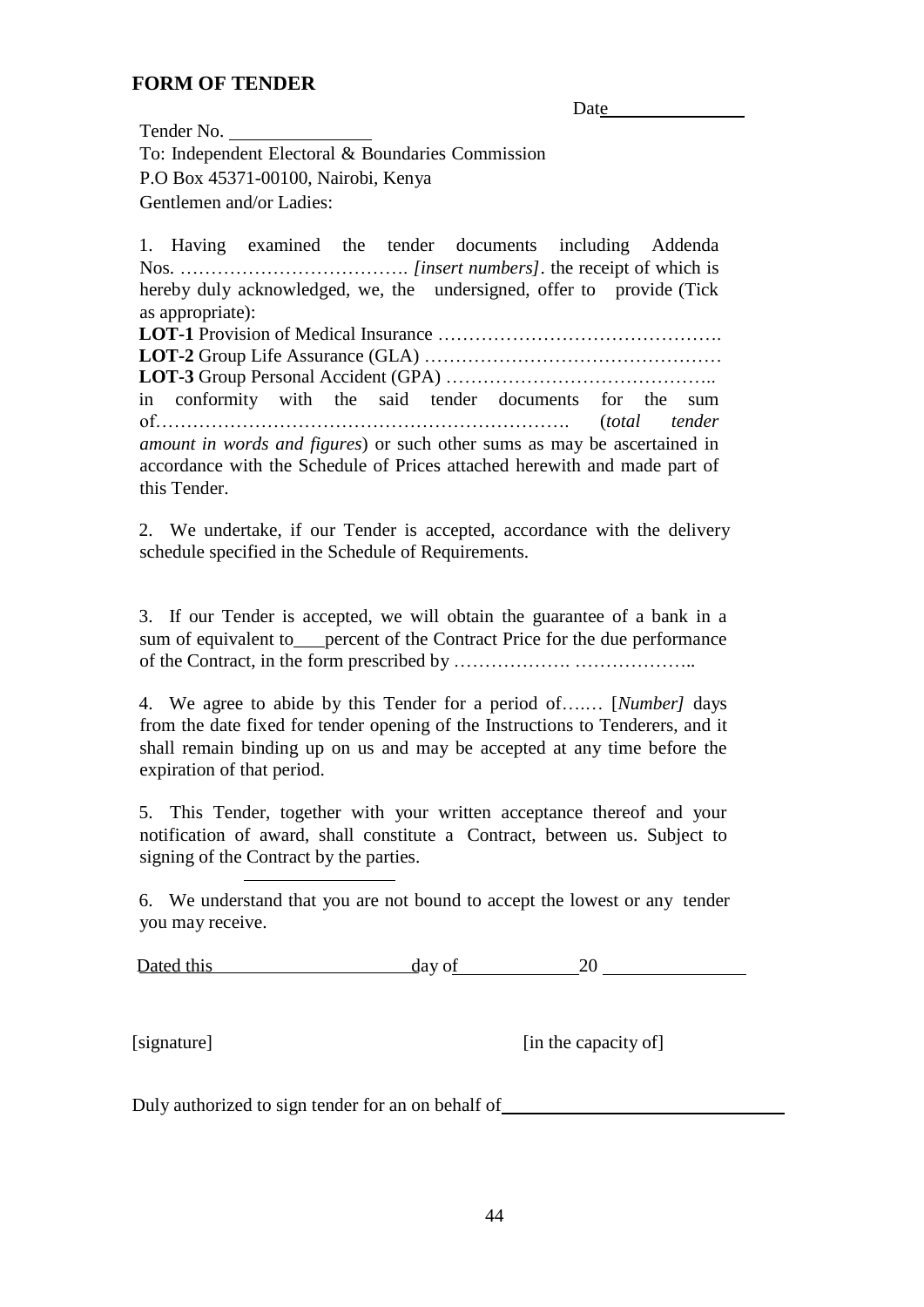## FORM OF TENDER

Date_______________

Tender No. _______________

To: Independent Electoral & Boundaries Commission

P.O Box 45371-00100, Nairobi, Kenya

Gentlemen and/or Ladies:

1. Having examined the tender documents including Addenda Nos. ………………………………. *[insert numbers]*. the receipt of which is hereby duly acknowledged, we, the undersigned, offer to provide (Tick as appropriate):

**LOT-1** Provision of Medical Insurance ……………………………………….
**LOT-2** Group Life Assurance (GLA) …………………………………………
**LOT-3** Group Personal Accident (GPA) ……………………………………..
in conformity with the said tender documents for the sum of…………………………………………………………. (*total tender amount in words and figures*) or such other sums as may be ascertained in accordance with the Schedule of Prices attached herewith and made part of this Tender.

2. We undertake, if our Tender is accepted, accordance with the delivery schedule specified in the Schedule of Requirements.

3. If our Tender is accepted, we will obtain the guarantee of a bank in a sum of equivalent to___percent of the Contract Price for the due performance of the Contract, in the form prescribed by ………………. ………………..

4. We agree to abide by this Tender for a period of….… [*Number]* days from the date fixed for tender opening of the Instructions to Tenderers, and it shall remain binding up on us and may be accepted at any time before the expiration of that period.

5. This Tender, together with your written acceptance thereof and your notification of award, shall constitute a Contract, between us. Subject to signing of the Contract by the parties.

_______________

6. We understand that you are not bound to accept the lowest or any tender you may receive.

Dated this _____________________ day of _____________ 20 _______________

[signature] [in the capacity of]

Duly authorized to sign tender for an on behalf of______________________________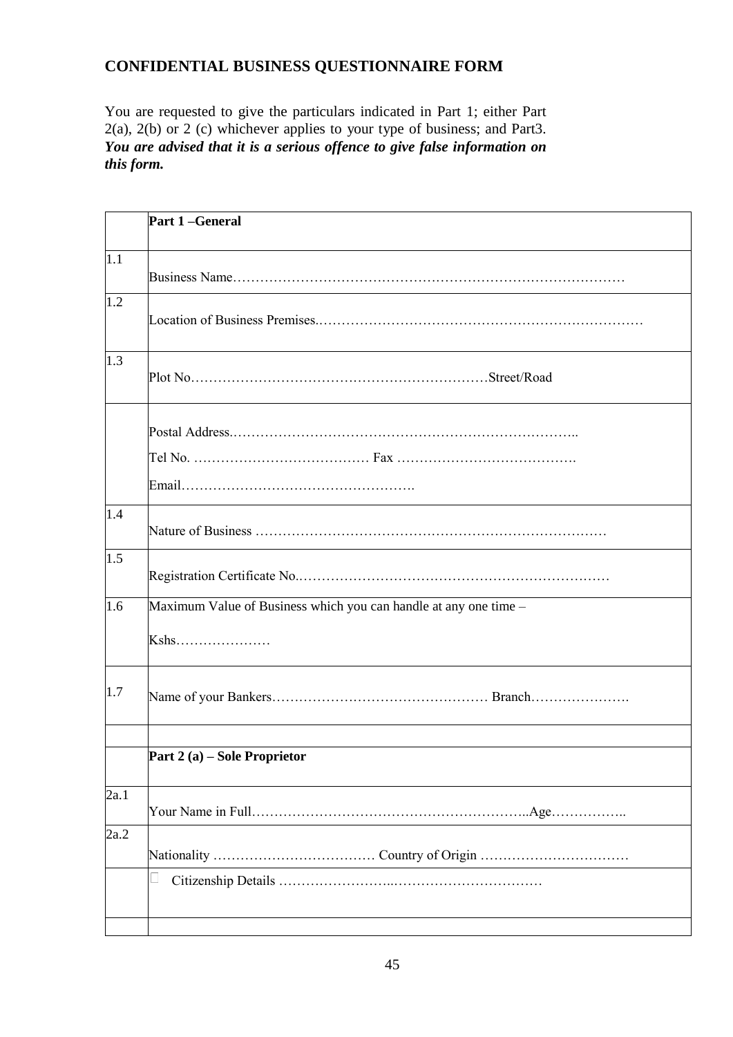## CONFIDENTIAL BUSINESS QUESTIONNAIRE FORM

You are requested to give the particulars indicated in Part 1; either Part 2(a), 2(b) or 2 (c) whichever applies to your type of business; and Part3. ***You are advised that it is a serious offence to give false information on this form.***

| | **Part 1 –General** |
|---|---|
| 1.1 | Business Name………………………………………………………………………… |
| 1.2 | Location of Business Premises.………………………………………………………… |
| 1.3 | Plot No…………………………………………………………Street/Road |
| | Postal Address.………………………………………………………………….. <br> Tel No. ………………………………… Fax …………………………………. <br> Email………………………………………….. |
| 1.4 | Nature of Business …………………………………………………………………… |
| 1.5 | Registration Certificate No.…………………………………………………………… |
| 1.6 | Maximum Value of Business which you can handle at any one time – <br> Kshs………………… |
| 1.7 | Name of your Bankers………………………………………… Branch…………………. |
| | |
| | **Part 2 (a) – Sole Proprietor** |
| 2a.1 | Your Name in Full……………………………………………………..Age…………….. |
| 2a.2 | Nationality ……………………………… Country of Origin …………………………… |
| | Citizenship Details ……………………..…………………………… |
| | |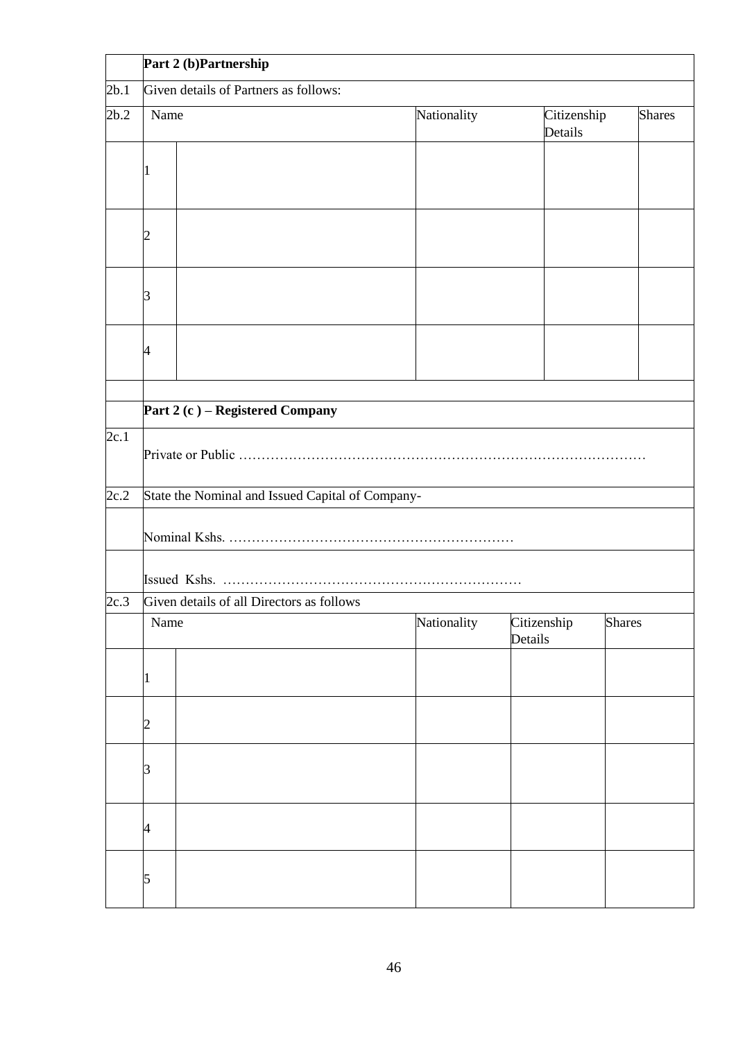| | **Part 2 (b)Partnership** | | | | |
|---|---|---|---|---|---|
| 2b.1 | Given details of Partners as follows: | | | | |
| 2b.2 | Name | | Nationality | Citizenship Details | Shares |
| | 1 | | | | |
| | 2 | | | | |
| | 3 | | | | |
| | 4 | | | | |

| | **Part 2 (c ) – Registered Company** |
|---|---|
| 2c.1 | Private or Public ……………………………………………………………………………… |
| 2c.2 | State the Nominal and Issued Capital of Company- |
| | Nominal Kshs. ……………………………………………………… |
| | Issued Kshs. ………………………………………………………… |
| 2c.3 | Given details of all Directors as follows |

| | Name | | Nationality | Citizenship Details | Shares |
|---|---|---|---|---|---|
| | 1 | | | | |
| | 2 | | | | |
| | 3 | | | | |
| | 4 | | | | |
| | 5 | | | | |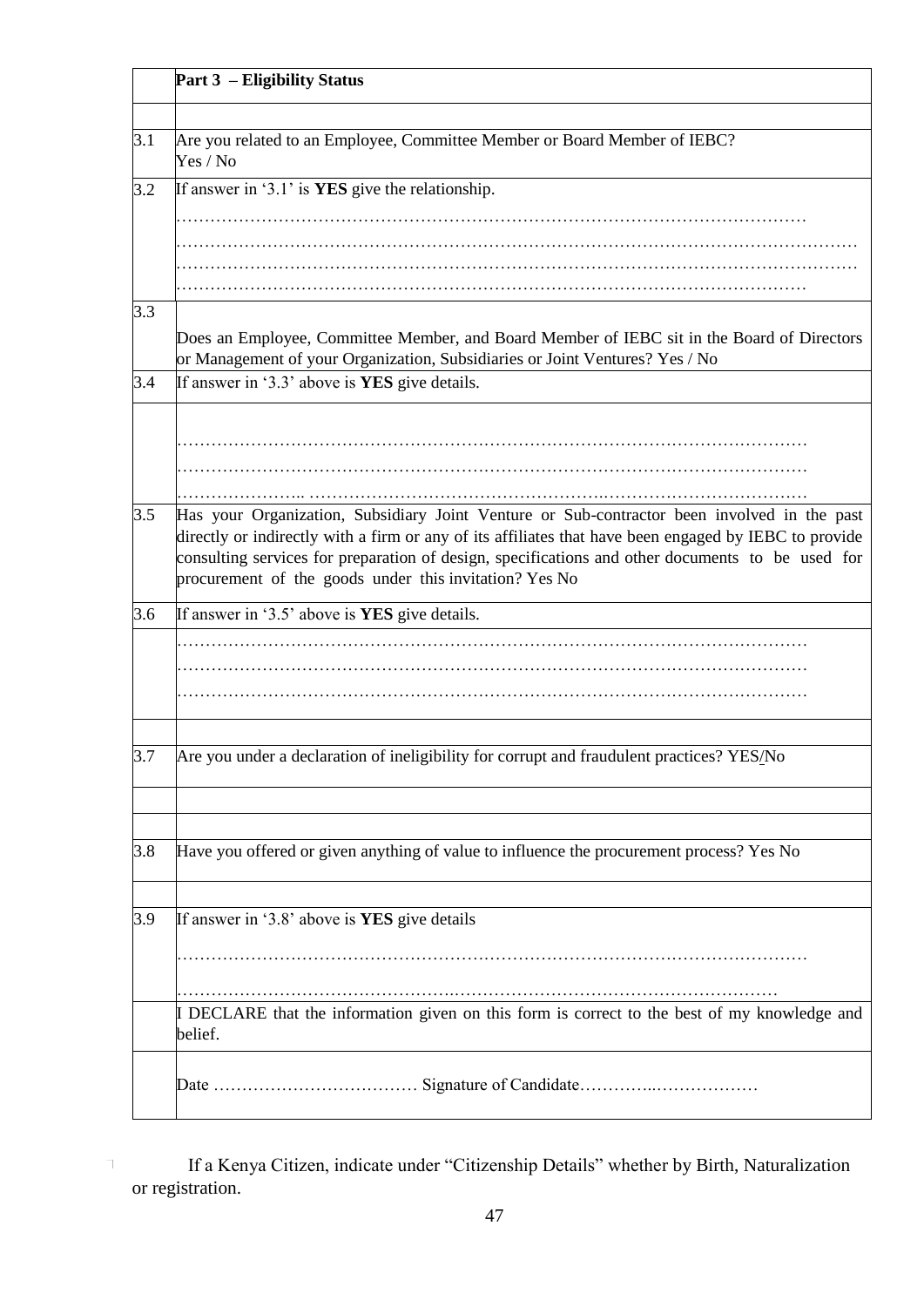| | **Part 3 – Eligibility Status** |
|---|---|
| | |
| 3.1 | Are you related to an Employee, Committee Member or Board Member of IEBC? Yes / No |
| 3.2 | If answer in '3.1' is **YES** give the relationship. ………………………………………………………………………………………………… ………………………………………………………………………………………………………… ………………………………………………………………………………………………………… ………………………………………………………………………………………………… |
| 3.3 | Does an Employee, Committee Member, and Board Member of IEBC sit in the Board of Directors or Management of your Organization, Subsidiaries or Joint Ventures? Yes / No |
| 3.4 | If answer in '3.3' above is **YES** give details. |
| | ………………………………………………………………………………………………… ………………………………………………………………………………………………… ………………….. …………………………………………………………………………… |
| 3.5 | Has your Organization, Subsidiary Joint Venture or Sub-contractor been involved in the past directly or indirectly with a firm or any of its affiliates that have been engaged by IEBC to provide consulting services for preparation of design, specifications and other documents to be used for procurement of the goods under this invitation? Yes No |
| 3.6 | If answer in '3.5' above is **YES** give details. |
| | ………………………………………………………………………………………………… ………………………………………………………………………………………………… ………………………………………………………………………………………………… |
| | |
| 3.7 | Are you under a declaration of ineligibility for corrupt and fraudulent practices? YES/No |
| | |
| | |
| 3.8 | Have you offered or given anything of value to influence the procurement process? Yes No |
| | |
| 3.9 | If answer in '3.8' above is **YES** give details ………………………………………………………………………………………………… ……………………………………………………………………………………………… |
| | I DECLARE that the information given on this form is correct to the best of my knowledge and belief. |
| | Date ……………………………… Signature of Candidate…………..……………… |

[1] If a Kenya Citizen, indicate under "Citizenship Details" whether by Birth, Naturalization or registration.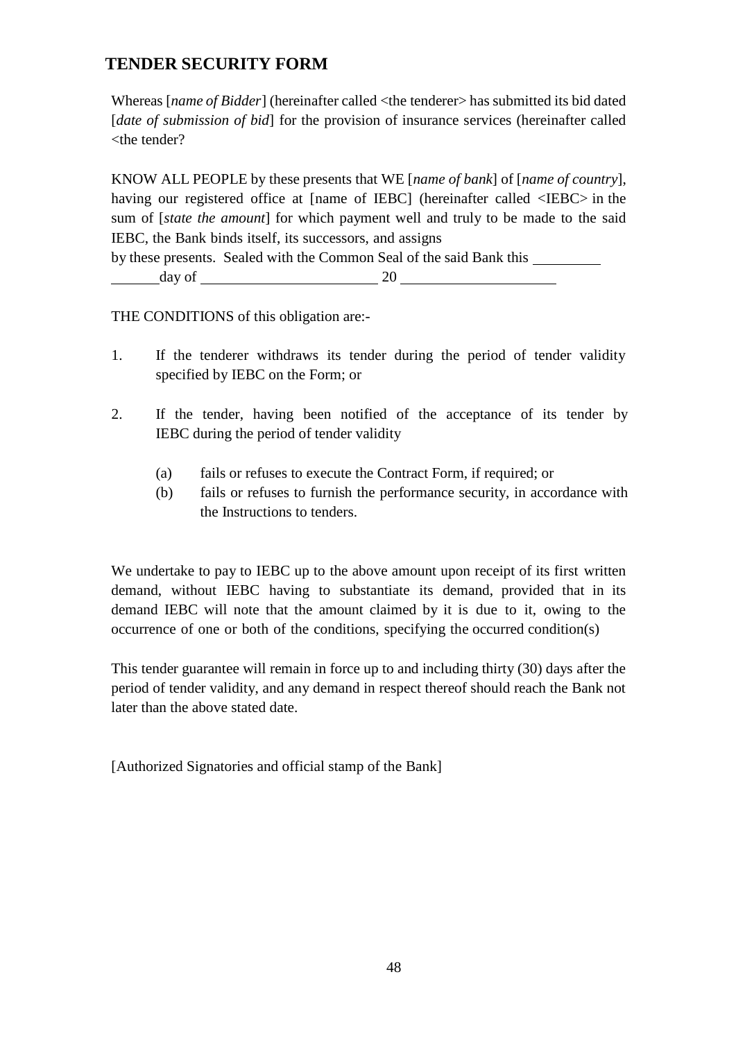## TENDER SECURITY FORM

Whereas [*name of Bidder*] (hereinafter called <the tenderer> has submitted its bid dated [*date of submission of bid*] for the provision of insurance services (hereinafter called <the tender?

KNOW ALL PEOPLE by these presents that WE [*name of bank*] of [*name of country*], having our registered office at [name of IEBC] (hereinafter called <IEBC> in the sum of [*state the amount*] for which payment well and truly to be made to the said IEBC, the Bank binds itself, its successors, and assigns by these presents. Sealed with the Common Seal of the said Bank this \_\_\_\_\_\_\_\_\_ \_\_\_\_\_\_\_day of \_\_\_\_\_\_\_\_\_\_\_\_\_\_\_\_\_\_\_\_\_\_\_ 20 \_\_\_\_\_\_\_\_\_\_\_\_\_\_\_\_\_\_\_\_

THE CONDITIONS of this obligation are:-

1. If the tenderer withdraws its tender during the period of tender validity specified by IEBC on the Form; or

2. If the tender, having been notified of the acceptance of its tender by IEBC during the period of tender validity

   (a) fails or refuses to execute the Contract Form, if required; or
   
   (b) fails or refuses to furnish the performance security, in accordance with the Instructions to tenders.

We undertake to pay to IEBC up to the above amount upon receipt of its first written demand, without IEBC having to substantiate its demand, provided that in its demand IEBC will note that the amount claimed by it is due to it, owing to the occurrence of one or both of the conditions, specifying the occurred condition(s)

This tender guarantee will remain in force up to and including thirty (30) days after the period of tender validity, and any demand in respect thereof should reach the Bank not later than the above stated date.

[Authorized Signatories and official stamp of the Bank]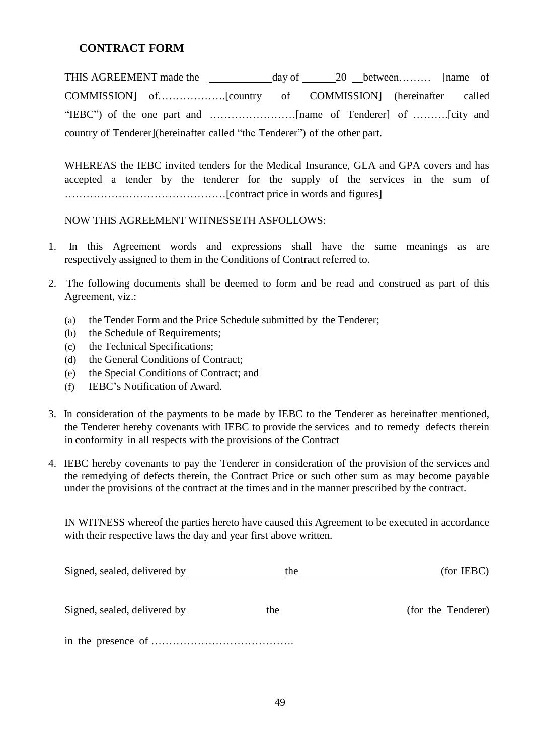## CONTRACT FORM

THIS AGREEMENT made the ____________ day of ______ 20 __ between……… [name of COMMISSION] of……………….[country of COMMISSION] (hereinafter called "IEBC") of the one part and ……………………[name of Tenderer] of ……….[city and country of Tenderer](hereinafter called "the Tenderer") of the other part.

WHEREAS the IEBC invited tenders for the Medical Insurance, GLA and GPA covers and has accepted a tender by the tenderer for the supply of the services in the sum of ………………………………………[contract price in words and figures]

NOW THIS AGREEMENT WITNESSETH ASFOLLOWS:

1. In this Agreement words and expressions shall have the same meanings as are respectively assigned to them in the Conditions of Contract referred to.
2. The following documents shall be deemed to form and be read and construed as part of this Agreement, viz.:
   - (a) the Tender Form and the Price Schedule submitted by the Tenderer;
   - (b) the Schedule of Requirements;
   - (c) the Technical Specifications;
   - (d) the General Conditions of Contract;
   - (e) the Special Conditions of Contract; and
   - (f) IEBC's Notification of Award.
3. In consideration of the payments to be made by IEBC to the Tenderer as hereinafter mentioned, the Tenderer hereby covenants with IEBC to provide the services and to remedy defects therein in conformity in all respects with the provisions of the Contract
4. IEBC hereby covenants to pay the Tenderer in consideration of the provision of the services and the remedying of defects therein, the Contract Price or such other sum as may become payable under the provisions of the contract at the times and in the manner prescribed by the contract.

IN WITNESS whereof the parties hereto have caused this Agreement to be executed in accordance with their respective laws the day and year first above written.

Signed, sealed, delivered by __________________ the __________________________ (for IEBC)

Signed, sealed, delivered by _______________ the ________________________ (for the Tenderer)

in the presence of …………………………………..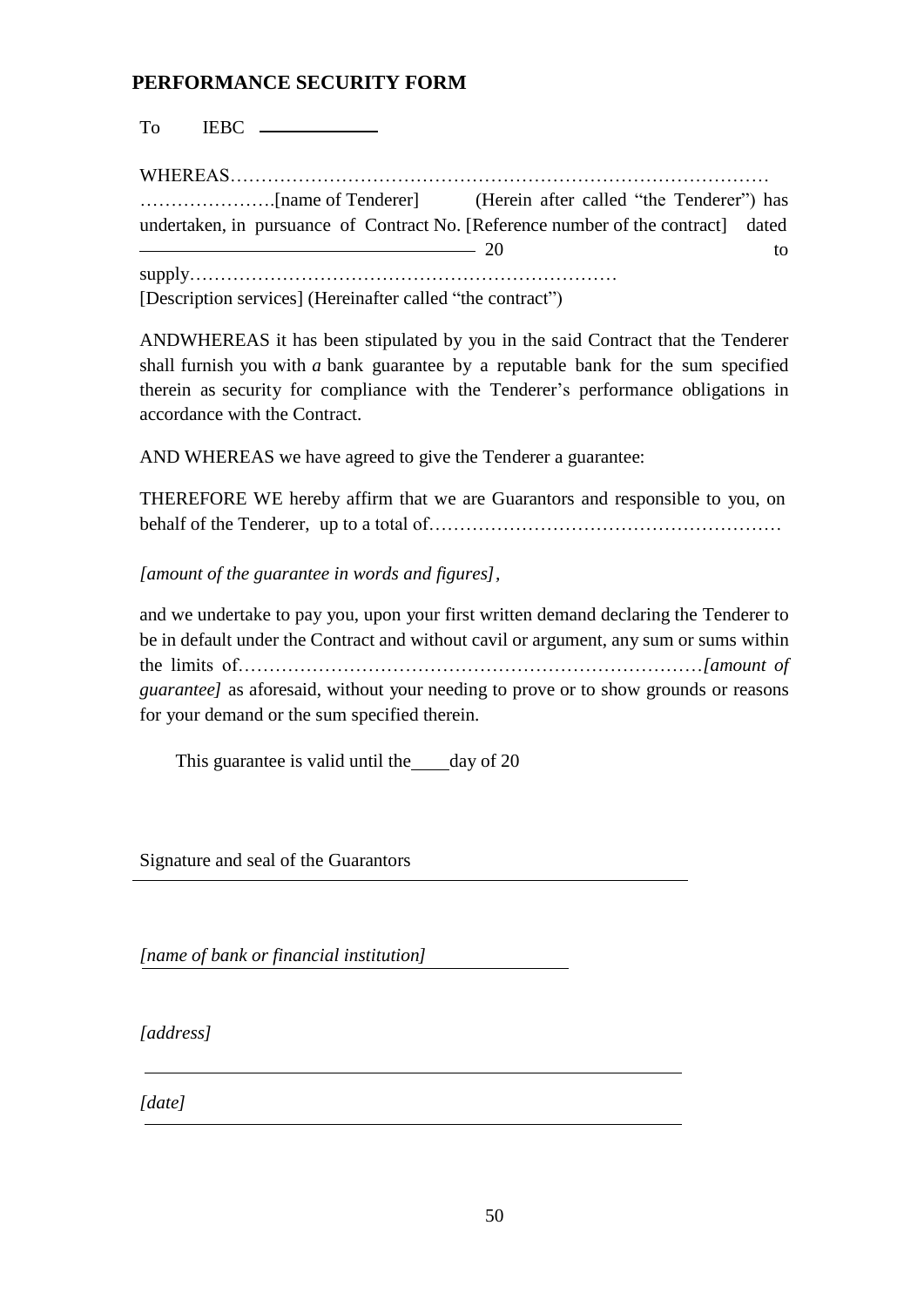## PERFORMANCE SECURITY FORM

To IEBC \_\_\_\_\_\_\_\_\_\_\_\_

WHEREAS………………………………………………………………………………
………………….[name of Tenderer] (Herein after called "the Tenderer") has undertaken, in pursuance of Contract No. [Reference number of the contract] dated \_\_\_\_\_\_\_\_\_\_\_\_\_\_\_\_\_\_\_\_\_\_\_\_ 20 to supply……………………………………………………………
[Description services] (Hereinafter called "the contract")

ANDWHEREAS it has been stipulated by you in the said Contract that the Tenderer shall furnish you with *a* bank guarantee by a reputable bank for the sum specified therein as security for compliance with the Tenderer's performance obligations in accordance with the Contract.

AND WHEREAS we have agreed to give the Tenderer a guarantee:

THEREFORE WE hereby affirm that we are Guarantors and responsible to you, on behalf of the Tenderer, up to a total of…………………………………………………

*[amount of the guarantee in words and figures]*,

and we undertake to pay you, upon your first written demand declaring the Tenderer to be in default under the Contract and without cavil or argument, any sum or sums within the limits of…………………………………………………………………*[amount of guarantee]* as aforesaid, without your needing to prove or to show grounds or reasons for your demand or the sum specified therein.

This guarantee is valid until the \_\_\_\_ day of 20

Signature and seal of the Guarantors \_\_\_\_\_\_\_\_\_\_\_\_\_\_\_\_\_\_\_\_\_\_\_\_

*[name of bank or financial institution]* \_\_\_\_\_\_\_\_\_\_\_\_\_\_\_\_

*[address]* \_\_\_\_\_\_\_\_\_\_\_\_\_\_\_\_\_\_\_\_\_\_\_\_

*[date]* \_\_\_\_\_\_\_\_\_\_\_\_\_\_\_\_\_\_\_\_\_\_\_\_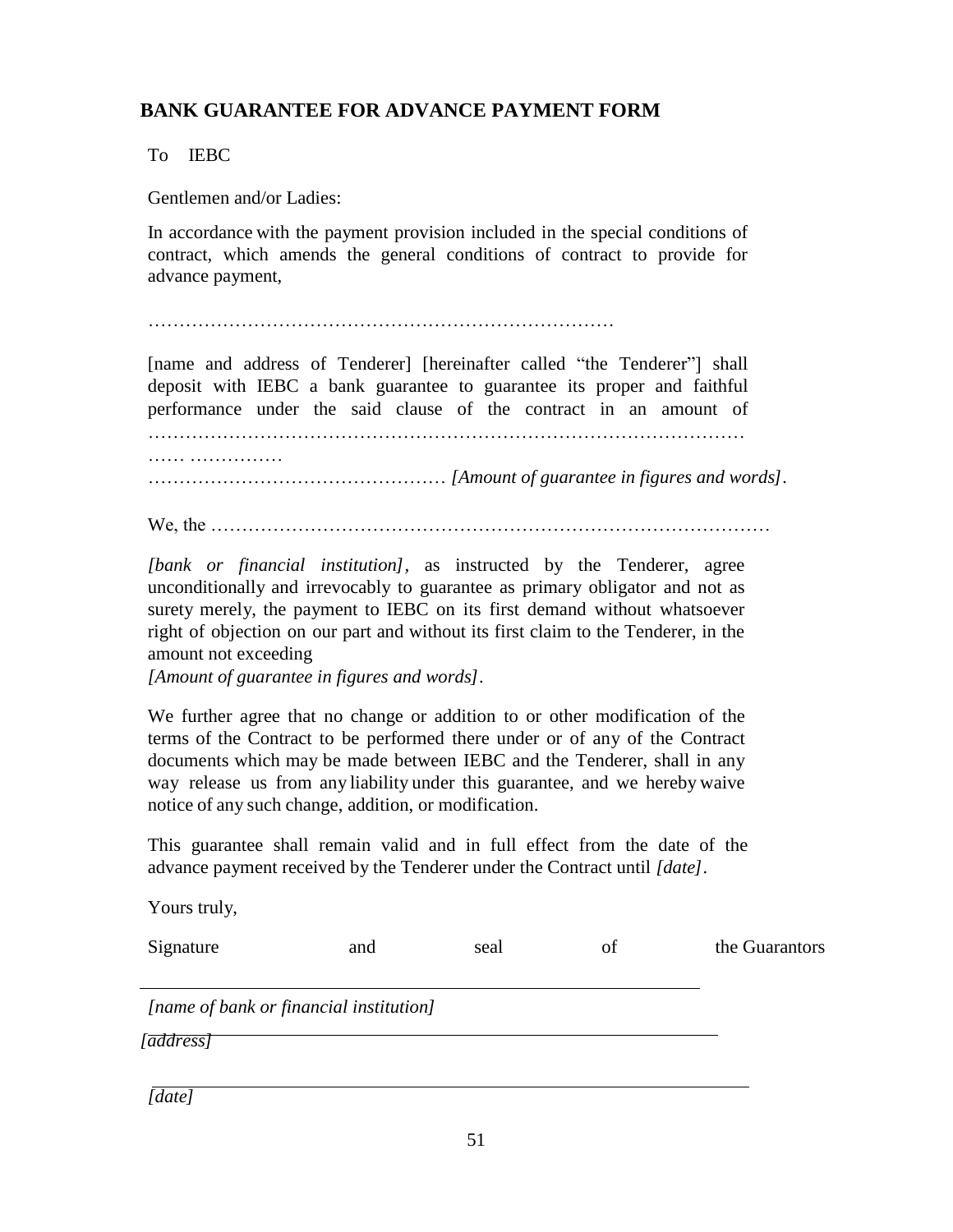## BANK GUARANTEE FOR ADVANCE PAYMENT FORM

To IEBC

Gentlemen and/or Ladies:

In accordance with the payment provision included in the special conditions of contract, which amends the general conditions of contract to provide for advance payment,

…………………………………………………………………

[name and address of Tenderer] [hereinafter called "the Tenderer"] shall deposit with IEBC a bank guarantee to guarantee its proper and faithful performance under the said clause of the contract in an amount of ……………………………………………………………………………………
…… ……………
………………………………………… *[Amount of guarantee in figures and words]*.

We, the ………………………………………………………………………………

*[bank or financial institution]*, as instructed by the Tenderer, agree unconditionally and irrevocably to guarantee as primary obligator and not as surety merely, the payment to IEBC on its first demand without whatsoever right of objection on our part and without its first claim to the Tenderer, in the amount not exceeding
*[Amount of guarantee in figures and words]*.

We further agree that no change or addition to or other modification of the terms of the Contract to be performed there under or of any of the Contract documents which may be made between IEBC and the Tenderer, shall in any way release us from any liability under this guarantee, and we hereby waive notice of any such change, addition, or modification.

This guarantee shall remain valid and in full effect from the date of the advance payment received by the Tenderer under the Contract until *[date]*.

Yours truly,

Signature and seal of the Guarantors

___________________________________________

*[name of bank or financial institution]*

*[address]*

*[date]*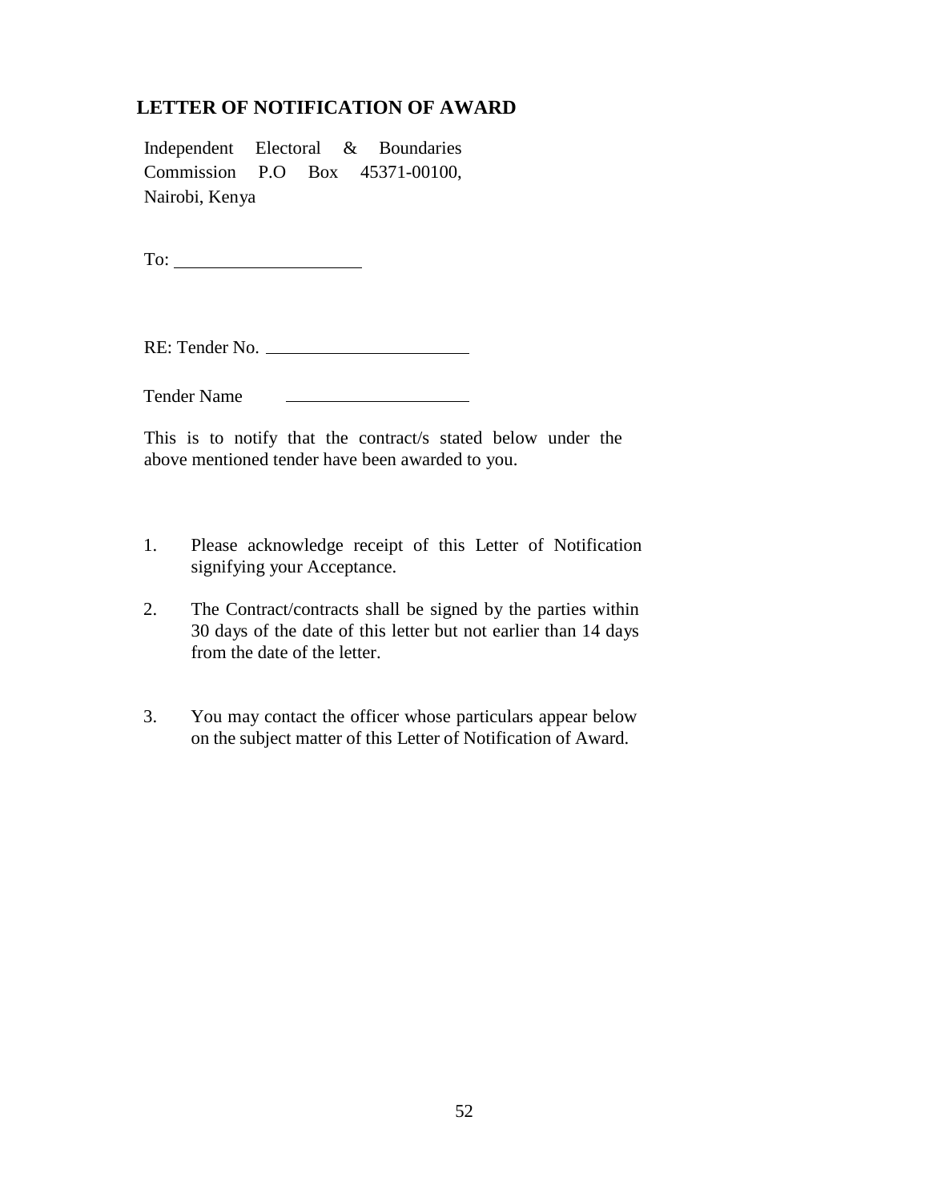## LETTER OF NOTIFICATION OF AWARD

Independent Electoral & Boundaries Commission P.O Box 45371-00100, Nairobi, Kenya

To: ____________________

RE: Tender No. ____________________

Tender Name ____________________

This is to notify that the contract/s stated below under the above mentioned tender have been awarded to you.

1. Please acknowledge receipt of this Letter of Notification signifying your Acceptance.
2. The Contract/contracts shall be signed by the parties within 30 days of the date of this letter but not earlier than 14 days from the date of the letter.
3. You may contact the officer whose particulars appear below on the subject matter of this Letter of Notification of Award.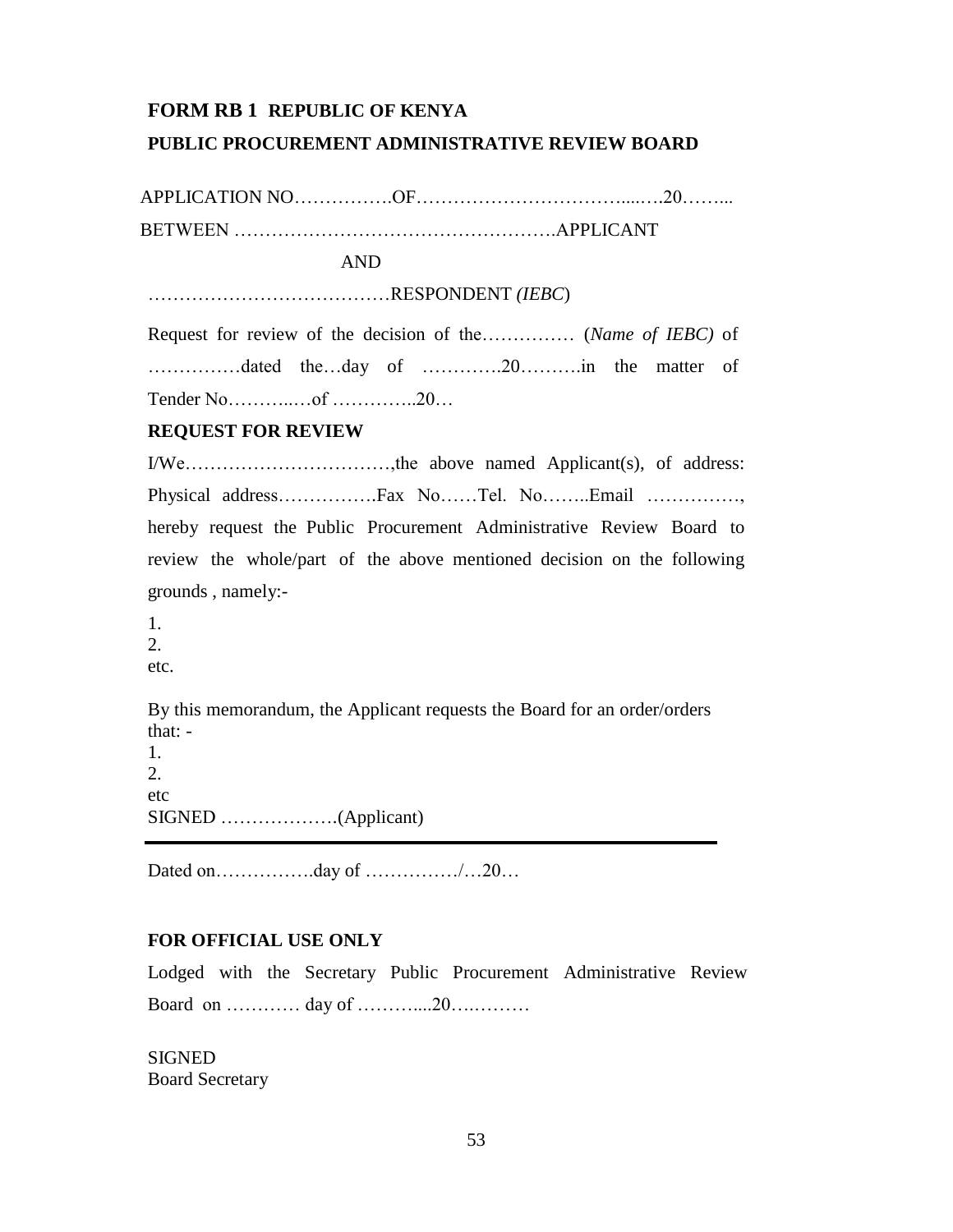**FORM RB 1 REPUBLIC OF KENYA**

**PUBLIC PROCUREMENT ADMINISTRATIVE REVIEW BOARD**

APPLICATION NO…………….OF……………………………...….20……...

BETWEEN …………………………………………….APPLICANT

AND

…………………………………RESPONDENT *(IEBC*)

Request for review of the decision of the………….. (*Name of IEBC)* of ……………dated the…day of ………….20……….in the matter of Tender No………..…of …………..20…

**REQUEST FOR REVIEW**

I/We……………………………,the above named Applicant(s), of address: Physical address…………….Fax No……Tel. No……..Email ……………, hereby request the Public Procurement Administrative Review Board to review the whole/part of the above mentioned decision on the following grounds , namely:-

1.
2.
etc.

By this memorandum, the Applicant requests the Board for an order/orders that: -
1.
2.
etc
SIGNED ……………….(Applicant)

---

Dated on…………….day of ……………/…20…

**FOR OFFICIAL USE ONLY**

Lodged with the Secretary Public Procurement Administrative Review Board on ………… day of ………....20….………

SIGNED
Board Secretary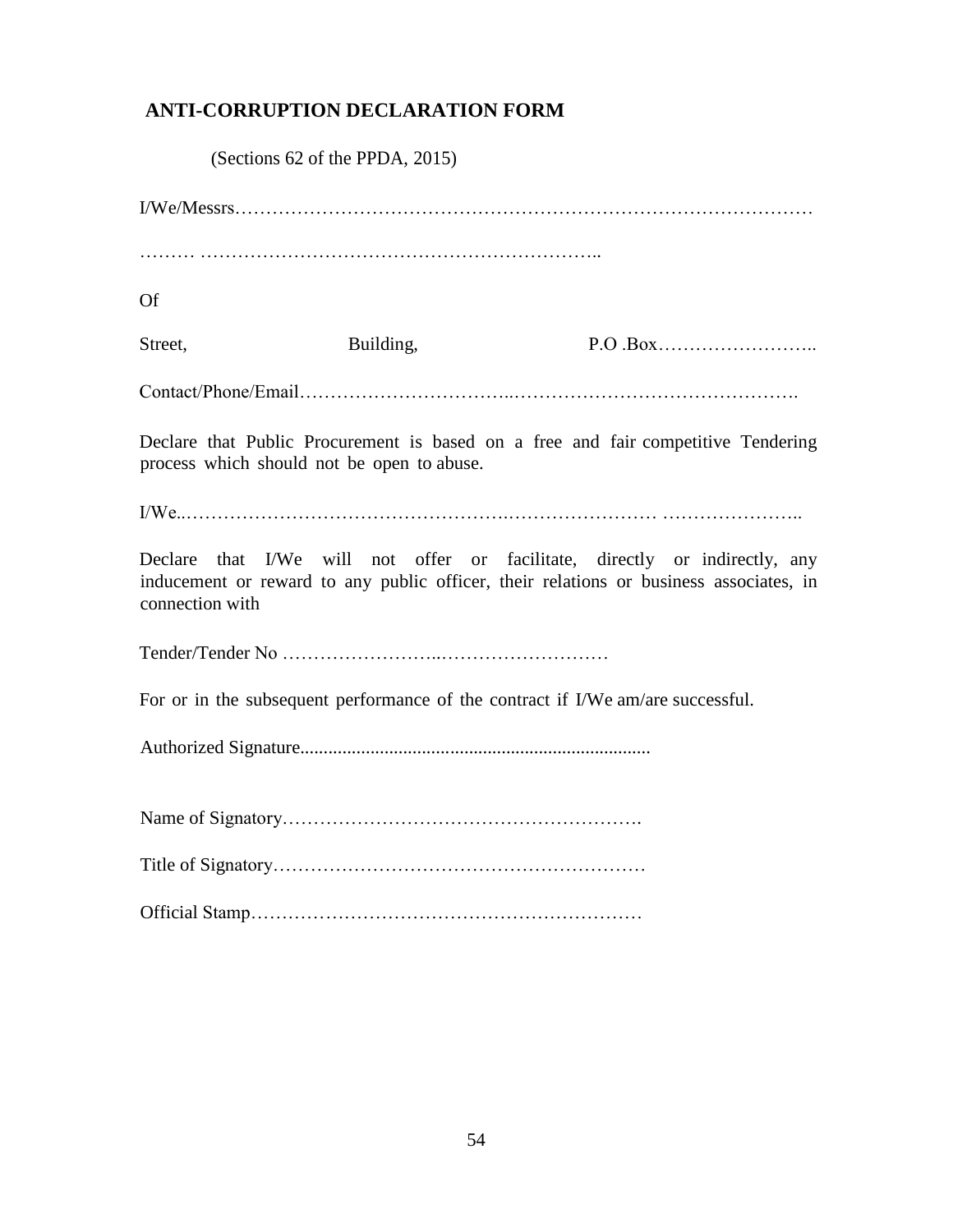## ANTI-CORRUPTION DECLARATION FORM

(Sections 62 of the PPDA, 2015)

I/We/Messrs…………………………………………………………………………………

……… ………………………………………………………..

Of

Street, Building, P.O .Box……………………..

Contact/Phone/Email…………………………..……………………………………….

Declare that Public Procurement is based on a free and fair competitive Tendering process which should not be open to abuse.

I/We..…………………………………………….…………………… …………………..

Declare that I/We will not offer or facilitate, directly or indirectly, any inducement or reward to any public officer, their relations or business associates, in connection with

Tender/Tender No …………………..………………………

For or in the subsequent performance of the contract if I/We am/are successful.

Authorized Signature.........................................................................

Name of Signatory………………………………………………….

Title of Signatory……………………………………………………

Official Stamp………………………………………………………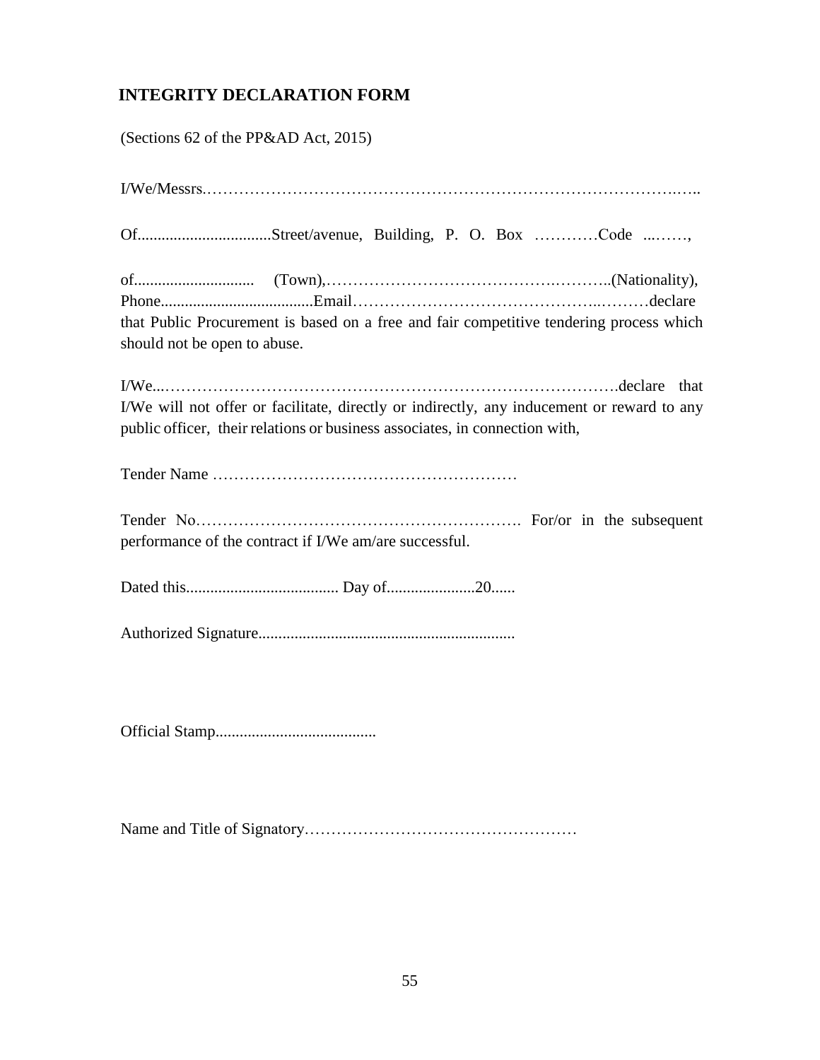## INTEGRITY DECLARATION FORM

(Sections 62 of the PP&AD Act, 2015)

I/We/Messrs.…………………………………………………………………………….…..

Of.................................Street/avenue, Building, P. O. Box …………Code ...……,

of.............................. (Town),…………………………………….………..(Nationality), Phone......................................Email……………………………………..………declare that Public Procurement is based on a free and fair competitive tendering process which should not be open to abuse.

I/We...……………………………………………………………………………declare that I/We will not offer or facilitate, directly or indirectly, any inducement or reward to any public officer, their relations or business associates, in connection with,

Tender Name …………………………………………………

Tender No……………………………………………………. For/or in the subsequent performance of the contract if I/We am/are successful.

Dated this...................................... Day of......................20......

Authorized Signature...............................................................

Official Stamp........................................

Name and Title of Signatory……………………………………………